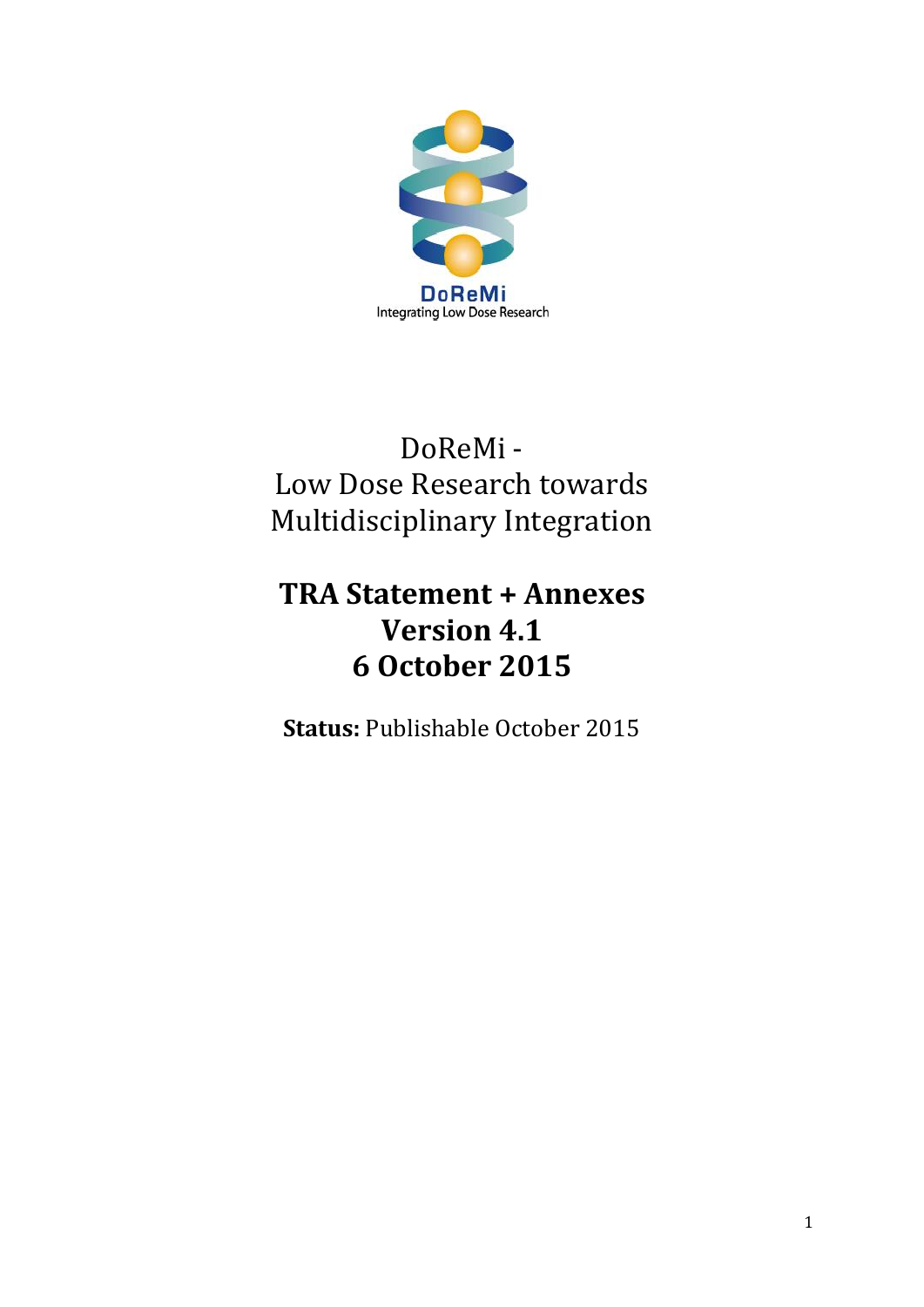DoReMi
Integrating Low Dose Research

# DoReMi - Low Dose Research towards Multidisciplinary Integration

## TRA Statement + Annexes
## Version 4.1
## 6 October 2015

**Status:** Publishable October 2015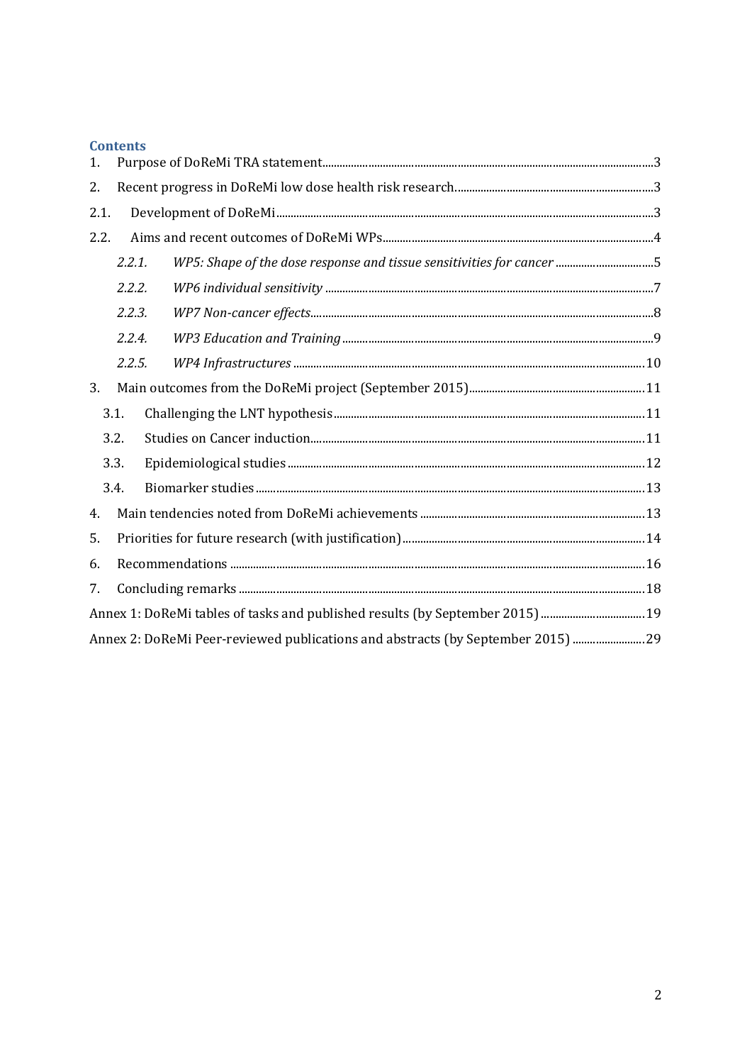## Contents

1. Purpose of DoReMi TRA statement....3
2. Recent progress in DoReMi low dose health risk research....3

2.1. Development of DoReMi....3

2.2. Aims and recent outcomes of DoReMi WPs....4

*2.2.1. WP5: Shape of the dose response and tissue sensitivities for cancer*....5

*2.2.2. WP6 individual sensitivity*....7

*2.2.3. WP7 Non-cancer effects*....8

*2.2.4. WP3 Education and Training*....9

*2.2.5. WP4 Infrastructures*....10

3. Main outcomes from the DoReMi project (September 2015)....11

3.1. Challenging the LNT hypothesis....11

3.2. Studies on Cancer induction....11

3.3. Epidemiological studies....12

3.4. Biomarker studies....13

4. Main tendencies noted from DoReMi achievements....13
5. Priorities for future research (with justification)....14
6. Recommendations....16
7. Concluding remarks....18

Annex 1: DoReMi tables of tasks and published results (by September 2015)....19

Annex 2: DoReMi Peer-reviewed publications and abstracts (by September 2015)....29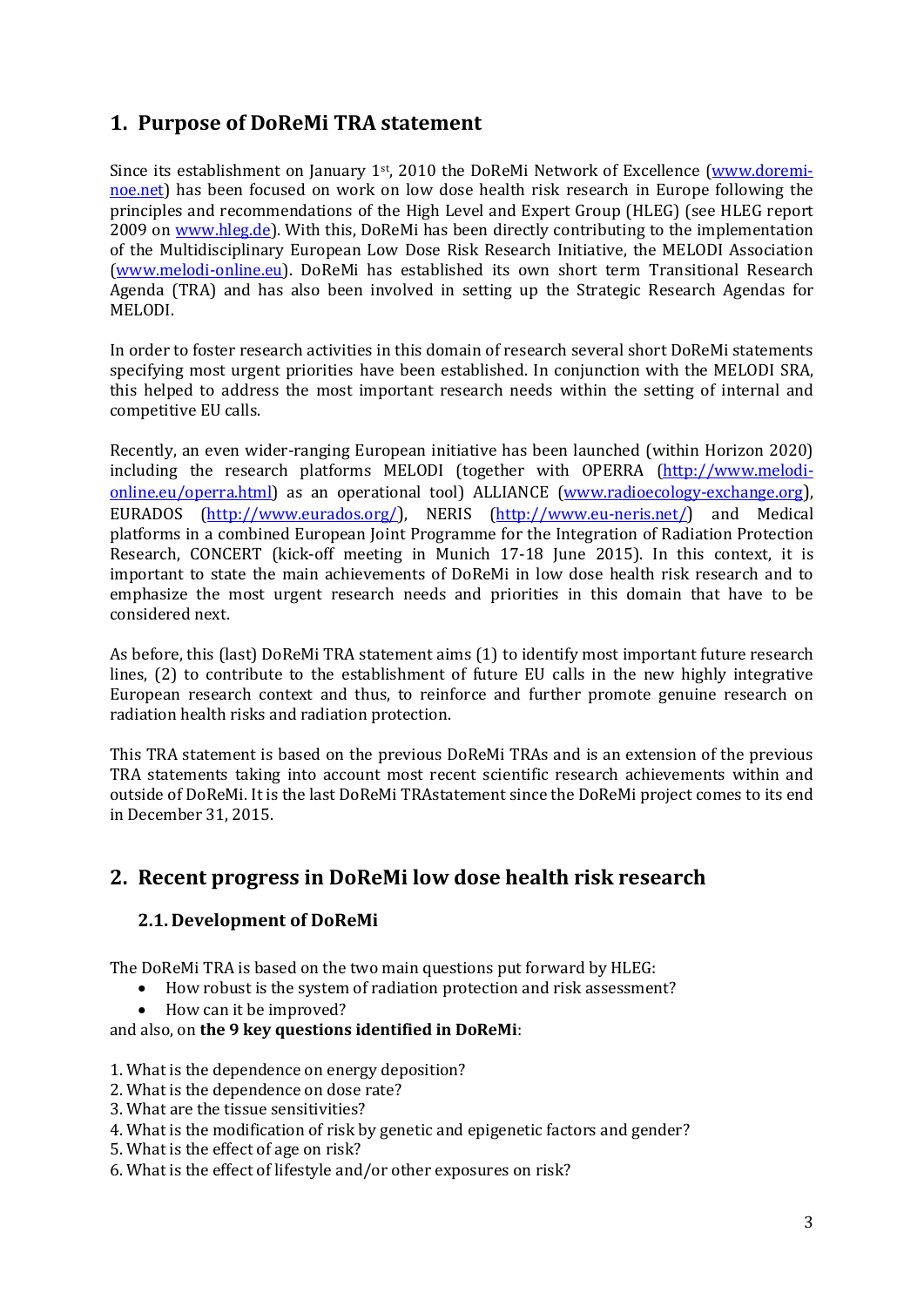# 1. Purpose of DoReMi TRA statement

Since its establishment on January 1st, 2010 the DoReMi Network of Excellence (www.doremi-noe.net) has been focused on work on low dose health risk research in Europe following the principles and recommendations of the High Level and Expert Group (HLEG) (see HLEG report 2009 on www.hleg.de). With this, DoReMi has been directly contributing to the implementation of the Multidisciplinary European Low Dose Risk Research Initiative, the MELODI Association (www.melodi-online.eu). DoReMi has established its own short term Transitional Research Agenda (TRA) and has also been involved in setting up the Strategic Research Agendas for MELODI.

In order to foster research activities in this domain of research several short DoReMi statements specifying most urgent priorities have been established. In conjunction with the MELODI SRA, this helped to address the most important research needs within the setting of internal and competitive EU calls.

Recently, an even wider-ranging European initiative has been launched (within Horizon 2020) including the research platforms MELODI (together with OPERRA (http://www.melodi-online.eu/operra.html) as an operational tool) ALLIANCE (www.radioecology-exchange.org), EURADOS (http://www.eurados.org/), NERIS (http://www.eu-neris.net/) and Medical platforms in a combined European Joint Programme for the Integration of Radiation Protection Research, CONCERT (kick-off meeting in Munich 17-18 June 2015). In this context, it is important to state the main achievements of DoReMi in low dose health risk research and to emphasize the most urgent research needs and priorities in this domain that have to be considered next.

As before, this (last) DoReMi TRA statement aims (1) to identify most important future research lines, (2) to contribute to the establishment of future EU calls in the new highly integrative European research context and thus, to reinforce and further promote genuine research on radiation health risks and radiation protection.

This TRA statement is based on the previous DoReMi TRAs and is an extension of the previous TRA statements taking into account most recent scientific research achievements within and outside of DoReMi. It is the last DoReMi TRAstatement since the DoReMi project comes to its end in December 31, 2015.

# 2. Recent progress in DoReMi low dose health risk research

## 2.1. Development of DoReMi

The DoReMi TRA is based on the two main questions put forward by HLEG:

- How robust is the system of radiation protection and risk assessment?
- How can it be improved?

and also, on **the 9 key questions identified in DoReMi**:

1. What is the dependence on energy deposition?
2. What is the dependence on dose rate?
3. What are the tissue sensitivities?
4. What is the modification of risk by genetic and epigenetic factors and gender?
5. What is the effect of age on risk?
6. What is the effect of lifestyle and/or other exposures on risk?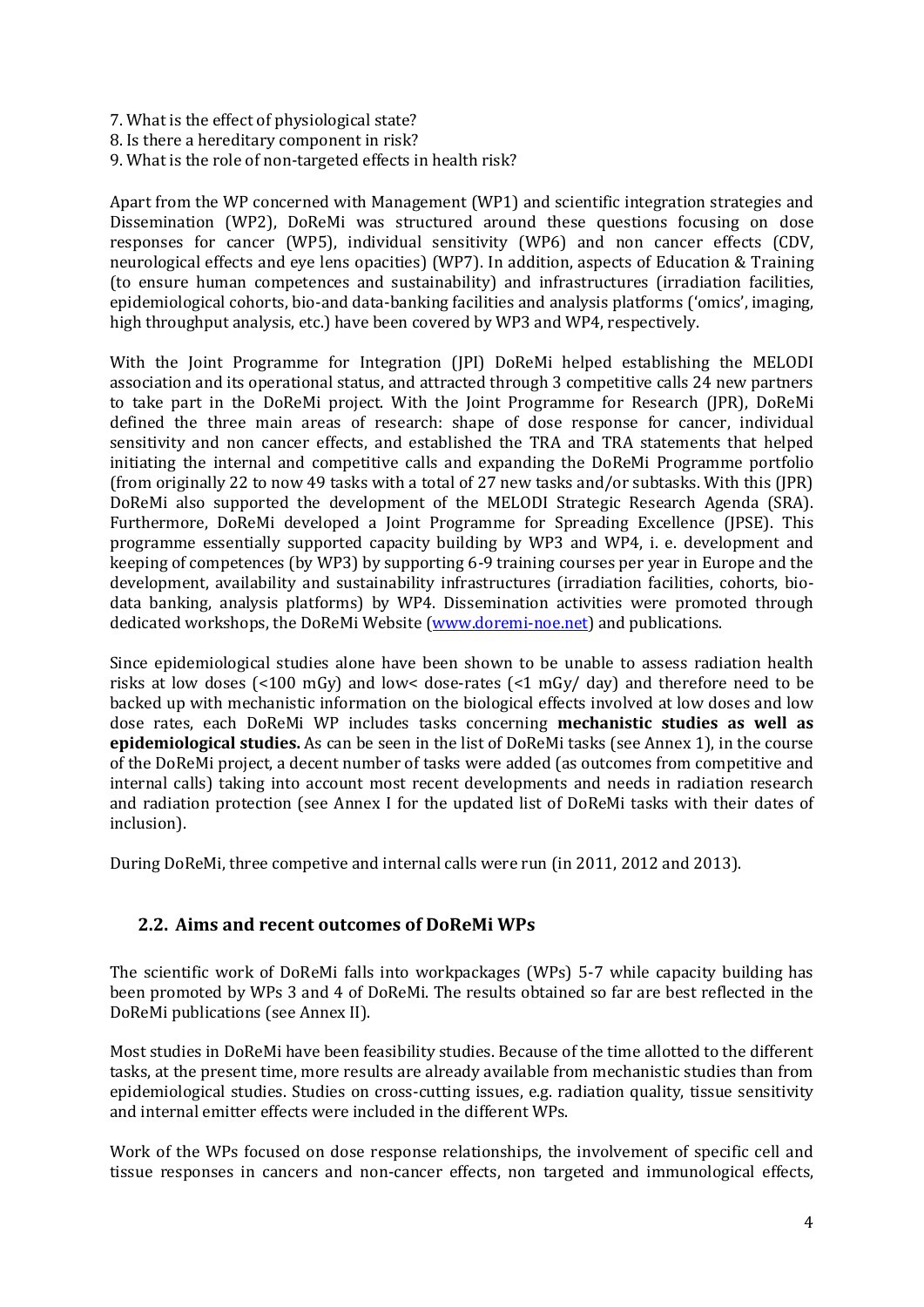7. What is the effect of physiological state?
8. Is there a hereditary component in risk?
9. What is the role of non-targeted effects in health risk?

Apart from the WP concerned with Management (WP1) and scientific integration strategies and Dissemination (WP2), DoReMi was structured around these questions focusing on dose responses for cancer (WP5), individual sensitivity (WP6) and non cancer effects (CDV, neurological effects and eye lens opacities) (WP7). In addition, aspects of Education & Training (to ensure human competences and sustainability) and infrastructures (irradiation facilities, epidemiological cohorts, bio-and data-banking facilities and analysis platforms ('omics', imaging, high throughput analysis, etc.) have been covered by WP3 and WP4, respectively.

With the Joint Programme for Integration (JPI) DoReMi helped establishing the MELODI association and its operational status, and attracted through 3 competitive calls 24 new partners to take part in the DoReMi project. With the Joint Programme for Research (JPR), DoReMi defined the three main areas of research: shape of dose response for cancer, individual sensitivity and non cancer effects, and established the TRA and TRA statements that helped initiating the internal and competitive calls and expanding the DoReMi Programme portfolio (from originally 22 to now 49 tasks with a total of 27 new tasks and/or subtasks. With this (JPR) DoReMi also supported the development of the MELODI Strategic Research Agenda (SRA). Furthermore, DoReMi developed a Joint Programme for Spreading Excellence (JPSE). This programme essentially supported capacity building by WP3 and WP4, i. e. development and keeping of competences (by WP3) by supporting 6-9 training courses per year in Europe and the development, availability and sustainability infrastructures (irradiation facilities, cohorts, bio-data banking, analysis platforms) by WP4. Dissemination activities were promoted through dedicated workshops, the DoReMi Website (www.doremi-noe.net) and publications.

Since epidemiological studies alone have been shown to be unable to assess radiation health risks at low doses (<100 mGy) and low< dose-rates (<1 mGy/ day) and therefore need to be backed up with mechanistic information on the biological effects involved at low doses and low dose rates, each DoReMi WP includes tasks concerning **mechanistic studies as well as epidemiological studies.** As can be seen in the list of DoReMi tasks (see Annex 1), in the course of the DoReMi project, a decent number of tasks were added (as outcomes from competitive and internal calls) taking into account most recent developments and needs in radiation research and radiation protection (see Annex I for the updated list of DoReMi tasks with their dates of inclusion).

During DoReMi, three competive and internal calls were run (in 2011, 2012 and 2013).

## 2.2. Aims and recent outcomes of DoReMi WPs

The scientific work of DoReMi falls into workpackages (WPs) 5-7 while capacity building has been promoted by WPs 3 and 4 of DoReMi. The results obtained so far are best reflected in the DoReMi publications (see Annex II).

Most studies in DoReMi have been feasibility studies. Because of the time allotted to the different tasks, at the present time, more results are already available from mechanistic studies than from epidemiological studies. Studies on cross-cutting issues, e.g. radiation quality, tissue sensitivity and internal emitter effects were included in the different WPs.

Work of the WPs focused on dose response relationships, the involvement of specific cell and tissue responses in cancers and non-cancer effects, non targeted and immunological effects,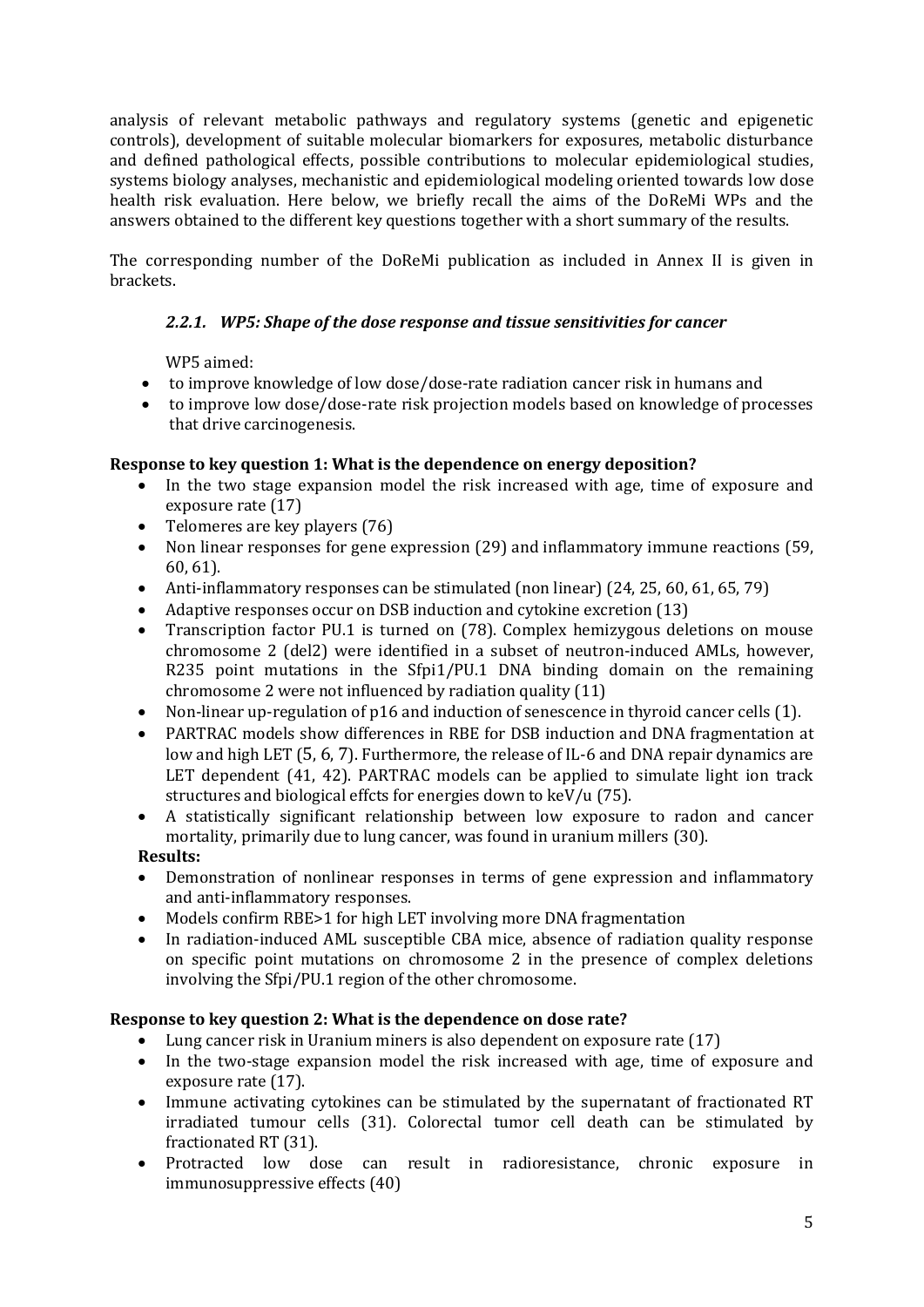analysis of relevant metabolic pathways and regulatory systems (genetic and epigenetic controls), development of suitable molecular biomarkers for exposures, metabolic disturbance and defined pathological effects, possible contributions to molecular epidemiological studies, systems biology analyses, mechanistic and epidemiological modeling oriented towards low dose health risk evaluation. Here below, we briefly recall the aims of the DoReMi WPs and the answers obtained to the different key questions together with a short summary of the results.

The corresponding number of the DoReMi publication as included in Annex II is given in brackets.

### *2.2.1. WP5: Shape of the dose response and tissue sensitivities for cancer*

WP5 aimed:

- to improve knowledge of low dose/dose-rate radiation cancer risk in humans and
- to improve low dose/dose-rate risk projection models based on knowledge of processes that drive carcinogenesis.

**Response to key question 1: What is the dependence on energy deposition?**

- In the two stage expansion model the risk increased with age, time of exposure and exposure rate (17)
- Telomeres are key players (76)
- Non linear responses for gene expression (29) and inflammatory immune reactions (59, 60, 61).
- Anti-inflammatory responses can be stimulated (non linear) (24, 25, 60, 61, 65, 79)
- Adaptive responses occur on DSB induction and cytokine excretion (13)
- Transcription factor PU.1 is turned on (78). Complex hemizygous deletions on mouse chromosome 2 (del2) were identified in a subset of neutron-induced AMLs, however, R235 point mutations in the Sfpi1/PU.1 DNA binding domain on the remaining chromosome 2 were not influenced by radiation quality (11)
- Non-linear up-regulation of p16 and induction of senescence in thyroid cancer cells (1).
- PARTRAC models show differences in RBE for DSB induction and DNA fragmentation at low and high LET (5, 6, 7). Furthermore, the release of IL-6 and DNA repair dynamics are LET dependent (41, 42). PARTRAC models can be applied to simulate light ion track structures and biological effcts for energies down to keV/u (75).
- A statistically significant relationship between low exposure to radon and cancer mortality, primarily due to lung cancer, was found in uranium millers (30).

**Results:**

- Demonstration of nonlinear responses in terms of gene expression and inflammatory and anti-inflammatory responses.
- Models confirm RBE>1 for high LET involving more DNA fragmentation
- In radiation-induced AML susceptible CBA mice, absence of radiation quality response on specific point mutations on chromosome 2 in the presence of complex deletions involving the Sfpi/PU.1 region of the other chromosome.

**Response to key question 2: What is the dependence on dose rate?**

- Lung cancer risk in Uranium miners is also dependent on exposure rate (17)
- In the two-stage expansion model the risk increased with age, time of exposure and exposure rate (17).
- Immune activating cytokines can be stimulated by the supernatant of fractionated RT irradiated tumour cells (31). Colorectal tumor cell death can be stimulated by fractionated RT (31).
- Protracted low dose can result in radioresistance, chronic exposure in immunosuppressive effects (40)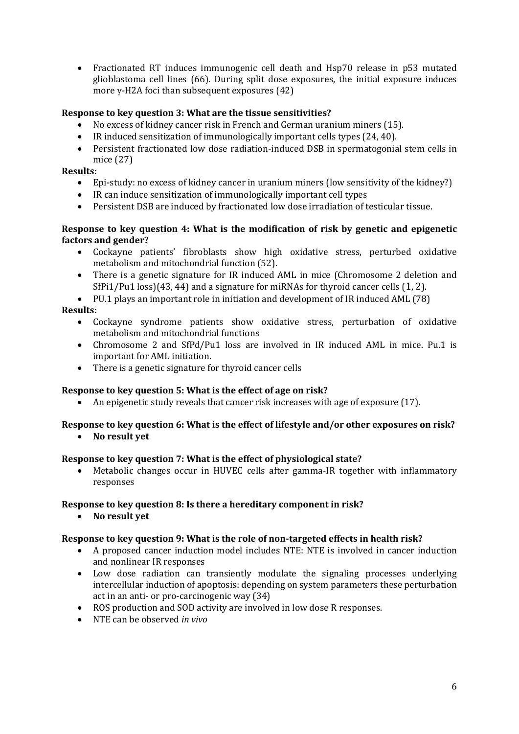- Fractionated RT induces immunogenic cell death and Hsp70 release in p53 mutated glioblastoma cell lines (66). During split dose exposures, the initial exposure induces more γ-H2A foci than subsequent exposures (42)

**Response to key question 3: What are the tissue sensitivities?**

- No excess of kidney cancer risk in French and German uranium miners (15).
- IR induced sensitization of immunologically important cells types (24, 40).
- Persistent fractionated low dose radiation-induced DSB in spermatogonial stem cells in mice (27)

**Results:**

- Epi-study: no excess of kidney cancer in uranium miners (low sensitivity of the kidney?)
- IR can induce sensitization of immunologically important cell types
- Persistent DSB are induced by fractionated low dose irradiation of testicular tissue.

**Response to key question 4: What is the modification of risk by genetic and epigenetic factors and gender?**

- Cockayne patients' fibroblasts show high oxidative stress, perturbed oxidative metabolism and mitochondrial function (52).
- There is a genetic signature for IR induced AML in mice (Chromosome 2 deletion and SfPi1/Pu1 loss)(43, 44) and a signature for miRNAs for thyroid cancer cells (1, 2).
- PU.1 plays an important role in initiation and development of IR induced AML (78)

**Results:**

- Cockayne syndrome patients show oxidative stress, perturbation of oxidative metabolism and mitochondrial functions
- Chromosome 2 and SfPd/Pu1 loss are involved in IR induced AML in mice. Pu.1 is important for AML initiation.
- There is a genetic signature for thyroid cancer cells

**Response to key question 5: What is the effect of age on risk?**

- An epigenetic study reveals that cancer risk increases with age of exposure (17).

**Response to key question 6: What is the effect of lifestyle and/or other exposures on risk?**

- **No result yet**

**Response to key question 7: What is the effect of physiological state?**

- Metabolic changes occur in HUVEC cells after gamma-IR together with inflammatory responses

**Response to key question 8: Is there a hereditary component in risk?**

- **No result yet**

**Response to key question 9: What is the role of non-targeted effects in health risk?**

- A proposed cancer induction model includes NTE: NTE is involved in cancer induction and nonlinear IR responses
- Low dose radiation can transiently modulate the signaling processes underlying intercellular induction of apoptosis: depending on system parameters these perturbation act in an anti- or pro-carcinogenic way (34)
- ROS production and SOD activity are involved in low dose R responses.
- NTE can be observed *in vivo*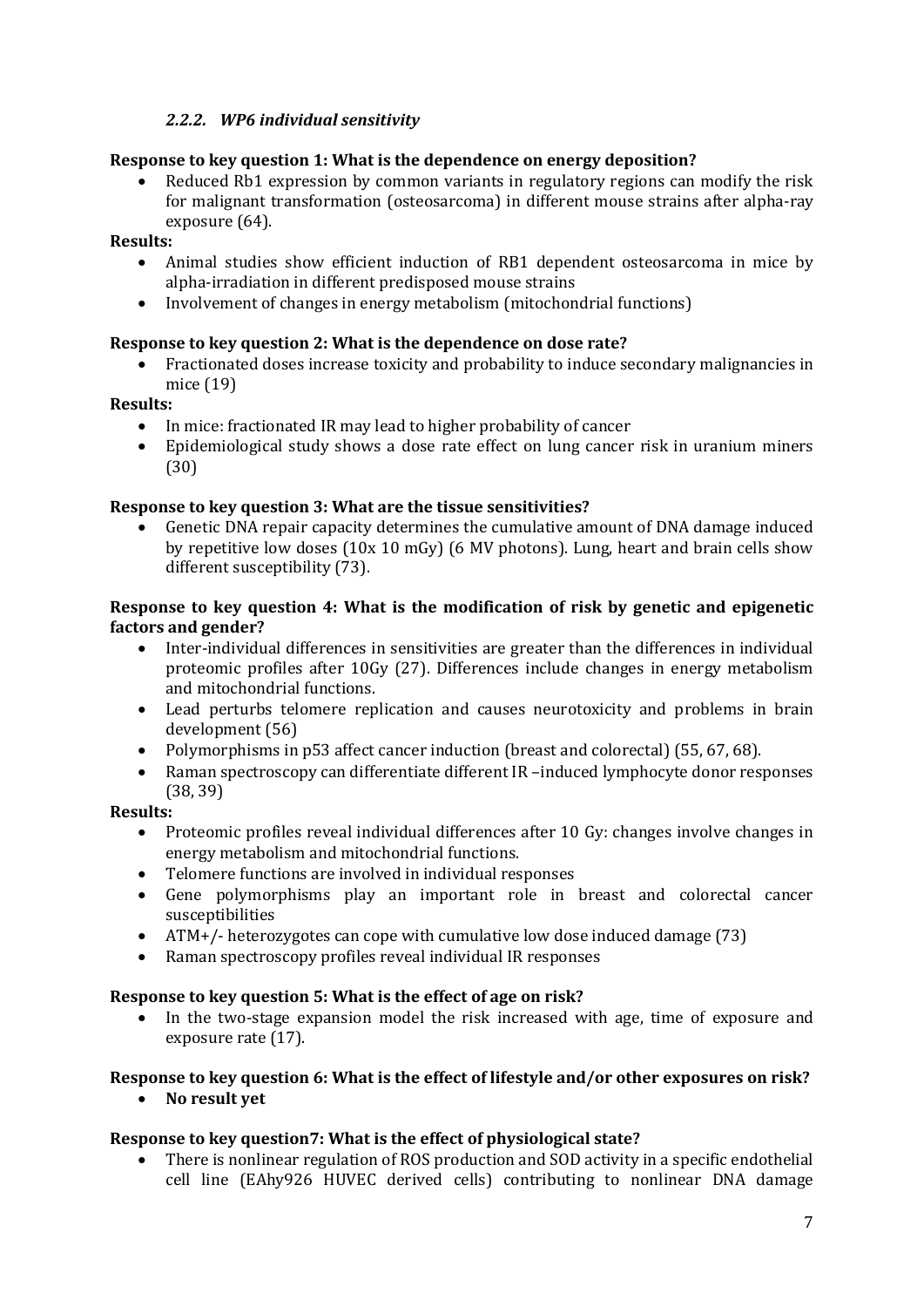### *2.2.2. WP6 individual sensitivity*

**Response to key question 1: What is the dependence on energy deposition?**

- Reduced Rb1 expression by common variants in regulatory regions can modify the risk for malignant transformation (osteosarcoma) in different mouse strains after alpha-ray exposure (64).

**Results:**

- Animal studies show efficient induction of RB1 dependent osteosarcoma in mice by alpha-irradiation in different predisposed mouse strains
- Involvement of changes in energy metabolism (mitochondrial functions)

**Response to key question 2: What is the dependence on dose rate?**

- Fractionated doses increase toxicity and probability to induce secondary malignancies in mice (19)

**Results:**

- In mice: fractionated IR may lead to higher probability of cancer
- Epidemiological study shows a dose rate effect on lung cancer risk in uranium miners (30)

**Response to key question 3: What are the tissue sensitivities?**

- Genetic DNA repair capacity determines the cumulative amount of DNA damage induced by repetitive low doses (10x 10 mGy) (6 MV photons). Lung, heart and brain cells show different susceptibility (73).

**Response to key question 4: What is the modification of risk by genetic and epigenetic factors and gender?**

- Inter-individual differences in sensitivities are greater than the differences in individual proteomic profiles after 10Gy (27). Differences include changes in energy metabolism and mitochondrial functions.
- Lead perturbs telomere replication and causes neurotoxicity and problems in brain development (56)
- Polymorphisms in p53 affect cancer induction (breast and colorectal) (55, 67, 68).
- Raman spectroscopy can differentiate different IR –induced lymphocyte donor responses (38, 39)

**Results:**

- Proteomic profiles reveal individual differences after 10 Gy: changes involve changes in energy metabolism and mitochondrial functions.
- Telomere functions are involved in individual responses
- Gene polymorphisms play an important role in breast and colorectal cancer susceptibilities
- ATM+/- heterozygotes can cope with cumulative low dose induced damage (73)
- Raman spectroscopy profiles reveal individual IR responses

**Response to key question 5: What is the effect of age on risk?**

- In the two-stage expansion model the risk increased with age, time of exposure and exposure rate (17).

**Response to key question 6: What is the effect of lifestyle and/or other exposures on risk?**

- **No result yet**

**Response to key question7: What is the effect of physiological state?**

- There is nonlinear regulation of ROS production and SOD activity in a specific endothelial cell line (EAhy926 HUVEC derived cells) contributing to nonlinear DNA damage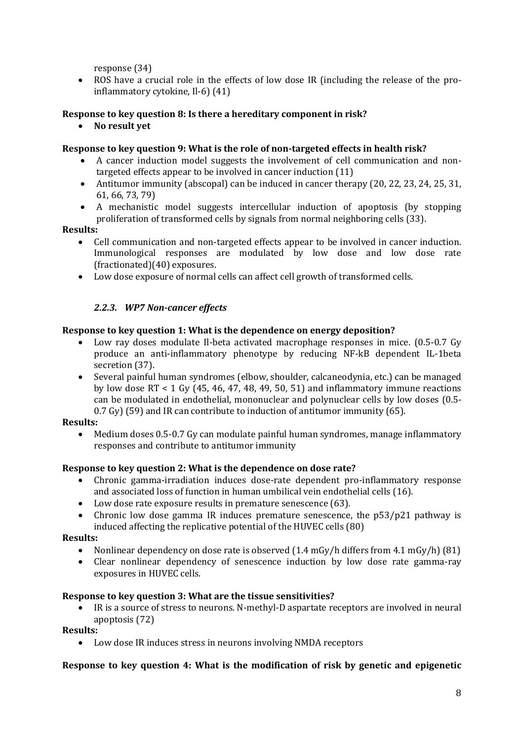response (34)

- ROS have a crucial role in the effects of low dose IR (including the release of the pro-inflammatory cytokine, Il-6) (41)

**Response to key question 8: Is there a hereditary component in risk?**

- **No result yet**

**Response to key question 9: What is the role of non-targeted effects in health risk?**

- A cancer induction model suggests the involvement of cell communication and non-targeted effects appear to be involved in cancer induction (11)
- Antitumor immunity (abscopal) can be induced in cancer therapy (20, 22, 23, 24, 25, 31, 61, 66, 73, 79)
- A mechanistic model suggests intercellular induction of apoptosis (by stopping proliferation of transformed cells by signals from normal neighboring cells (33).

**Results:**

- Cell communication and non-targeted effects appear to be involved in cancer induction. Immunological responses are modulated by low dose and low dose rate (fractionated)(40) exposures.
- Low dose exposure of normal cells can affect cell growth of transformed cells.

### *2.2.3. WP7 Non-cancer effects*

**Response to key question 1: What is the dependence on energy deposition?**

- Low ray doses modulate Il-beta activated macrophage responses in mice. (0.5-0.7 Gy produce an anti-inflammatory phenotype by reducing NF-kB dependent IL-1beta secretion (37).
- Several painful human syndromes (elbow, shoulder, calcaneodynia, etc.) can be managed by low dose RT < 1 Gy (45, 46, 47, 48, 49, 50, 51) and inflammatory immune reactions can be modulated in endothelial, mononuclear and polynuclear cells by low doses (0.5-0.7 Gy) (59) and IR can contribute to induction of antitumor immunity (65).

**Results:**

- Medium doses 0.5-0.7 Gy can modulate painful human syndromes, manage inflammatory responses and contribute to antitumor immunity

**Response to key question 2: What is the dependence on dose rate?**

- Chronic gamma-irradiation induces dose-rate dependent pro-inflammatory response and associated loss of function in human umbilical vein endothelial cells (16).
- Low dose rate exposure results in premature senescence (63).
- Chronic low dose gamma IR induces premature senescence, the p53/p21 pathway is induced affecting the replicative potential of the HUVEC cells (80)

**Results:**

- Nonlinear dependency on dose rate is observed (1.4 mGy/h differs from 4.1 mGy/h) (81)
- Clear nonlinear dependency of senescence induction by low dose rate gamma-ray exposures in HUVEC cells.

**Response to key question 3: What are the tissue sensitivities?**

- IR is a source of stress to neurons. N-methyl-D aspartate receptors are involved in neural apoptosis (72)

**Results:**

- Low dose IR induces stress in neurons involving NMDA receptors

**Response to key question 4: What is the modification of risk by genetic and epigenetic**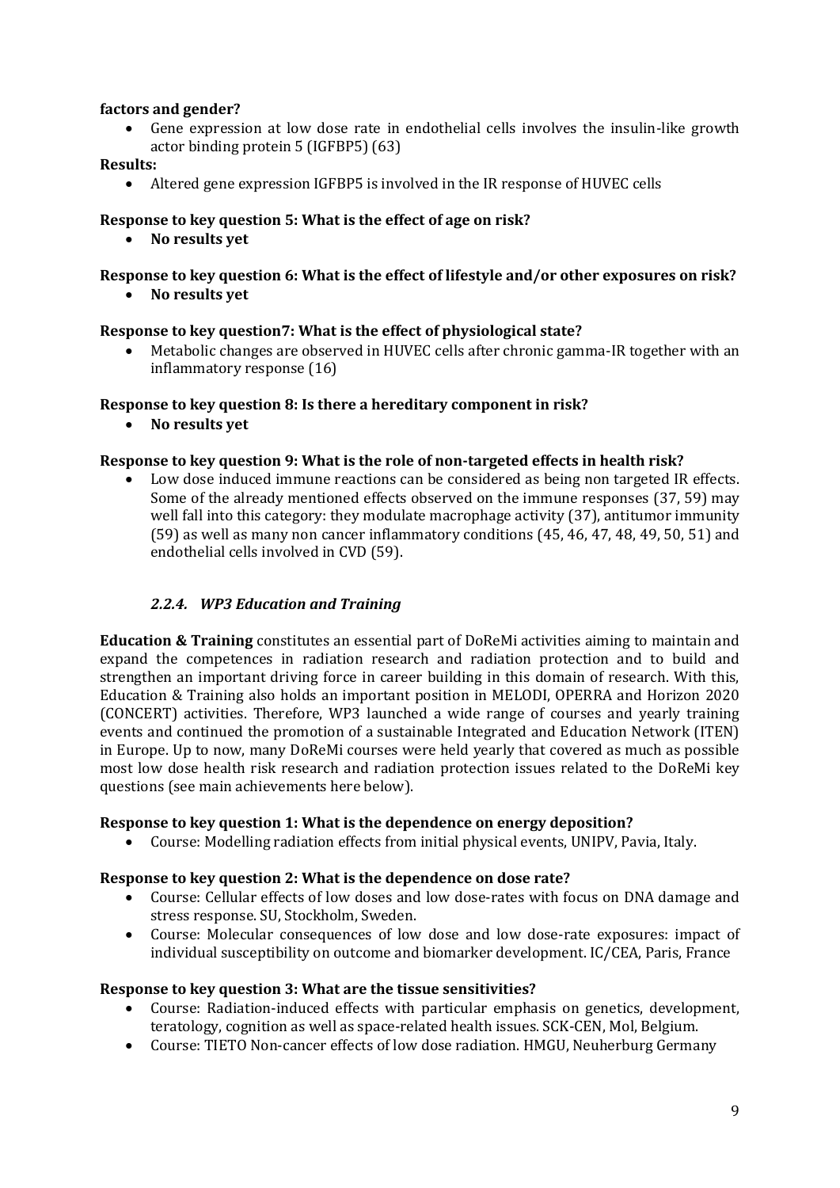**factors and gender?**

- Gene expression at low dose rate in endothelial cells involves the insulin-like growth actor binding protein 5 (IGFBP5) (63)

**Results:**

- Altered gene expression IGFBP5 is involved in the IR response of HUVEC cells

**Response to key question 5: What is the effect of age on risk?**

- **No results yet**

**Response to key question 6: What is the effect of lifestyle and/or other exposures on risk?**

- **No results yet**

**Response to key question7: What is the effect of physiological state?**

- Metabolic changes are observed in HUVEC cells after chronic gamma-IR together with an inflammatory response (16)

**Response to key question 8: Is there a hereditary component in risk?**

- **No results yet**

**Response to key question 9: What is the role of non-targeted effects in health risk?**

- Low dose induced immune reactions can be considered as being non targeted IR effects. Some of the already mentioned effects observed on the immune responses (37, 59) may well fall into this category: they modulate macrophage activity (37), antitumor immunity (59) as well as many non cancer inflammatory conditions (45, 46, 47, 48, 49, 50, 51) and endothelial cells involved in CVD (59).

### *2.2.4. WP3 Education and Training*

**Education & Training** constitutes an essential part of DoReMi activities aiming to maintain and expand the competences in radiation research and radiation protection and to build and strengthen an important driving force in career building in this domain of research. With this, Education & Training also holds an important position in MELODI, OPERRA and Horizon 2020 (CONCERT) activities. Therefore, WP3 launched a wide range of courses and yearly training events and continued the promotion of a sustainable Integrated and Education Network (ITEN) in Europe. Up to now, many DoReMi courses were held yearly that covered as much as possible most low dose health risk research and radiation protection issues related to the DoReMi key questions (see main achievements here below).

**Response to key question 1: What is the dependence on energy deposition?**

- Course: Modelling radiation effects from initial physical events, UNIPV, Pavia, Italy.

**Response to key question 2: What is the dependence on dose rate?**

- Course: Cellular effects of low doses and low dose-rates with focus on DNA damage and stress response. SU, Stockholm, Sweden.
- Course: Molecular consequences of low dose and low dose-rate exposures: impact of individual susceptibility on outcome and biomarker development. IC/CEA, Paris, France

**Response to key question 3: What are the tissue sensitivities?**

- Course: Radiation-induced effects with particular emphasis on genetics, development, teratology, cognition as well as space-related health issues. SCK-CEN, Mol, Belgium.
- Course: TIETO Non-cancer effects of low dose radiation. HMGU, Neuherburg Germany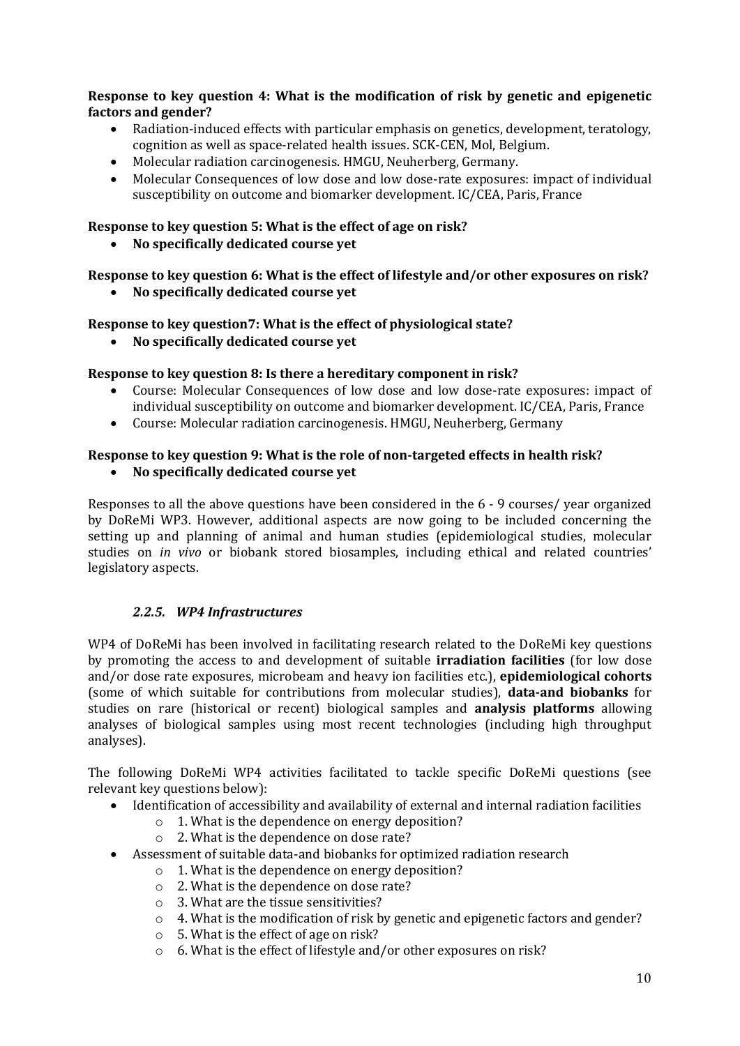**Response to key question 4: What is the modification of risk by genetic and epigenetic factors and gender?**

- Radiation-induced effects with particular emphasis on genetics, development, teratology, cognition as well as space-related health issues. SCK-CEN, Mol, Belgium.
- Molecular radiation carcinogenesis. HMGU, Neuherberg, Germany.
- Molecular Consequences of low dose and low dose-rate exposures: impact of individual susceptibility on outcome and biomarker development. IC/CEA, Paris, France

**Response to key question 5: What is the effect of age on risk?**

- **No specifically dedicated course yet**

**Response to key question 6: What is the effect of lifestyle and/or other exposures on risk?**

- **No specifically dedicated course yet**

**Response to key question7: What is the effect of physiological state?**

- **No specifically dedicated course yet**

**Response to key question 8: Is there a hereditary component in risk?**

- Course: Molecular Consequences of low dose and low dose-rate exposures: impact of individual susceptibility on outcome and biomarker development. IC/CEA, Paris, France
- Course: Molecular radiation carcinogenesis. HMGU, Neuherberg, Germany

**Response to key question 9: What is the role of non-targeted effects in health risk?**

- **No specifically dedicated course yet**

Responses to all the above questions have been considered in the 6 - 9 courses/ year organized by DoReMi WP3. However, additional aspects are now going to be included concerning the setting up and planning of animal and human studies (epidemiological studies, molecular studies on *in vivo* or biobank stored biosamples, including ethical and related countries' legislatory aspects.

### *2.2.5. WP4 Infrastructures*

WP4 of DoReMi has been involved in facilitating research related to the DoReMi key questions by promoting the access to and development of suitable **irradiation facilities** (for low dose and/or dose rate exposures, microbeam and heavy ion facilities etc.), **epidemiological cohorts** (some of which suitable for contributions from molecular studies), **data-and biobanks** for studies on rare (historical or recent) biological samples and **analysis platforms** allowing analyses of biological samples using most recent technologies (including high throughput analyses).

The following DoReMi WP4 activities facilitated to tackle specific DoReMi questions (see relevant key questions below):

- Identification of accessibility and availability of external and internal radiation facilities
  - 1. What is the dependence on energy deposition?
  - 2. What is the dependence on dose rate?
- Assessment of suitable data-and biobanks for optimized radiation research
  - 1. What is the dependence on energy deposition?
  - 2. What is the dependence on dose rate?
  - 3. What are the tissue sensitivities?
  - 4. What is the modification of risk by genetic and epigenetic factors and gender?
  - 5. What is the effect of age on risk?
  - 6. What is the effect of lifestyle and/or other exposures on risk?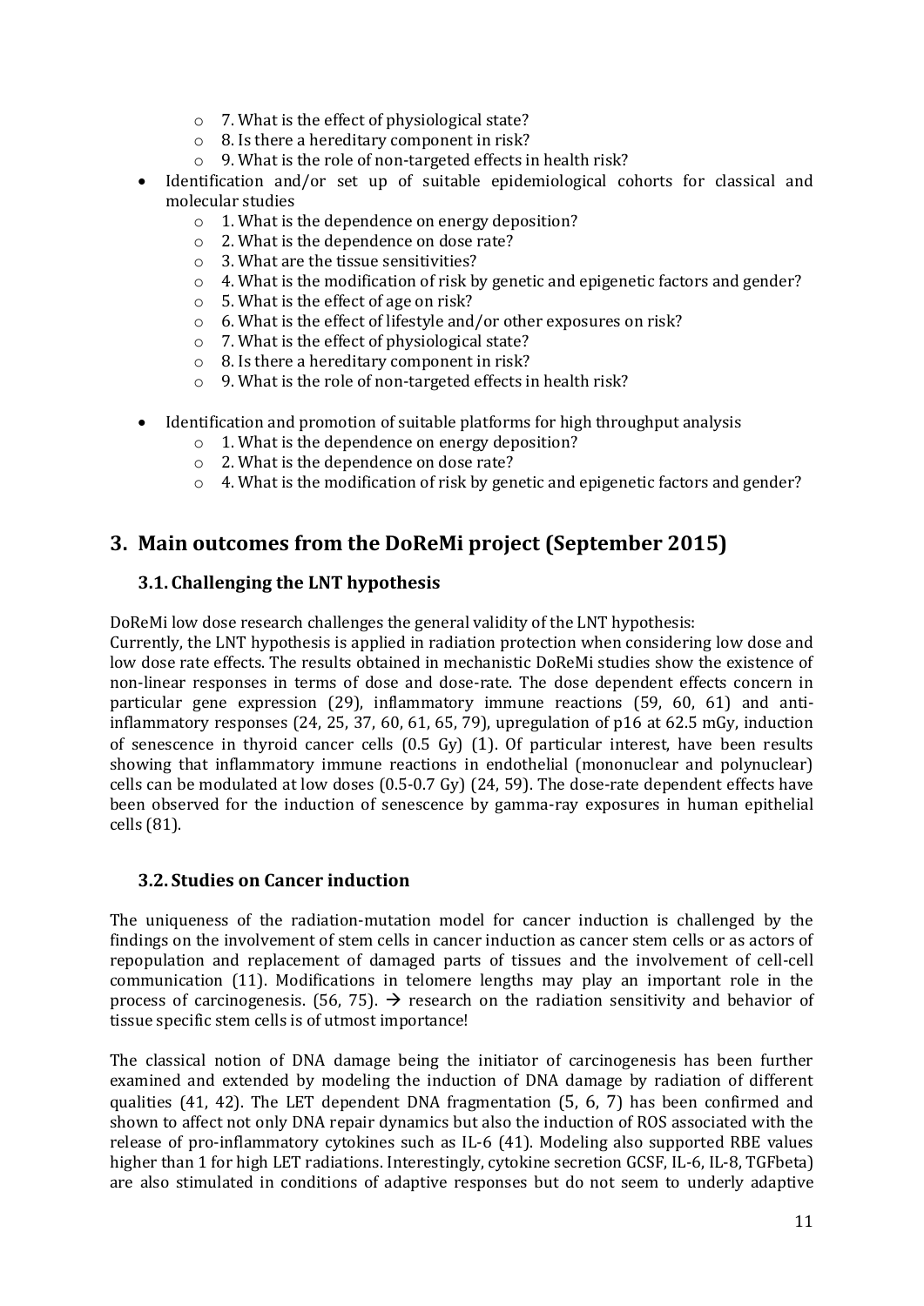- 7. What is the effect of physiological state?
  - 8. Is there a hereditary component in risk?
  - 9. What is the role of non-targeted effects in health risk?
- Identification and/or set up of suitable epidemiological cohorts for classical and molecular studies
  - 1. What is the dependence on energy deposition?
  - 2. What is the dependence on dose rate?
  - 3. What are the tissue sensitivities?
  - 4. What is the modification of risk by genetic and epigenetic factors and gender?
  - 5. What is the effect of age on risk?
  - 6. What is the effect of lifestyle and/or other exposures on risk?
  - 7. What is the effect of physiological state?
  - 8. Is there a hereditary component in risk?
  - 9. What is the role of non-targeted effects in health risk?

- Identification and promotion of suitable platforms for high throughput analysis
  - 1. What is the dependence on energy deposition?
  - 2. What is the dependence on dose rate?
  - 4. What is the modification of risk by genetic and epigenetic factors and gender?

# 3. Main outcomes from the DoReMi project (September 2015)

## 3.1. Challenging the LNT hypothesis

DoReMi low dose research challenges the general validity of the LNT hypothesis:
Currently, the LNT hypothesis is applied in radiation protection when considering low dose and low dose rate effects. The results obtained in mechanistic DoReMi studies show the existence of non-linear responses in terms of dose and dose-rate. The dose dependent effects concern in particular gene expression (29), inflammatory immune reactions (59, 60, 61) and anti-inflammatory responses (24, 25, 37, 60, 61, 65, 79), upregulation of p16 at 62.5 mGy, induction of senescence in thyroid cancer cells (0.5 Gy) (1). Of particular interest, have been results showing that inflammatory immune reactions in endothelial (mononuclear and polynuclear) cells can be modulated at low doses (0.5-0.7 Gy) (24, 59). The dose-rate dependent effects have been observed for the induction of senescence by gamma-ray exposures in human epithelial cells (81).

## 3.2. Studies on Cancer induction

The uniqueness of the radiation-mutation model for cancer induction is challenged by the findings on the involvement of stem cells in cancer induction as cancer stem cells or as actors of repopulation and replacement of damaged parts of tissues and the involvement of cell-cell communication (11). Modifications in telomere lengths may play an important role in the process of carcinogenesis. (56, 75). → research on the radiation sensitivity and behavior of tissue specific stem cells is of utmost importance!

The classical notion of DNA damage being the initiator of carcinogenesis has been further examined and extended by modeling the induction of DNA damage by radiation of different qualities (41, 42). The LET dependent DNA fragmentation (5, 6, 7) has been confirmed and shown to affect not only DNA repair dynamics but also the induction of ROS associated with the release of pro-inflammatory cytokines such as IL-6 (41). Modeling also supported RBE values higher than 1 for high LET radiations. Interestingly, cytokine secretion GCSF, IL-6, IL-8, TGFbeta) are also stimulated in conditions of adaptive responses but do not seem to underly adaptive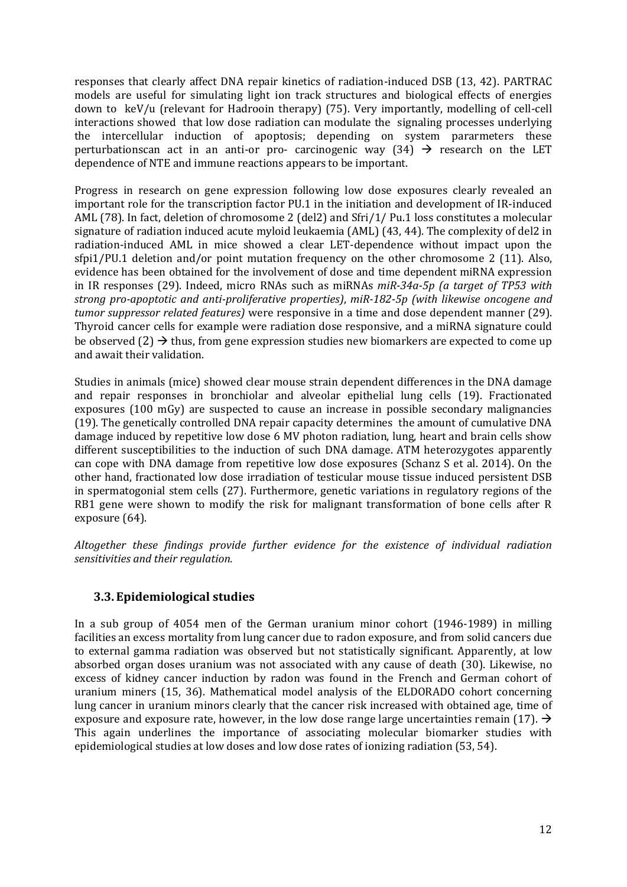responses that clearly affect DNA repair kinetics of radiation-induced DSB (13, 42). PARTRAC models are useful for simulating light ion track structures and biological effects of energies down to keV/u (relevant for Hadrooin therapy) (75). Very importantly, modelling of cell-cell interactions showed that low dose radiation can modulate the signaling processes underlying the intercellular induction of apoptosis; depending on system pararmeters these perturbationscan act in an anti-or pro- carcinogenic way (34) → research on the LET dependence of NTE and immune reactions appears to be important.

Progress in research on gene expression following low dose exposures clearly revealed an important role for the transcription factor PU.1 in the initiation and development of IR-induced AML (78). In fact, deletion of chromosome 2 (del2) and Sfri/1/ Pu.1 loss constitutes a molecular signature of radiation induced acute myloid leukaemia (AML) (43, 44). The complexity of del2 in radiation-induced AML in mice showed a clear LET-dependence without impact upon the sfpi1/PU.1 deletion and/or point mutation frequency on the other chromosome 2 (11). Also, evidence has been obtained for the involvement of dose and time dependent miRNA expression in IR responses (29). Indeed, micro RNAs such as miRNAs *miR-34a-5p (a target of TP53 with strong pro-apoptotic and anti-proliferative properties)*, *miR-182-5p (with likewise oncogene and tumor suppressor related features)* were responsive in a time and dose dependent manner (29). Thyroid cancer cells for example were radiation dose responsive, and a miRNA signature could be observed (2) → thus, from gene expression studies new biomarkers are expected to come up and await their validation.

Studies in animals (mice) showed clear mouse strain dependent differences in the DNA damage and repair responses in bronchiolar and alveolar epithelial lung cells (19). Fractionated exposures (100 mGy) are suspected to cause an increase in possible secondary malignancies (19). The genetically controlled DNA repair capacity determines the amount of cumulative DNA damage induced by repetitive low dose 6 MV photon radiation, lung, heart and brain cells show different susceptibilities to the induction of such DNA damage. ATM heterozygotes apparently can cope with DNA damage from repetitive low dose exposures (Schanz S et al. 2014). On the other hand, fractionated low dose irradiation of testicular mouse tissue induced persistent DSB in spermatogonial stem cells (27). Furthermore, genetic variations in regulatory regions of the RB1 gene were shown to modify the risk for malignant transformation of bone cells after R exposure (64).

*Altogether these findings provide further evidence for the existence of individual radiation sensitivities and their regulation.*

## 3.3. Epidemiological studies

In a sub group of 4054 men of the German uranium minor cohort (1946-1989) in milling facilities an excess mortality from lung cancer due to radon exposure, and from solid cancers due to external gamma radiation was observed but not statistically significant. Apparently, at low absorbed organ doses uranium was not associated with any cause of death (30). Likewise, no excess of kidney cancer induction by radon was found in the French and German cohort of uranium miners (15, 36). Mathematical model analysis of the ELDORADO cohort concerning lung cancer in uranium minors clearly that the cancer risk increased with obtained age, time of exposure and exposure rate, however, in the low dose range large uncertainties remain (17). → This again underlines the importance of associating molecular biomarker studies with epidemiological studies at low doses and low dose rates of ionizing radiation (53, 54).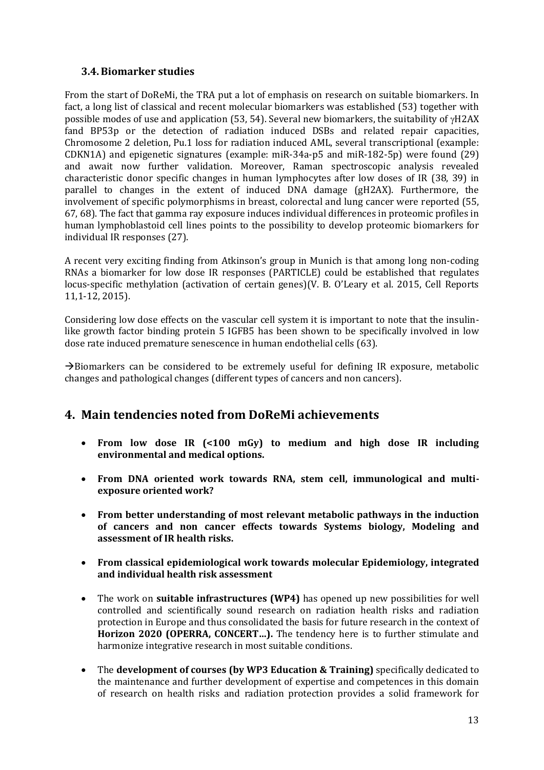### 3.4. Biomarker studies

From the start of DoReMi, the TRA put a lot of emphasis on research on suitable biomarkers. In fact, a long list of classical and recent molecular biomarkers was established (53) together with possible modes of use and application (53, 54). Several new biomarkers, the suitability of γH2AX fand BP53p or the detection of radiation induced DSBs and related repair capacities, Chromosome 2 deletion, Pu.1 loss for radiation induced AML, several transcriptional (example: CDKN1A) and epigenetic signatures (example: miR-34a-p5 and miR-182-5p) were found (29) and await now further validation. Moreover, Raman spectroscopic analysis revealed characteristic donor specific changes in human lymphocytes after low doses of IR (38, 39) in parallel to changes in the extent of induced DNA damage (gH2AX). Furthermore, the involvement of specific polymorphisms in breast, colorectal and lung cancer were reported (55, 67, 68). The fact that gamma ray exposure induces individual differences in proteomic profiles in human lymphoblastoid cell lines points to the possibility to develop proteomic biomarkers for individual IR responses (27).

A recent very exciting finding from Atkinson's group in Munich is that among long non-coding RNAs a biomarker for low dose IR responses (PARTICLE) could be established that regulates locus-specific methylation (activation of certain genes)(V. B. O'Leary et al. 2015, Cell Reports 11,1-12, 2015).

Considering low dose effects on the vascular cell system it is important to note that the insulin-like growth factor binding protein 5 IGFB5 has been shown to be specifically involved in low dose rate induced premature senescence in human endothelial cells (63).

→Biomarkers can be considered to be extremely useful for defining IR exposure, metabolic changes and pathological changes (different types of cancers and non cancers).

## 4. Main tendencies noted from DoReMi achievements

- **From low dose IR (<100 mGy) to medium and high dose IR including environmental and medical options.**
- **From DNA oriented work towards RNA, stem cell, immunological and multi-exposure oriented work?**
- **From better understanding of most relevant metabolic pathways in the induction of cancers and non cancer effects towards Systems biology, Modeling and assessment of IR health risks.**
- **From classical epidemiological work towards molecular Epidemiology, integrated and individual health risk assessment**
- The work on **suitable infrastructures (WP4)** has opened up new possibilities for well controlled and scientifically sound research on radiation health risks and radiation protection in Europe and thus consolidated the basis for future research in the context of **Horizon 2020 (OPERRA, CONCERT…).** The tendency here is to further stimulate and harmonize integrative research in most suitable conditions.
- The **development of courses (by WP3 Education & Training)** specifically dedicated to the maintenance and further development of expertise and competences in this domain of research on health risks and radiation protection provides a solid framework for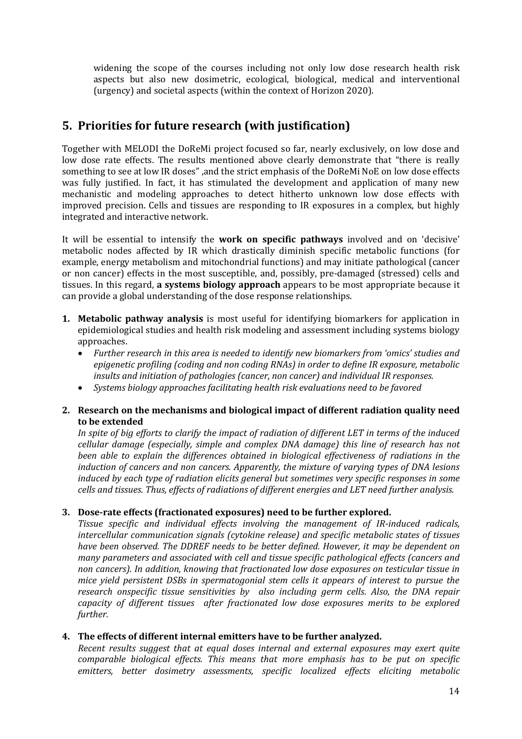widening the scope of the courses including not only low dose research health risk aspects but also new dosimetric, ecological, biological, medical and interventional (urgency) and societal aspects (within the context of Horizon 2020).

## 5. Priorities for future research (with justification)

Together with MELODI the DoReMi project focused so far, nearly exclusively, on low dose and low dose rate effects. The results mentioned above clearly demonstrate that "there is really something to see at low IR doses" ,and the strict emphasis of the DoReMi NoE on low dose effects was fully justified. In fact, it has stimulated the development and application of many new mechanistic and modeling approaches to detect hitherto unknown low dose effects with improved precision. Cells and tissues are responding to IR exposures in a complex, but highly integrated and interactive network.

It will be essential to intensify the **work on specific pathways** involved and on 'decisive' metabolic nodes affected by IR which drastically diminish specific metabolic functions (for example, energy metabolism and mitochondrial functions) and may initiate pathological (cancer or non cancer) effects in the most susceptible, and, possibly, pre-damaged (stressed) cells and tissues. In this regard, **a systems biology approach** appears to be most appropriate because it can provide a global understanding of the dose response relationships.

1. **Metabolic pathway analysis** is most useful for identifying biomarkers for application in epidemiological studies and health risk modeling and assessment including systems biology approaches.
   - *Further research in this area is needed to identify new biomarkers from 'omics' studies and epigenetic profiling (coding and non coding RNAs) in order to define IR exposure, metabolic insults and initiation of pathologies (cancer, non cancer) and individual IR responses.*
   - *Systems biology approaches facilitating health risk evaluations need to be favored*

2. **Research on the mechanisms and biological impact of different radiation quality need to be extended**

   *In spite of big efforts to clarify the impact of radiation of different LET in terms of the induced cellular damage (especially, simple and complex DNA damage) this line of research has not been able to explain the differences obtained in biological effectiveness of radiations in the induction of cancers and non cancers. Apparently, the mixture of varying types of DNA lesions induced by each type of radiation elicits general but sometimes very specific responses in some cells and tissues. Thus, effects of radiations of different energies and LET need further analysis.*

3. **Dose-rate effects (fractionated exposures) need to be further explored.**

   *Tissue specific and individual effects involving the management of IR-induced radicals, intercellular communication signals (cytokine release) and specific metabolic states of tissues have been observed. The DDREF needs to be better defined. However, it may be dependent on many parameters and associated with cell and tissue specific pathological effects (cancers and non cancers). In addition, knowing that fractionated low dose exposures on testicular tissue in mice yield persistent DSBs in spermatogonial stem cells it appears of interest to pursue the research onspecific tissue sensitivities by also including germ cells. Also, the DNA repair capacity of different tissues after fractionated low dose exposures merits to be explored further.*

4. **The effects of different internal emitters have to be further analyzed.**

   *Recent results suggest that at equal doses internal and external exposures may exert quite comparable biological effects. This means that more emphasis has to be put on specific emitters, better dosimetry assessments, specific localized effects eliciting metabolic*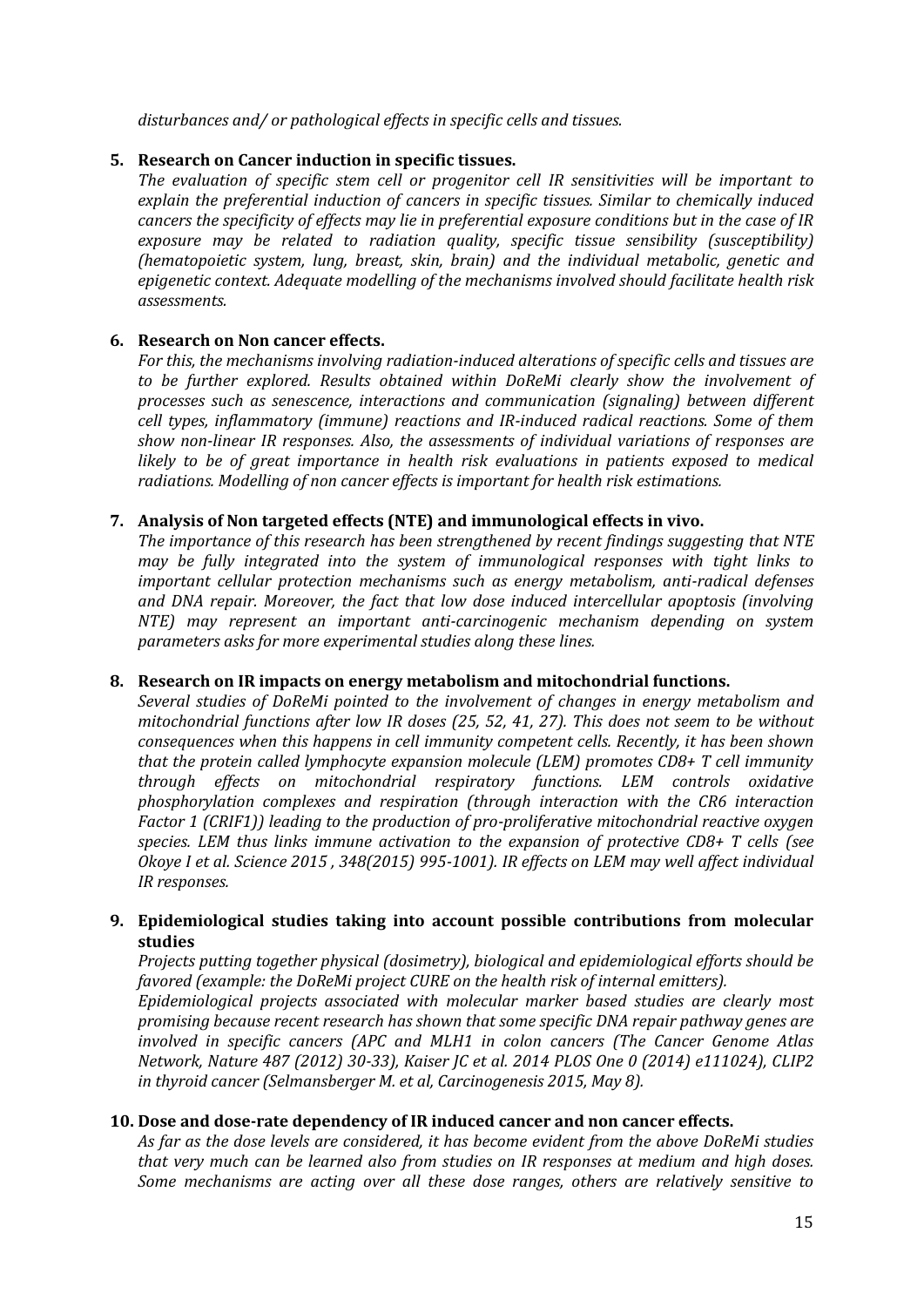*disturbances and/ or pathological effects in specific cells and tissues.*

5. **Research on Cancer induction in specific tissues.**
   *The evaluation of specific stem cell or progenitor cell IR sensitivities will be important to explain the preferential induction of cancers in specific tissues. Similar to chemically induced cancers the specificity of effects may lie in preferential exposure conditions but in the case of IR exposure may be related to radiation quality, specific tissue sensibility (susceptibility) (hematopoietic system, lung, breast, skin, brain) and the individual metabolic, genetic and epigenetic context. Adequate modelling of the mechanisms involved should facilitate health risk assessments.*

6. **Research on Non cancer effects.**
   *For this, the mechanisms involving radiation-induced alterations of specific cells and tissues are to be further explored. Results obtained within DoReMi clearly show the involvement of processes such as senescence, interactions and communication (signaling) between different cell types, inflammatory (immune) reactions and IR-induced radical reactions. Some of them show non-linear IR responses. Also, the assessments of individual variations of responses are likely to be of great importance in health risk evaluations in patients exposed to medical radiations. Modelling of non cancer effects is important for health risk estimations.*

7. **Analysis of Non targeted effects (NTE) and immunological effects in vivo.**
   *The importance of this research has been strengthened by recent findings suggesting that NTE may be fully integrated into the system of immunological responses with tight links to important cellular protection mechanisms such as energy metabolism, anti-radical defenses and DNA repair. Moreover, the fact that low dose induced intercellular apoptosis (involving NTE) may represent an important anti-carcinogenic mechanism depending on system parameters asks for more experimental studies along these lines.*

8. **Research on IR impacts on energy metabolism and mitochondrial functions.**
   *Several studies of DoReMi pointed to the involvement of changes in energy metabolism and mitochondrial functions after low IR doses (25, 52, 41, 27). This does not seem to be without consequences when this happens in cell immunity competent cells. Recently, it has been shown that the protein called lymphocyte expansion molecule (LEM) promotes CD8+ T cell immunity through effects on mitochondrial respiratory functions. LEM controls oxidative phosphorylation complexes and respiration (through interaction with the CR6 interaction Factor 1 (CRIF1)) leading to the production of pro-proliferative mitochondrial reactive oxygen species. LEM thus links immune activation to the expansion of protective CD8+ T cells (see Okoye I et al. Science 2015 , 348(2015) 995-1001). IR effects on LEM may well affect individual IR responses.*

9. **Epidemiological studies taking into account possible contributions from molecular studies**
   *Projects putting together physical (dosimetry), biological and epidemiological efforts should be favored (example: the DoReMi project CURE on the health risk of internal emitters).*
   *Epidemiological projects associated with molecular marker based studies are clearly most promising because recent research has shown that some specific DNA repair pathway genes are involved in specific cancers (APC and MLH1 in colon cancers (The Cancer Genome Atlas Network, Nature 487 (2012) 30-33), Kaiser JC et al. 2014 PLOS One 0 (2014) e111024), CLIP2 in thyroid cancer (Selmansberger M. et al, Carcinogenesis 2015, May 8).*

10. **Dose and dose-rate dependency of IR induced cancer and non cancer effects.**
    *As far as the dose levels are considered, it has become evident from the above DoReMi studies that very much can be learned also from studies on IR responses at medium and high doses. Some mechanisms are acting over all these dose ranges, others are relatively sensitive to*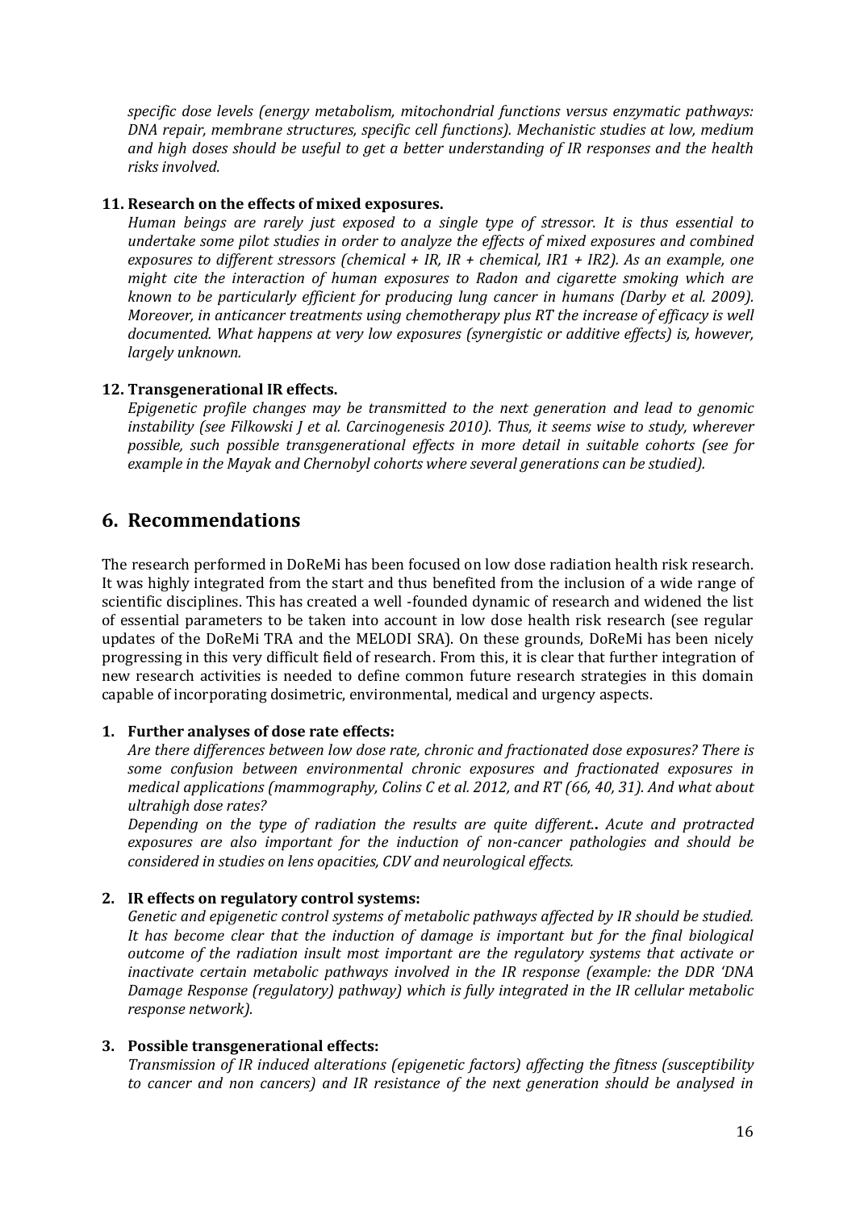*specific dose levels (energy metabolism, mitochondrial functions versus enzymatic pathways: DNA repair, membrane structures, specific cell functions). Mechanistic studies at low, medium and high doses should be useful to get a better understanding of IR responses and the health risks involved.*

**11. Research on the effects of mixed exposures.**

*Human beings are rarely just exposed to a single type of stressor. It is thus essential to undertake some pilot studies in order to analyze the effects of mixed exposures and combined exposures to different stressors (chemical + IR, IR + chemical, IR1 + IR2). As an example, one might cite the interaction of human exposures to Radon and cigarette smoking which are known to be particularly efficient for producing lung cancer in humans (Darby et al. 2009). Moreover, in anticancer treatments using chemotherapy plus RT the increase of efficacy is well documented. What happens at very low exposures (synergistic or additive effects) is, however, largely unknown.*

**12. Transgenerational IR effects.**

*Epigenetic profile changes may be transmitted to the next generation and lead to genomic instability (see Filkowski J et al. Carcinogenesis 2010). Thus, it seems wise to study, wherever possible, such possible transgenerational effects in more detail in suitable cohorts (see for example in the Mayak and Chernobyl cohorts where several generations can be studied).*

# 6. Recommendations

The research performed in DoReMi has been focused on low dose radiation health risk research. It was highly integrated from the start and thus benefited from the inclusion of a wide range of scientific disciplines. This has created a well -founded dynamic of research and widened the list of essential parameters to be taken into account in low dose health risk research (see regular updates of the DoReMi TRA and the MELODI SRA). On these grounds, DoReMi has been nicely progressing in this very difficult field of research. From this, it is clear that further integration of new research activities is needed to define common future research strategies in this domain capable of incorporating dosimetric, environmental, medical and urgency aspects.

**1. Further analyses of dose rate effects:**

*Are there differences between low dose rate, chronic and fractionated dose exposures? There is some confusion between environmental chronic exposures and fractionated exposures in medical applications (mammography, Colins C et al. 2012, and RT (66, 40, 31). And what about ultrahigh dose rates?*

*Depending on the type of radiation the results are quite different.*. *Acute and protracted exposures are also important for the induction of non-cancer pathologies and should be considered in studies on lens opacities, CDV and neurological effects.*

**2. IR effects on regulatory control systems:**

*Genetic and epigenetic control systems of metabolic pathways affected by IR should be studied. It has become clear that the induction of damage is important but for the final biological outcome of the radiation insult most important are the regulatory systems that activate or inactivate certain metabolic pathways involved in the IR response (example: the DDR 'DNA Damage Response (regulatory) pathway) which is fully integrated in the IR cellular metabolic response network).*

**3. Possible transgenerational effects:**

*Transmission of IR induced alterations (epigenetic factors) affecting the fitness (susceptibility to cancer and non cancers) and IR resistance of the next generation should be analysed in*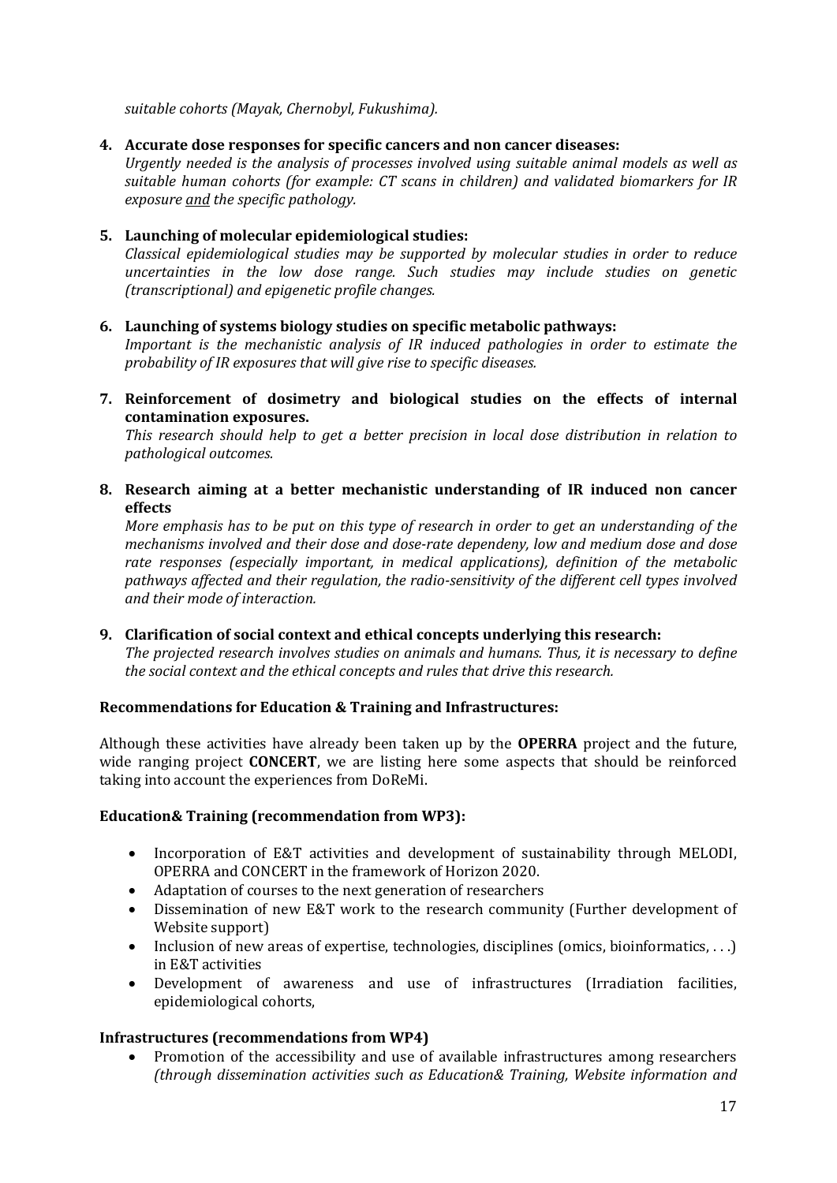*suitable cohorts (Mayak, Chernobyl, Fukushima).*

4. **Accurate dose responses for specific cancers and non cancer diseases:**
   *Urgently needed is the analysis of processes involved using suitable animal models as well as suitable human cohorts (for example: CT scans in children) and validated biomarkers for IR exposure <u>and</u> the specific pathology.*

5. **Launching of molecular epidemiological studies:**
   *Classical epidemiological studies may be supported by molecular studies in order to reduce uncertainties in the low dose range. Such studies may include studies on genetic (transcriptional) and epigenetic profile changes.*

6. **Launching of systems biology studies on specific metabolic pathways:**
   *Important is the mechanistic analysis of IR induced pathologies in order to estimate the probability of IR exposures that will give rise to specific diseases.*

7. **Reinforcement of dosimetry and biological studies on the effects of internal contamination exposures.**
   *This research should help to get a better precision in local dose distribution in relation to pathological outcomes.*

8. **Research aiming at a better mechanistic understanding of IR induced non cancer effects**
   *More emphasis has to be put on this type of research in order to get an understanding of the mechanisms involved and their dose and dose-rate dependeny, low and medium dose and dose rate responses (especially important, in medical applications), definition of the metabolic pathways affected and their regulation, the radio-sensitivity of the different cell types involved and their mode of interaction.*

9. **Clarification of social context and ethical concepts underlying this research:**
   *The projected research involves studies on animals and humans. Thus, it is necessary to define the social context and the ethical concepts and rules that drive this research.*

**Recommendations for Education & Training and Infrastructures:**

Although these activities have already been taken up by the **OPERRA** project and the future, wide ranging project **CONCERT**, we are listing here some aspects that should be reinforced taking into account the experiences from DoReMi.

**Education& Training (recommendation from WP3):**

- Incorporation of E&T activities and development of sustainability through MELODI, OPERRA and CONCERT in the framework of Horizon 2020.
- Adaptation of courses to the next generation of researchers
- Dissemination of new E&T work to the research community (Further development of Website support)
- Inclusion of new areas of expertise, technologies, disciplines (omics, bioinformatics, . . .) in E&T activities
- Development of awareness and use of infrastructures (Irradiation facilities, epidemiological cohorts,

**Infrastructures (recommendations from WP4)**

- Promotion of the accessibility and use of available infrastructures among researchers *(through dissemination activities such as Education& Training, Website information and*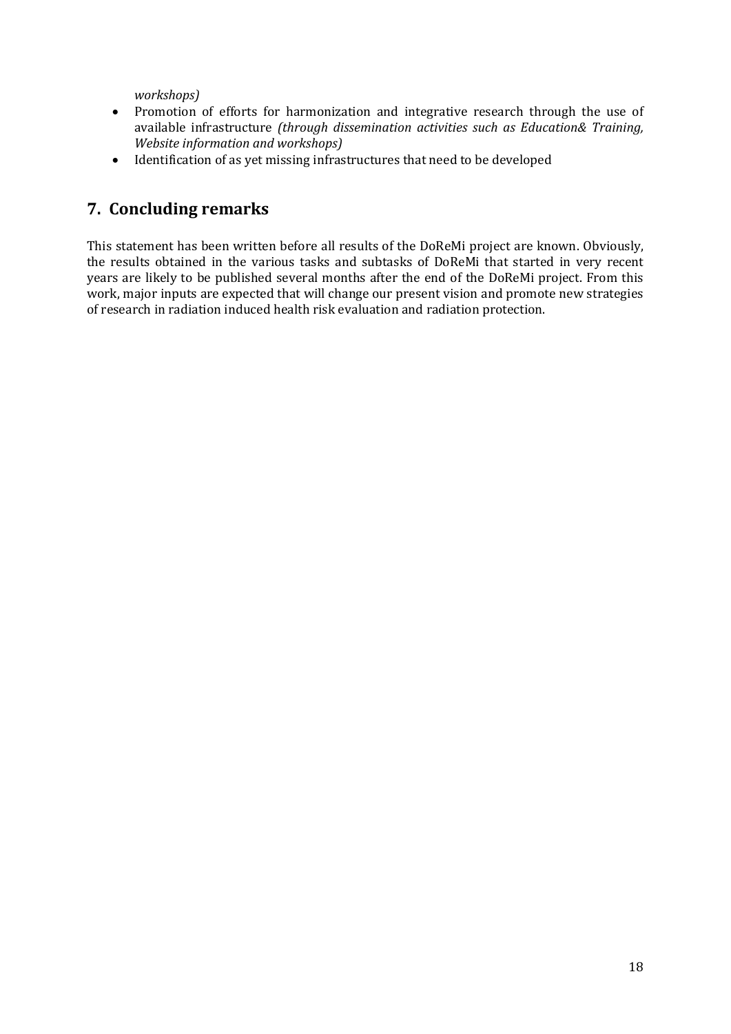*workshops)*

- Promotion of efforts for harmonization and integrative research through the use of available infrastructure *(through dissemination activities such as Education& Training, Website information and workshops)*
- Identification of as yet missing infrastructures that need to be developed

## 7. Concluding remarks

This statement has been written before all results of the DoReMi project are known. Obviously, the results obtained in the various tasks and subtasks of DoReMi that started in very recent years are likely to be published several months after the end of the DoReMi project. From this work, major inputs are expected that will change our present vision and promote new strategies of research in radiation induced health risk evaluation and radiation protection.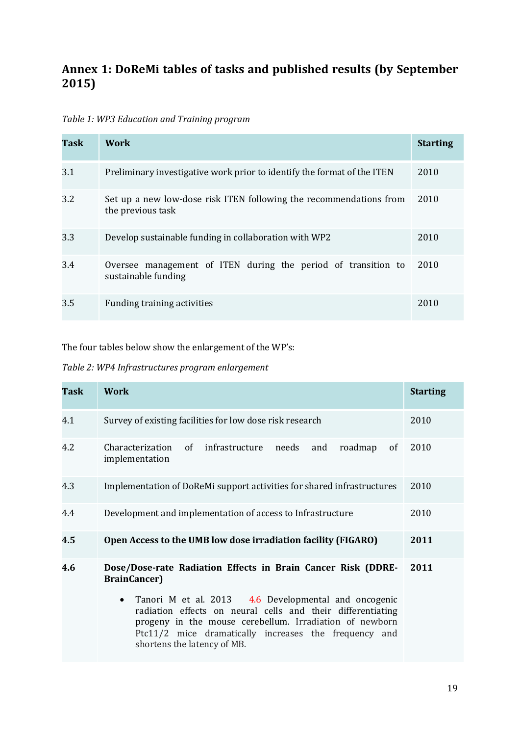## Annex 1: DoReMi tables of tasks and published results (by September 2015)

*Table 1: WP3 Education and Training program*

| Task | Work | Starting |
|---|---|---|
| 3.1 | Preliminary investigative work prior to identify the format of the ITEN | 2010 |
| 3.2 | Set up a new low-dose risk ITEN following the recommendations from the previous task | 2010 |
| 3.3 | Develop sustainable funding in collaboration with WP2 | 2010 |
| 3.4 | Oversee management of ITEN during the period of transition to sustainable funding | 2010 |
| 3.5 | Funding training activities | 2010 |

The four tables below show the enlargement of the WP's:

*Table 2: WP4 Infrastructures program enlargement*

| Task | Work | Starting |
|---|---|---|
| 4.1 | Survey of existing facilities for low dose risk research | 2010 |
| 4.2 | Characterization of infrastructure needs and roadmap of implementation | 2010 |
| 4.3 | Implementation of DoReMi support activities for shared infrastructures | 2010 |
| 4.4 | Development and implementation of access to Infrastructure | 2010 |
| **4.5** | **Open Access to the UMB low dose irradiation facility (FIGARO)** | **2011** |
| **4.6** | **Dose/Dose-rate Radiation Effects in Brain Cancer Risk (DDRE-BrainCancer)**<br>• Tanori M et al. 2013 4.6 Developmental and oncogenic radiation effects on neural cells and their differentiating progeny in the mouse cerebellum. Irradiation of newborn Ptc11/2 mice dramatically increases the frequency and shortens the latency of MB. | **2011** |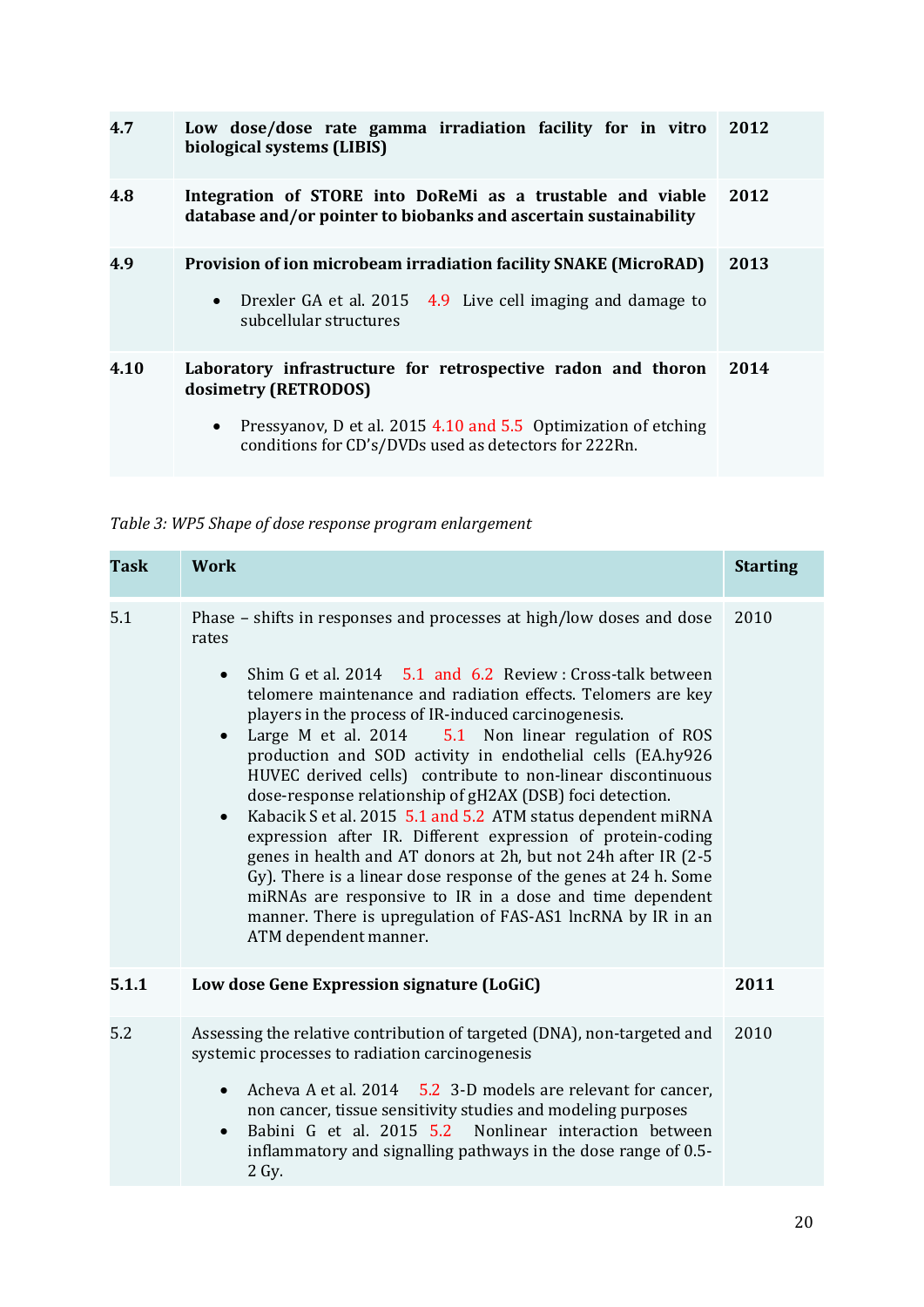| | | |
|---|---|---|
| **4.7** | **Low dose/dose rate gamma irradiation facility for in vitro biological systems (LIBIS)** | **2012** |
| **4.8** | **Integration of STORE into DoReMi as a trustable and viable database and/or pointer to biobanks and ascertain sustainability** | **2012** |
| **4.9** | **Provision of ion microbeam irradiation facility SNAKE (MicroRAD)**<br><br>• Drexler GA et al. 2015 4.9 Live cell imaging and damage to subcellular structures | **2013** |
| **4.10** | **Laboratory infrastructure for retrospective radon and thoron dosimetry (RETRODOS)**<br><br>• Pressyanov, D et al. 2015 4.10 and 5.5 Optimization of etching conditions for CD's/DVDs used as detectors for 222Rn. | **2014** |

*Table 3: WP5 Shape of dose response program enlargement*

| **Task** | **Work** | **Starting** |
|---|---|---|
| 5.1 | Phase – shifts in responses and processes at high/low doses and dose rates<br><br>• Shim G et al. 2014 5.1 and 6.2 Review : Cross-talk between telomere maintenance and radiation effects. Telomers are key players in the process of IR-induced carcinogenesis.<br>• Large M et al. 2014 5.1 Non linear regulation of ROS production and SOD activity in endothelial cells (EA.hy926 HUVEC derived cells) contribute to non-linear discontinuous dose-response relationship of gH2AX (DSB) foci detection.<br>• Kabacik S et al. 2015 5.1 and 5.2 ATM status dependent miRNA expression after IR. Different expression of protein-coding genes in health and AT donors at 2h, but not 24h after IR (2-5 Gy). There is a linear dose response of the genes at 24 h. Some miRNAs are responsive to IR in a dose and time dependent manner. There is upregulation of FAS-AS1 lncRNA by IR in an ATM dependent manner. | 2010 |
| **5.1.1** | **Low dose Gene Expression signature (LoGiC)** | **2011** |
| 5.2 | Assessing the relative contribution of targeted (DNA), non-targeted and systemic processes to radiation carcinogenesis<br><br>• Acheva A et al. 2014 5.2 3-D models are relevant for cancer, non cancer, tissue sensitivity studies and modeling purposes<br>• Babini G et al. 2015 5.2 Nonlinear interaction between inflammatory and signalling pathways in the dose range of 0.5-2 Gy. | 2010 |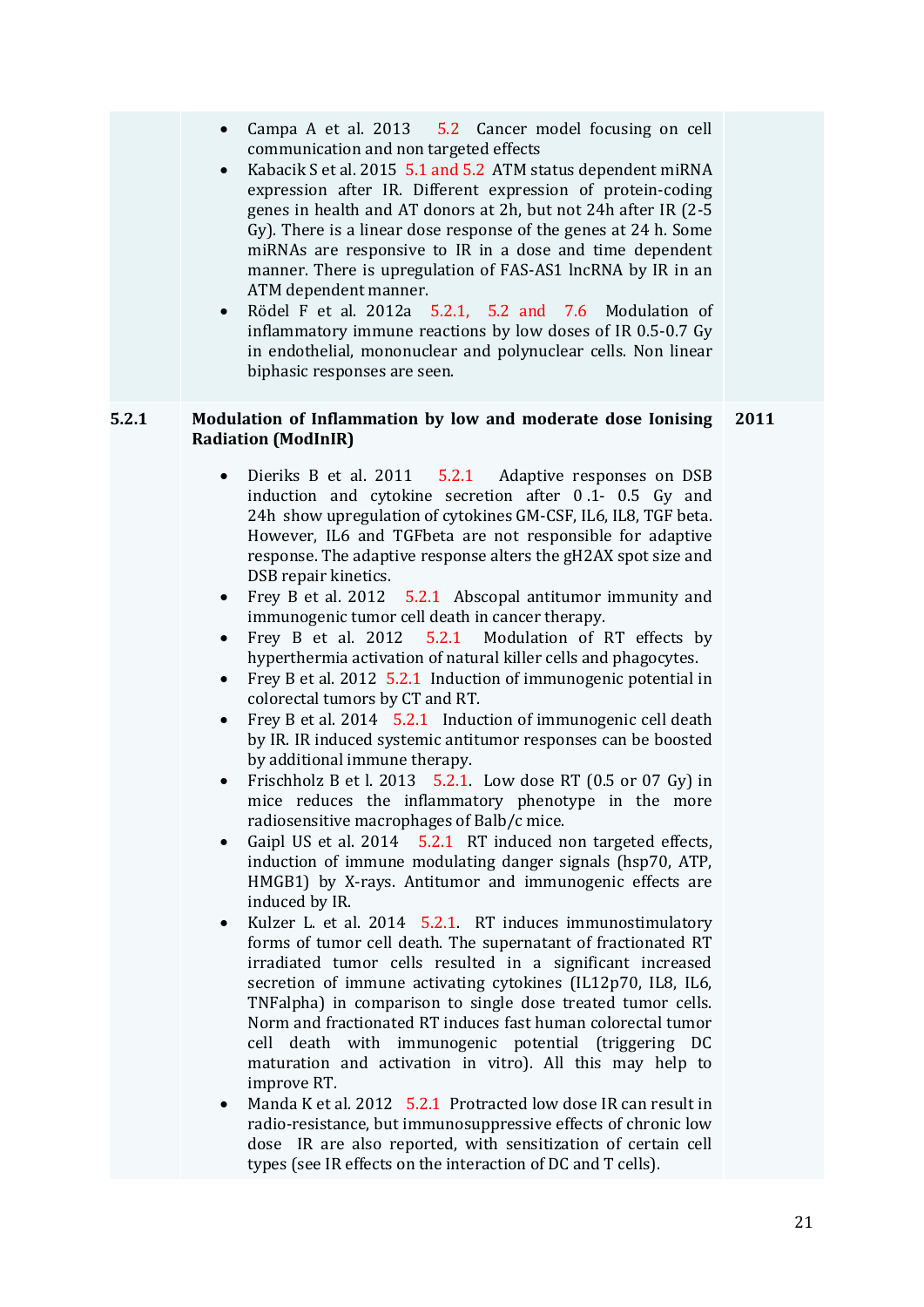| | | |
|---|---|---|
| | • Campa A et al. 2013 5.2 Cancer model focusing on cell communication and non targeted effects<br>• Kabacik S et al. 2015 5.1 and 5.2 ATM status dependent miRNA expression after IR. Different expression of protein-coding genes in health and AT donors at 2h, but not 24h after IR (2-5 Gy). There is a linear dose response of the genes at 24 h. Some miRNAs are responsive to IR in a dose and time dependent manner. There is upregulation of FAS-AS1 lncRNA by IR in an ATM dependent manner.<br>• Rödel F et al. 2012a 5.2.1, 5.2 and 7.6 Modulation of inflammatory immune reactions by low doses of IR 0.5-0.7 Gy in endothelial, mononuclear and polynuclear cells. Non linear biphasic responses are seen. | |
| **5.2.1** | **Modulation of Inflammation by low and moderate dose Ionising Radiation (ModInIR)**<br><br>• Dieriks B et al. 2011 5.2.1 Adaptive responses on DSB induction and cytokine secretion after 0 .1- 0.5 Gy and 24h show upregulation of cytokines GM-CSF, IL6, IL8, TGF beta. However, IL6 and TGFbeta are not responsible for adaptive response. The adaptive response alters the gH2AX spot size and DSB repair kinetics.<br>• Frey B et al. 2012 5.2.1 Abscopal antitumor immunity and immunogenic tumor cell death in cancer therapy.<br>• Frey B et al. 2012 5.2.1 Modulation of RT effects by hyperthermia activation of natural killer cells and phagocytes.<br>• Frey B et al. 2012 5.2.1 Induction of immunogenic potential in colorectal tumors by CT and RT.<br>• Frey B et al. 2014 5.2.1 Induction of immunogenic cell death by IR. IR induced systemic antitumor responses can be boosted by additional immune therapy.<br>• Frischholz B et l. 2013 5.2.1. Low dose RT (0.5 or 07 Gy) in mice reduces the inflammatory phenotype in the more radiosensitive macrophages of Balb/c mice.<br>• Gaipl US et al. 2014 5.2.1 RT induced non targeted effects, induction of immune modulating danger signals (hsp70, ATP, HMGB1) by X-rays. Antitumor and immunogenic effects are induced by IR.<br>• Kulzer L. et al. 2014 5.2.1. RT induces immunostimulatory forms of tumor cell death. The supernatant of fractionated RT irradiated tumor cells resulted in a significant increased secretion of immune activating cytokines (IL12p70, IL8, IL6, TNFalpha) in comparison to single dose treated tumor cells. Norm and fractionated RT induces fast human colorectal tumor cell death with immunogenic potential (triggering DC maturation and activation in vitro). All this may help to improve RT.<br>• Manda K et al. 2012 5.2.1 Protracted low dose IR can result in radio-resistance, but immunosuppressive effects of chronic low dose IR are also reported, with sensitization of certain cell types (see IR effects on the interaction of DC and T cells). | **2011** |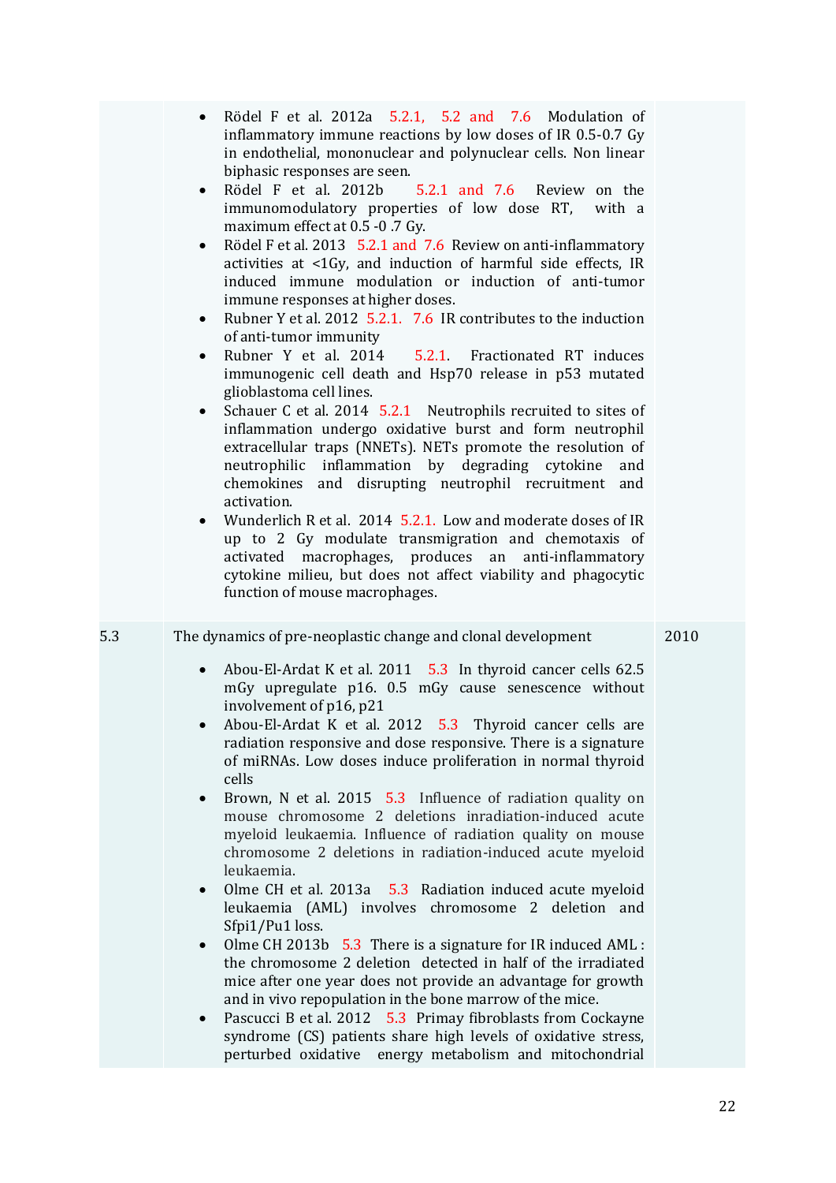| | | |
|---|---|---|
| | • Rödel F et al. 2012a 5.2.1, 5.2 and 7.6 Modulation of inflammatory immune reactions by low doses of IR 0.5-0.7 Gy in endothelial, mononuclear and polynuclear cells. Non linear biphasic responses are seen.<br>• Rödel F et al. 2012b 5.2.1 and 7.6 Review on the immunomodulatory properties of low dose RT, with a maximum effect at 0.5 -0 .7 Gy.<br>• Rödel F et al. 2013 5.2.1 and 7.6 Review on anti-inflammatory activities at <1Gy, and induction of harmful side effects, IR induced immune modulation or induction of anti-tumor immune responses at higher doses.<br>• Rubner Y et al. 2012 5.2.1. 7.6 IR contributes to the induction of anti-tumor immunity<br>• Rubner Y et al. 2014 5.2.1. Fractionated RT induces immunogenic cell death and Hsp70 release in p53 mutated glioblastoma cell lines.<br>• Schauer C et al. 2014 5.2.1 Neutrophils recruited to sites of inflammation undergo oxidative burst and form neutrophil extracellular traps (NNETs). NETs promote the resolution of neutrophilic inflammation by degrading cytokine and chemokines and disrupting neutrophil recruitment and activation.<br>• Wunderlich R et al. 2014 5.2.1. Low and moderate doses of IR up to 2 Gy modulate transmigration and chemotaxis of activated macrophages, produces an anti-inflammatory cytokine milieu, but does not affect viability and phagocytic function of mouse macrophages. | |
| 5.3 | The dynamics of pre-neoplastic change and clonal development<br><br>• Abou-El-Ardat K et al. 2011 5.3 In thyroid cancer cells 62.5 mGy upregulate p16. 0.5 mGy cause senescence without involvement of p16, p21<br>• Abou-El-Ardat K et al. 2012 5.3 Thyroid cancer cells are radiation responsive and dose responsive. There is a signature of miRNAs. Low doses induce proliferation in normal thyroid cells<br>• Brown, N et al. 2015 5.3 Influence of radiation quality on mouse chromosome 2 deletions inradiation-induced acute myeloid leukaemia. Influence of radiation quality on mouse chromosome 2 deletions in radiation-induced acute myeloid leukaemia.<br>• Olme CH et al. 2013a 5.3 Radiation induced acute myeloid leukaemia (AML) involves chromosome 2 deletion and Sfpi1/Pu1 loss.<br>• Olme CH 2013b 5.3 There is a signature for IR induced AML : the chromosome 2 deletion detected in half of the irradiated mice after one year does not provide an advantage for growth and in vivo repopulation in the bone marrow of the mice.<br>• Pascucci B et al. 2012 5.3 Primay fibroblasts from Cockayne syndrome (CS) patients share high levels of oxidative stress, perturbed oxidative energy metabolism and mitochondrial | 2010 |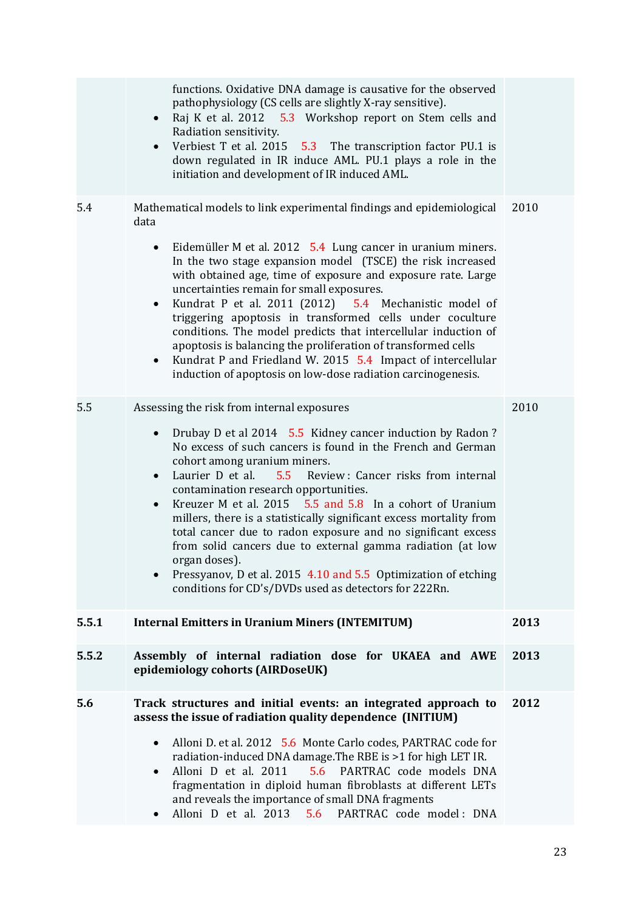| | | |
|---|---|---|
| | functions. Oxidative DNA damage is causative for the observed pathophysiology (CS cells are slightly X-ray sensitive).<br>• Raj K et al. 2012 5.3 Workshop report on Stem cells and Radiation sensitivity.<br>• Verbiest T et al. 2015 5.3 The transcription factor PU.1 is down regulated in IR induce AML. PU.1 plays a role in the initiation and development of IR induced AML. | |
| 5.4 | Mathematical models to link experimental findings and epidemiological data<br><br>• Eidemüller M et al. 2012 5.4 Lung cancer in uranium miners. In the two stage expansion model (TSCE) the risk increased with obtained age, time of exposure and exposure rate. Large uncertainties remain for small exposures.<br>• Kundrat P et al. 2011 (2012) 5.4 Mechanistic model of triggering apoptosis in transformed cells under coculture conditions. The model predicts that intercellular induction of apoptosis is balancing the proliferation of transformed cells<br>• Kundrat P and Friedland W. 2015 5.4 Impact of intercellular induction of apoptosis on low-dose radiation carcinogenesis. | 2010 |
| 5.5 | Assessing the risk from internal exposures<br><br>• Drubay D et al 2014 5.5 Kidney cancer induction by Radon ? No excess of such cancers is found in the French and German cohort among uranium miners.<br>• Laurier D et al. 5.5 Review : Cancer risks from internal contamination research opportunities.<br>• Kreuzer M et al. 2015 5.5 and 5.8 In a cohort of Uranium millers, there is a statistically significant excess mortality from total cancer due to radon exposure and no significant excess from solid cancers due to external gamma radiation (at low organ doses).<br>• Pressyanov, D et al. 2015 4.10 and 5.5 Optimization of etching conditions for CD's/DVDs used as detectors for 222Rn. | 2010 |
| **5.5.1** | **Internal Emitters in Uranium Miners (INTEMITUM)** | **2013** |
| **5.5.2** | **Assembly of internal radiation dose for UKAEA and AWE epidemiology cohorts (AIRDoseUK)** | **2013** |
| **5.6** | **Track structures and initial events: an integrated approach to assess the issue of radiation quality dependence (INITIUM)**<br><br>• Alloni D. et al. 2012 5.6 Monte Carlo codes, PARTRAC code for radiation-induced DNA damage.The RBE is >1 for high LET IR.<br>• Alloni D et al. 2011 5.6 PARTRAC code models DNA fragmentation in diploid human fibroblasts at different LETs and reveals the importance of small DNA fragments<br>• Alloni D et al. 2013 5.6 PARTRAC code model : DNA | **2012** |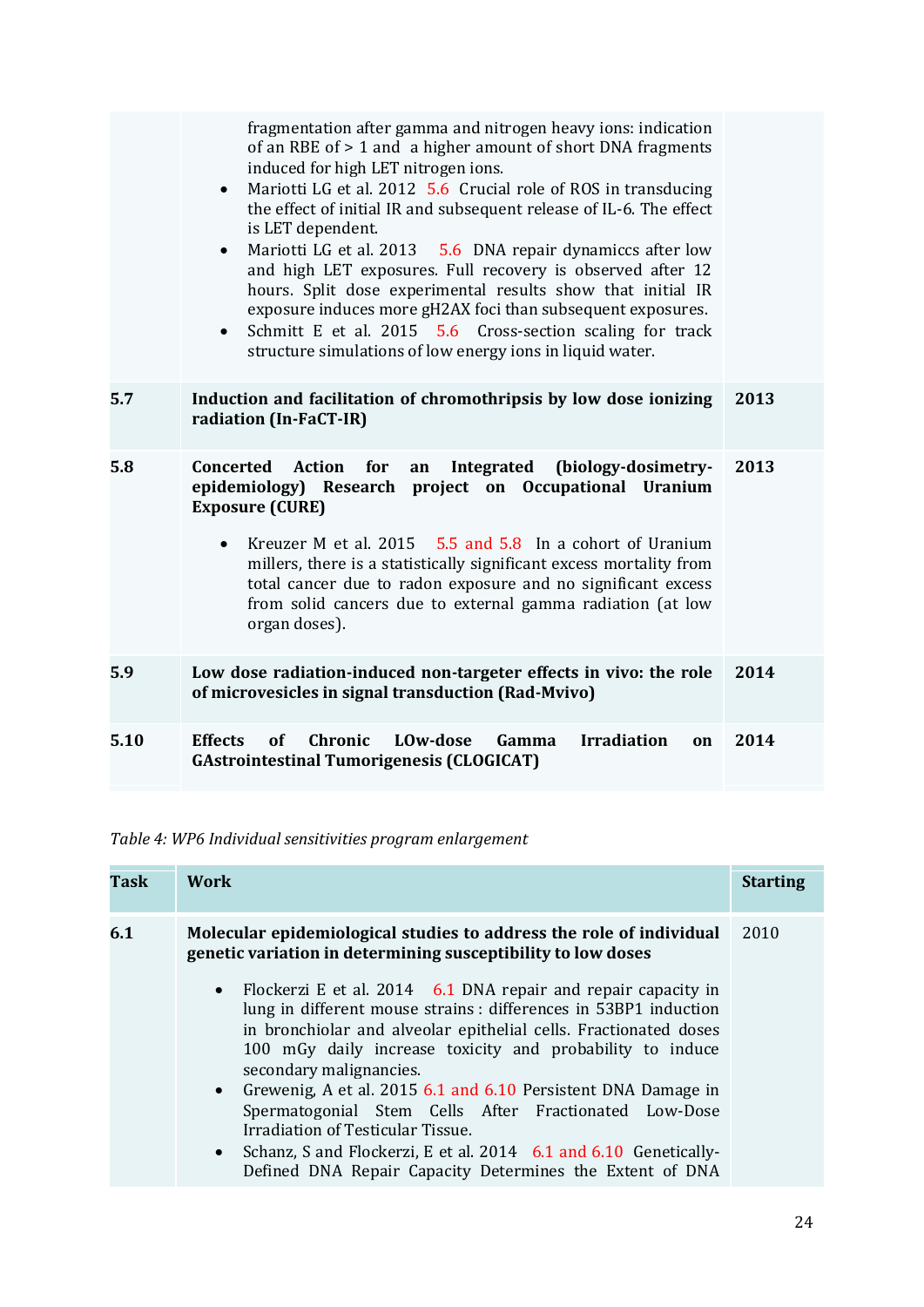| | | |
|---|---|---|
| | fragmentation after gamma and nitrogen heavy ions: indication of an RBE of > 1 and a higher amount of short DNA fragments induced for high LET nitrogen ions.<br>• Mariotti LG et al. 2012 5.6 Crucial role of ROS in transducing the effect of initial IR and subsequent release of IL-6. The effect is LET dependent.<br>• Mariotti LG et al. 2013 5.6 DNA repair dynamiccs after low and high LET exposures. Full recovery is observed after 12 hours. Split dose experimental results show that initial IR exposure induces more gH2AX foci than subsequent exposures.<br>• Schmitt E et al. 2015 5.6 Cross-section scaling for track structure simulations of low energy ions in liquid water. | |
| **5.7** | **Induction and facilitation of chromothripsis by low dose ionizing radiation (In-FaCT-IR)** | **2013** |
| **5.8** | **Concerted Action for an Integrated (biology-dosimetry-epidemiology) Research project on Occupational Uranium Exposure (CURE)**<br>• Kreuzer M et al. 2015 5.5 and 5.8 In a cohort of Uranium millers, there is a statistically significant excess mortality from total cancer due to radon exposure and no significant excess from solid cancers due to external gamma radiation (at low organ doses). | **2013** |
| **5.9** | **Low dose radiation-induced non-targeter effects in vivo: the role of microvesicles in signal transduction (Rad-Mvivo)** | **2014** |
| **5.10** | **Effects of Chronic LOw-dose Gamma Irradiation on GAstrointestinal Tumorigenesis (CLOGICAT)** | **2014** |

*Table 4: WP6 Individual sensitivities program enlargement*

| Task | Work | Starting |
|---|---|---|
| **6.1** | **Molecular epidemiological studies to address the role of individual genetic variation in determining susceptibility to low doses**<br>• Flockerzi E et al. 2014 6.1 DNA repair and repair capacity in lung in different mouse strains : differences in 53BP1 induction in bronchiolar and alveolar epithelial cells. Fractionated doses 100 mGy daily increase toxicity and probability to induce secondary malignancies.<br>• Grewenig, A et al. 2015 6.1 and 6.10 Persistent DNA Damage in Spermatogonial Stem Cells After Fractionated Low-Dose Irradiation of Testicular Tissue.<br>• Schanz, S and Flockerzi, E et al. 2014 6.1 and 6.10 Genetically-Defined DNA Repair Capacity Determines the Extent of DNA | 2010 |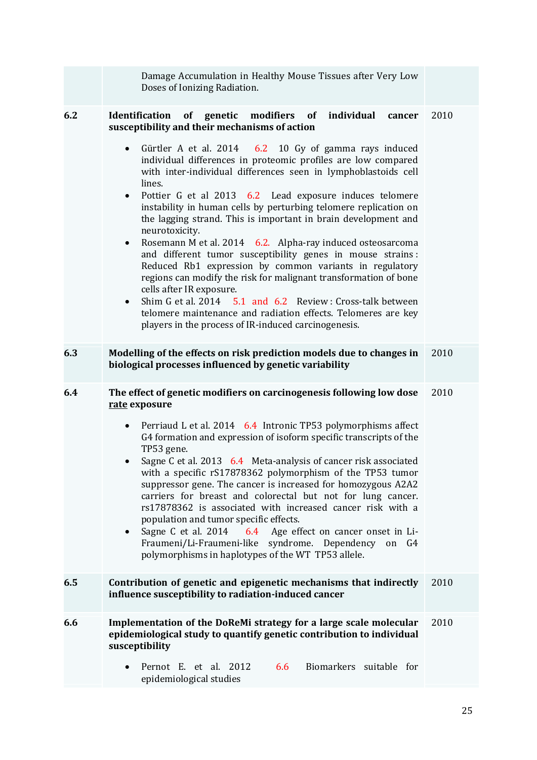| | | |
|---|---|---|
| | Damage Accumulation in Healthy Mouse Tissues after Very Low Doses of Ionizing Radiation. | |
| 6.2 | **Identification of genetic modifiers of individual cancer susceptibility and their mechanisms of action**<br><br>• Gürtler A et al. 2014 6.2 10 Gy of gamma rays induced individual differences in proteomic profiles are low compared with inter-individual differences seen in lymphoblastoids cell lines.<br>• Pottier G et al 2013 6.2 Lead exposure induces telomere instability in human cells by perturbing telomere replication on the lagging strand. This is important in brain development and neurotoxicity.<br>• Rosemann M et al. 2014 6.2. Alpha-ray induced osteosarcoma and different tumor susceptibility genes in mouse strains : Reduced Rb1 expression by common variants in regulatory regions can modify the risk for malignant transformation of bone cells after IR exposure.<br>• Shim G et al. 2014 5.1 and 6.2 Review : Cross-talk between telomere maintenance and radiation effects. Telomeres are key players in the process of IR-induced carcinogenesis. | 2010 |
| 6.3 | **Modelling of the effects on risk prediction models due to changes in biological processes influenced by genetic variability** | 2010 |
| 6.4 | **The effect of genetic modifiers on carcinogenesis following low dose <u>rate</u> exposure**<br><br>• Perriaud L et al. 2014 6.4 Intronic TP53 polymorphisms affect G4 formation and expression of isoform specific transcripts of the TP53 gene.<br>• Sagne C et al. 2013 6.4 Meta-analysis of cancer risk associated with a specific rS17878362 polymorphism of the TP53 tumor suppressor gene. The cancer is increased for homozygous A2A2 carriers for breast and colorectal but not for lung cancer. rs17878362 is associated with increased cancer risk with a population and tumor specific effects.<br>• Sagne C et al. 2014 6.4 Age effect on cancer onset in Li-Fraumeni/Li-Fraumeni-like syndrome. Dependency on G4 polymorphisms in haplotypes of the WT TP53 allele. | 2010 |
| 6.5 | **Contribution of genetic and epigenetic mechanisms that indirectly influence susceptibility to radiation-induced cancer** | 2010 |
| 6.6 | **Implementation of the DoReMi strategy for a large scale molecular epidemiological study to quantify genetic contribution to individual susceptibility**<br><br>• Pernot E. et al. 2012 6.6 Biomarkers suitable for epidemiological studies | 2010 |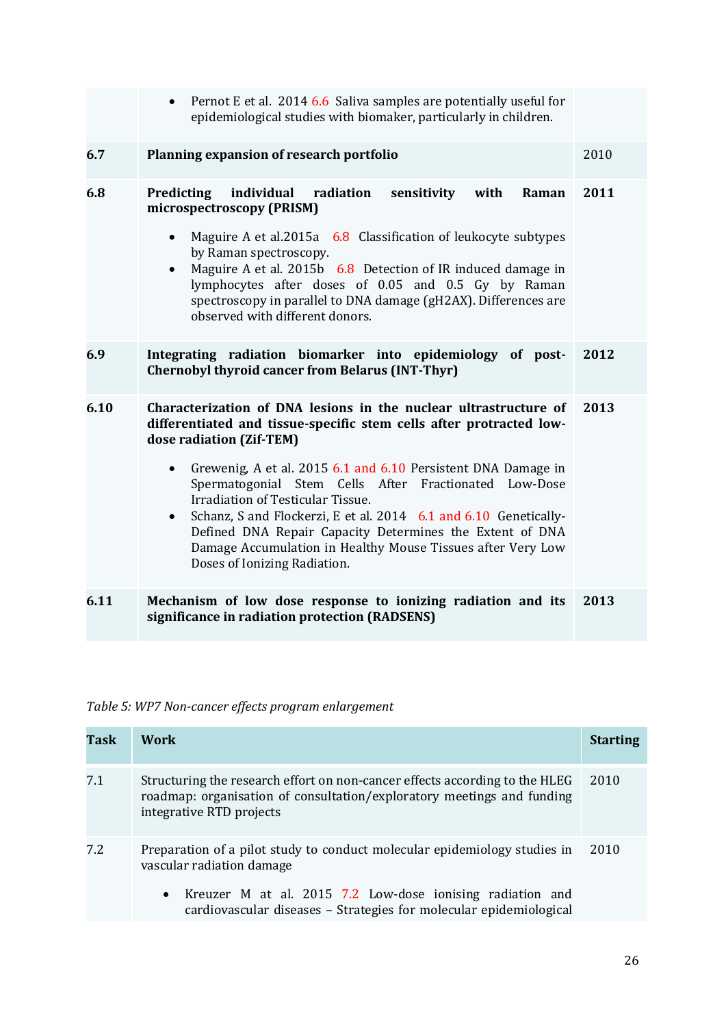| | | |
|---|---|---|
| | • Pernot E et al. 2014 6.6 Saliva samples are potentially useful for epidemiological studies with biomaker, particularly in children. | |
| **6.7** | **Planning expansion of research portfolio** | 2010 |
| **6.8** | **Predicting individual radiation sensitivity with Raman microspectroscopy (PRISM)**<br><br>• Maguire A et al.2015a 6.8 Classification of leukocyte subtypes by Raman spectroscopy.<br>• Maguire A et al. 2015b 6.8 Detection of IR induced damage in lymphocytes after doses of 0.05 and 0.5 Gy by Raman spectroscopy in parallel to DNA damage (gH2AX). Differences are observed with different donors. | **2011** |
| **6.9** | **Integrating radiation biomarker into epidemiology of post-Chernobyl thyroid cancer from Belarus (INT-Thyr)** | **2012** |
| **6.10** | **Characterization of DNA lesions in the nuclear ultrastructure of differentiated and tissue-specific stem cells after protracted low-dose radiation (Zif-TEM)**<br><br>• Grewenig, A et al. 2015 6.1 and 6.10 Persistent DNA Damage in Spermatogonial Stem Cells After Fractionated Low-Dose Irradiation of Testicular Tissue.<br>• Schanz, S and Flockerzi, E et al. 2014 6.1 and 6.10 Genetically-Defined DNA Repair Capacity Determines the Extent of DNA Damage Accumulation in Healthy Mouse Tissues after Very Low Doses of Ionizing Radiation. | **2013** |
| **6.11** | **Mechanism of low dose response to ionizing radiation and its significance in radiation protection (RADSENS)** | **2013** |

*Table 5: WP7 Non-cancer effects program enlargement*

| **Task** | **Work** | **Starting** |
|---|---|---|
| 7.1 | Structuring the research effort on non-cancer effects according to the HLEG roadmap: organisation of consultation/exploratory meetings and funding integrative RTD projects | 2010 |
| 7.2 | Preparation of a pilot study to conduct molecular epidemiology studies in vascular radiation damage<br><br>• Kreuzer M at al. 2015 7.2 Low-dose ionising radiation and cardiovascular diseases – Strategies for molecular epidemiological | 2010 |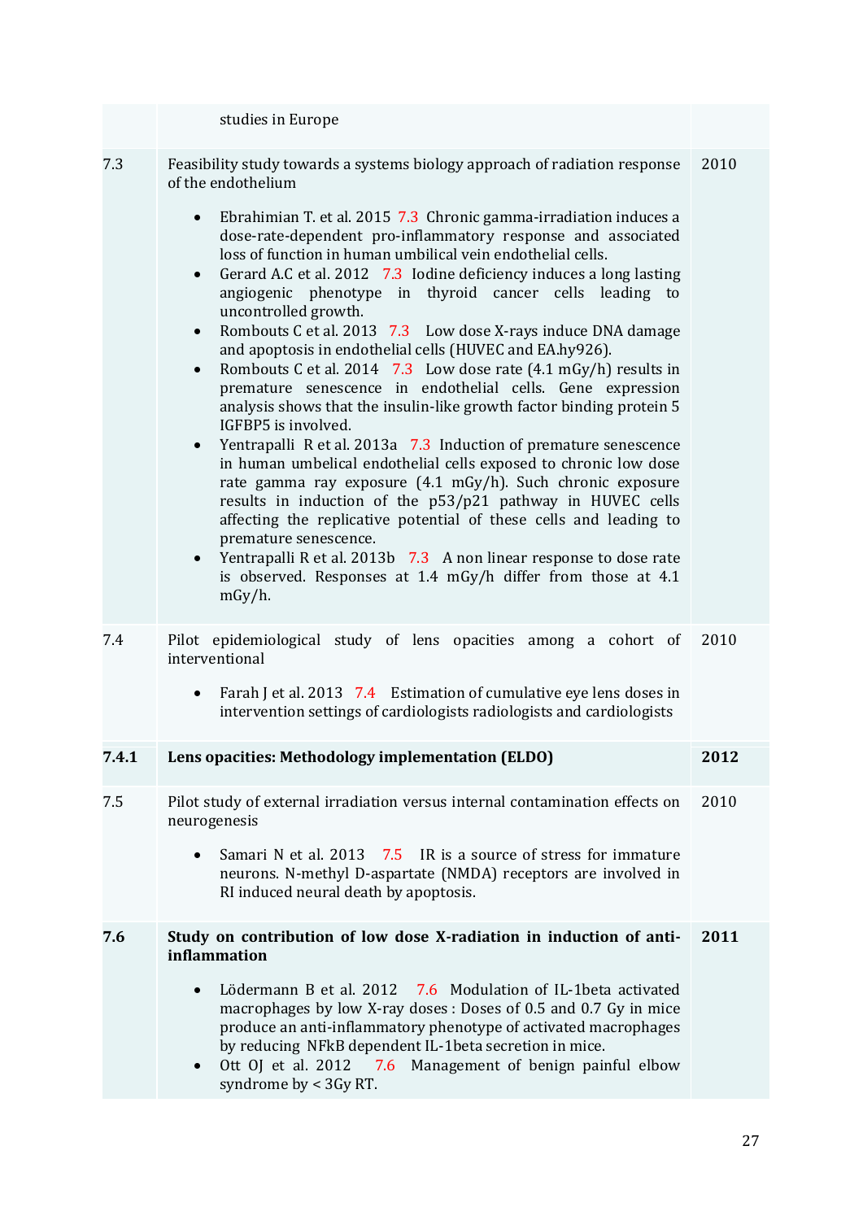| | | |
|---|---|---|
| | studies in Europe | |
| 7.3 | Feasibility study towards a systems biology approach of radiation response of the endothelium<br><br>• Ebrahimian T. et al. 2015 7.3 Chronic gamma-irradiation induces a dose-rate-dependent pro-inflammatory response and associated loss of function in human umbilical vein endothelial cells.<br>• Gerard A.C et al. 2012 7.3 Iodine deficiency induces a long lasting angiogenic phenotype in thyroid cancer cells leading to uncontrolled growth.<br>• Rombouts C et al. 2013 7.3 Low dose X-rays induce DNA damage and apoptosis in endothelial cells (HUVEC and EA.hy926).<br>• Rombouts C et al. 2014 7.3 Low dose rate (4.1 mGy/h) results in premature senescence in endothelial cells. Gene expression analysis shows that the insulin-like growth factor binding protein 5 IGFBP5 is involved.<br>• Yentrapalli R et al. 2013a 7.3 Induction of premature senescence in human umbelical endothelial cells exposed to chronic low dose rate gamma ray exposure (4.1 mGy/h). Such chronic exposure results in induction of the p53/p21 pathway in HUVEC cells affecting the replicative potential of these cells and leading to premature senescence.<br>• Yentrapalli R et al. 2013b 7.3 A non linear response to dose rate is observed. Responses at 1.4 mGy/h differ from those at 4.1 mGy/h. | 2010 |
| 7.4 | Pilot epidemiological study of lens opacities among a cohort of interventional<br><br>• Farah J et al. 2013 7.4 Estimation of cumulative eye lens doses in intervention settings of cardiologists radiologists and cardiologists | 2010 |
| **7.4.1** | **Lens opacities: Methodology implementation (ELDO)** | **2012** |
| 7.5 | Pilot study of external irradiation versus internal contamination effects on neurogenesis<br><br>• Samari N et al. 2013 7.5 IR is a source of stress for immature neurons. N-methyl D-aspartate (NMDA) receptors are involved in RI induced neural death by apoptosis. | 2010 |
| **7.6** | **Study on contribution of low dose X-radiation in induction of anti-inflammation**<br><br>• Lödermann B et al. 2012 7.6 Modulation of IL-1beta activated macrophages by low X-ray doses : Doses of 0.5 and 0.7 Gy in mice produce an anti-inflammatory phenotype of activated macrophages by reducing NFkB dependent IL-1beta secretion in mice.<br>• Ott OJ et al. 2012 7.6 Management of benign painful elbow syndrome by < 3Gy RT. | **2011** |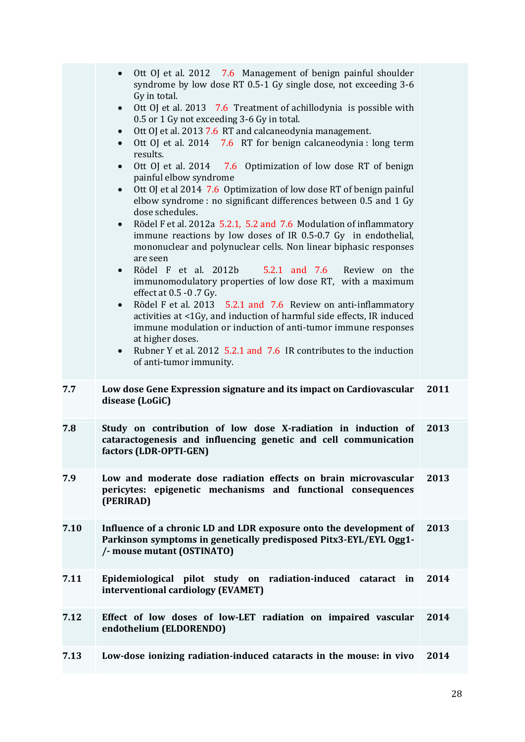| | | |
|---|---|---|
| | • Ott OJ et al. 2012 7.6 Management of benign painful shoulder syndrome by low dose RT 0.5-1 Gy single dose, not exceeding 3-6 Gy in total.<br>• Ott OJ et al. 2013 7.6 Treatment of achillodynia is possible with 0.5 or 1 Gy not exceeding 3-6 Gy in total.<br>• Ott OJ et al. 2013 7.6 RT and calcaneodynia management.<br>• Ott OJ et al. 2014 7.6 RT for benign calcaneodynia : long term results.<br>• Ott OJ et al. 2014 7.6 Optimization of low dose RT of benign painful elbow syndrome<br>• Ott OJ et al 2014 7.6 Optimization of low dose RT of benign painful elbow syndrome : no significant differences between 0.5 and 1 Gy dose schedules.<br>• Rödel F et al. 2012a 5.2.1, 5.2 and 7.6 Modulation of inflammatory immune reactions by low doses of IR 0.5-0.7 Gy in endothelial, mononuclear and polynuclear cells. Non linear biphasic responses are seen<br>• Rödel F et al. 2012b 5.2.1 and 7.6 Review on the immunomodulatory properties of low dose RT, with a maximum effect at 0.5 -0 .7 Gy.<br>• Rödel F et al. 2013 5.2.1 and 7.6 Review on anti-inflammatory activities at <1Gy, and induction of harmful side effects, IR induced immune modulation or induction of anti-tumor immune responses at higher doses.<br>• Rubner Y et al. 2012 5.2.1 and 7.6 IR contributes to the induction of anti-tumor immunity. | |
| **7.7** | **Low dose Gene Expression signature and its impact on Cardiovascular disease (LoGiC)** | **2011** |
| **7.8** | **Study on contribution of low dose X-radiation in induction of cataractogenesis and influencing genetic and cell communication factors (LDR-OPTI-GEN)** | **2013** |
| **7.9** | **Low and moderate dose radiation effects on brain microvascular pericytes: epigenetic mechanisms and functional consequences (PERIRAD)** | **2013** |
| **7.10** | **Influence of a chronic LD and LDR exposure onto the development of Parkinson symptoms in genetically predisposed Pitx3-EYL/EYL Ogg1-/- mouse mutant (OSTINATO)** | **2013** |
| **7.11** | **Epidemiological pilot study on radiation-induced cataract in interventional cardiology (EVAMET)** | **2014** |
| **7.12** | **Effect of low doses of low-LET radiation on impaired vascular endothelium (ELDORENDO)** | **2014** |
| **7.13** | **Low-dose ionizing radiation-induced cataracts in the mouse: in vivo** | **2014** |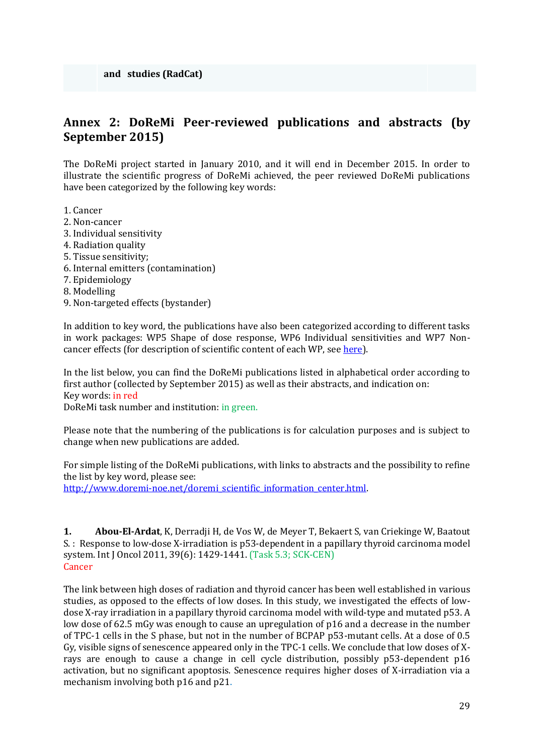**and studies (RadCat)**

## Annex 2: DoReMi Peer-reviewed publications and abstracts (by September 2015)

The DoReMi project started in January 2010, and it will end in December 2015. In order to illustrate the scientific progress of DoReMi achieved, the peer reviewed DoReMi publications have been categorized by the following key words:

1. Cancer
2. Non-cancer
3. Individual sensitivity
4. Radiation quality
5. Tissue sensitivity;
6. Internal emitters (contamination)
7. Epidemiology
8. Modelling
9. Non-targeted effects (bystander)

In addition to key word, the publications have also been categorized according to different tasks in work packages: WP5 Shape of dose response, WP6 Individual sensitivities and WP7 Non-cancer effects (for description of scientific content of each WP, see here).

In the list below, you can find the DoReMi publications listed in alphabetical order according to first author (collected by September 2015) as well as their abstracts, and indication on:
Key words: in red
DoReMi task number and institution: in green.

Please note that the numbering of the publications is for calculation purposes and is subject to change when new publications are added.

For simple listing of the DoReMi publications, with links to abstracts and the possibility to refine the list by key word, please see:
http://www.doremi-noe.net/doremi_scientific_information_center.html.

**1. Abou-El-Ardat**, K, Derradji H, de Vos W, de Meyer T, Bekaert S, van Criekinge W, Baatout S. : Response to low-dose X-irradiation is p53-dependent in a papillary thyroid carcinoma model system. Int J Oncol 2011, 39(6): 1429-1441. (Task 5.3; SCK-CEN)
Cancer

The link between high doses of radiation and thyroid cancer has been well established in various studies, as opposed to the effects of low doses. In this study, we investigated the effects of low-dose X-ray irradiation in a papillary thyroid carcinoma model with wild-type and mutated p53. A low dose of 62.5 mGy was enough to cause an upregulation of p16 and a decrease in the number of TPC-1 cells in the S phase, but not in the number of BCPAP p53-mutant cells. At a dose of 0.5 Gy, visible signs of senescence appeared only in the TPC-1 cells. We conclude that low doses of X-rays are enough to cause a change in cell cycle distribution, possibly p53-dependent p16 activation, but no significant apoptosis. Senescence requires higher doses of X-irradiation via a mechanism involving both p16 and p21.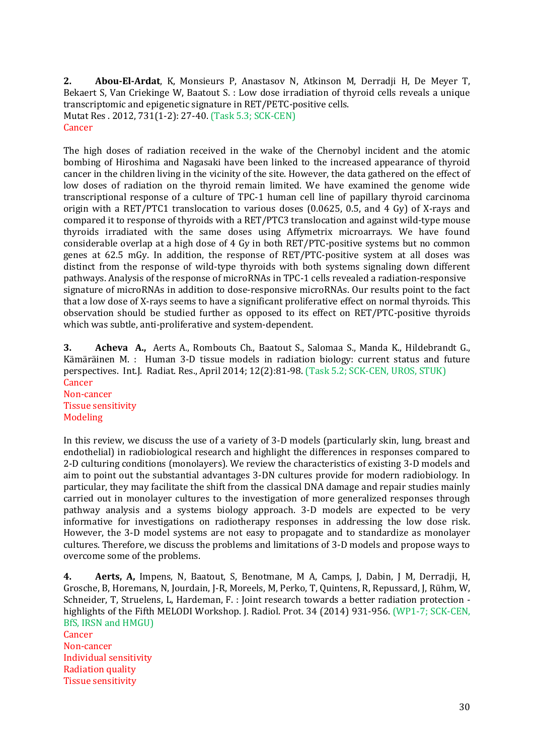**2.** **Abou-El-Ardat**, K, Monsieurs P, Anastasov N, Atkinson M, Derradji H, De Meyer T, Bekaert S, Van Criekinge W, Baatout S. : Low dose irradiation of thyroid cells reveals a unique transcriptomic and epigenetic signature in RET/PETC-positive cells.
Mutat Res . 2012, 731(1-2): 27-40. (Task 5.3; SCK-CEN)
Cancer

The high doses of radiation received in the wake of the Chernobyl incident and the atomic bombing of Hiroshima and Nagasaki have been linked to the increased appearance of thyroid cancer in the children living in the vicinity of the site. However, the data gathered on the effect of low doses of radiation on the thyroid remain limited. We have examined the genome wide transcriptional response of a culture of TPC-1 human cell line of papillary thyroid carcinoma origin with a RET/PTC1 translocation to various doses (0.0625, 0.5, and 4 Gy) of X-rays and compared it to response of thyroids with a RET/PTC3 translocation and against wild-type mouse thyroids irradiated with the same doses using Affymetrix microarrays. We have found considerable overlap at a high dose of 4 Gy in both RET/PTC-positive systems but no common genes at 62.5 mGy. In addition, the response of RET/PTC-positive system at all doses was distinct from the response of wild-type thyroids with both systems signaling down different pathways. Analysis of the response of microRNAs in TPC-1 cells revealed a radiation-responsive signature of microRNAs in addition to dose-responsive microRNAs. Our results point to the fact that a low dose of X-rays seems to have a significant proliferative effect on normal thyroids. This observation should be studied further as opposed to its effect on RET/PTC-positive thyroids which was subtle, anti-proliferative and system-dependent.

**3.** **Acheva A.,** Aerts A., Rombouts Ch., Baatout S., Salomaa S., Manda K., Hildebrandt G., Kämäräinen M. : Human 3-D tissue models in radiation biology: current status and future perspectives. Int.J. Radiat. Res., April 2014; 12(2):81-98. (Task 5.2; SCK-CEN, UROS, STUK)
Cancer
Non-cancer
Tissue sensitivity
Modeling

In this review, we discuss the use of a variety of 3-D models (particularly skin, lung, breast and endothelial) in radiobiological research and highlight the differences in responses compared to 2-D culturing conditions (monolayers). We review the characteristics of existing 3-D models and aim to point out the substantial advantages 3-DN cultures provide for modern radiobiology. In particular, they may facilitate the shift from the classical DNA damage and repair studies mainly carried out in monolayer cultures to the investigation of more generalized responses through pathway analysis and a systems biology approach. 3-D models are expected to be very informative for investigations on radiotherapy responses in addressing the low dose risk. However, the 3-D model systems are not easy to propagate and to standardize as monolayer cultures. Therefore, we discuss the problems and limitations of 3-D models and propose ways to overcome some of the problems.

**4.** **Aerts, A,** Impens, N, Baatout, S, Benotmane, M A, Camps, J, Dabin, J M, Derradji, H, Grosche, B, Horemans, N, Jourdain, J-R, Moreels, M, Perko, T, Quintens, R, Repussard, J, Rühm, W, Schneider, T, Struelens, L, Hardeman, F. : Joint research towards a better radiation protection - highlights of the Fifth MELODI Workshop. J. Radiol. Prot. 34 (2014) 931-956. (WP1-7; SCK-CEN, BfS, IRSN and HMGU)
Cancer
Non-cancer
Individual sensitivity
Radiation quality
Tissue sensitivity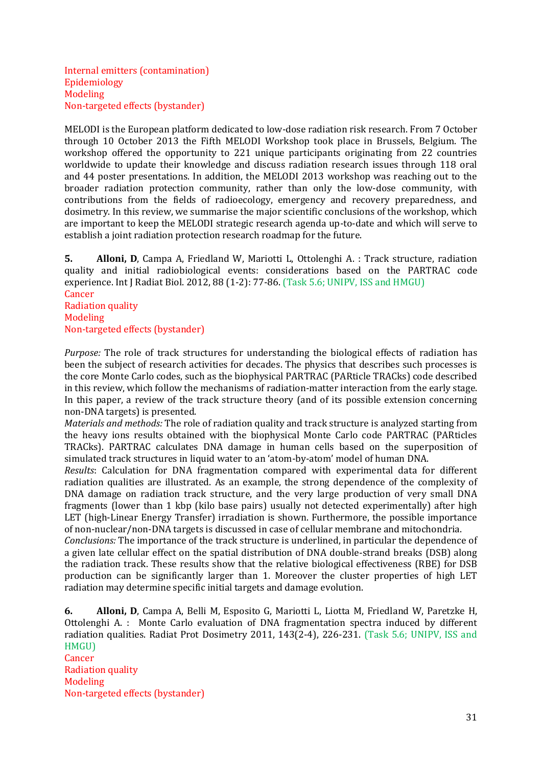Internal emitters (contamination)
Epidemiology
Modeling
Non-targeted effects (bystander)

MELODI is the European platform dedicated to low-dose radiation risk research. From 7 October through 10 October 2013 the Fifth MELODI Workshop took place in Brussels, Belgium. The workshop offered the opportunity to 221 unique participants originating from 22 countries worldwide to update their knowledge and discuss radiation research issues through 118 oral and 44 poster presentations. In addition, the MELODI 2013 workshop was reaching out to the broader radiation protection community, rather than only the low-dose community, with contributions from the fields of radioecology, emergency and recovery preparedness, and dosimetry. In this review, we summarise the major scientific conclusions of the workshop, which are important to keep the MELODI strategic research agenda up-to-date and which will serve to establish a joint radiation protection research roadmap for the future.

**5.** **Alloni, D**, Campa A, Friedland W, Mariotti L, Ottolenghi A. : Track structure, radiation quality and initial radiobiological events: considerations based on the PARTRAC code experience. Int J Radiat Biol. 2012, 88 (1-2): 77-86. (Task 5.6; UNIPV, ISS and HMGU)
Cancer
Radiation quality
Modeling
Non-targeted effects (bystander)

*Purpose:* The role of track structures for understanding the biological effects of radiation has been the subject of research activities for decades. The physics that describes such processes is the core Monte Carlo codes, such as the biophysical PARTRAC (PARticle TRACks) code described in this review, which follow the mechanisms of radiation-matter interaction from the early stage. In this paper, a review of the track structure theory (and of its possible extension concerning non-DNA targets) is presented.
*Materials and methods:* The role of radiation quality and track structure is analyzed starting from the heavy ions results obtained with the biophysical Monte Carlo code PARTRAC (PARticles TRACks). PARTRAC calculates DNA damage in human cells based on the superposition of simulated track structures in liquid water to an 'atom-by-atom' model of human DNA.
*Results*: Calculation for DNA fragmentation compared with experimental data for different radiation qualities are illustrated. As an example, the strong dependence of the complexity of DNA damage on radiation track structure, and the very large production of very small DNA fragments (lower than 1 kbp (kilo base pairs) usually not detected experimentally) after high LET (high-Linear Energy Transfer) irradiation is shown. Furthermore, the possible importance of non-nuclear/non-DNA targets is discussed in case of cellular membrane and mitochondria.
*Conclusions:* The importance of the track structure is underlined, in particular the dependence of a given late cellular effect on the spatial distribution of DNA double-strand breaks (DSB) along the radiation track. These results show that the relative biological effectiveness (RBE) for DSB production can be significantly larger than 1. Moreover the cluster properties of high LET radiation may determine specific initial targets and damage evolution.

**6.** **Alloni, D**, Campa A, Belli M, Esposito G, Mariotti L, Liotta M, Friedland W, Paretzke H, Ottolenghi A. : Monte Carlo evaluation of DNA fragmentation spectra induced by different radiation qualities. Radiat Prot Dosimetry 2011, 143(2-4), 226-231. (Task 5.6; UNIPV, ISS and HMGU)
Cancer
Radiation quality
Modeling
Non-targeted effects (bystander)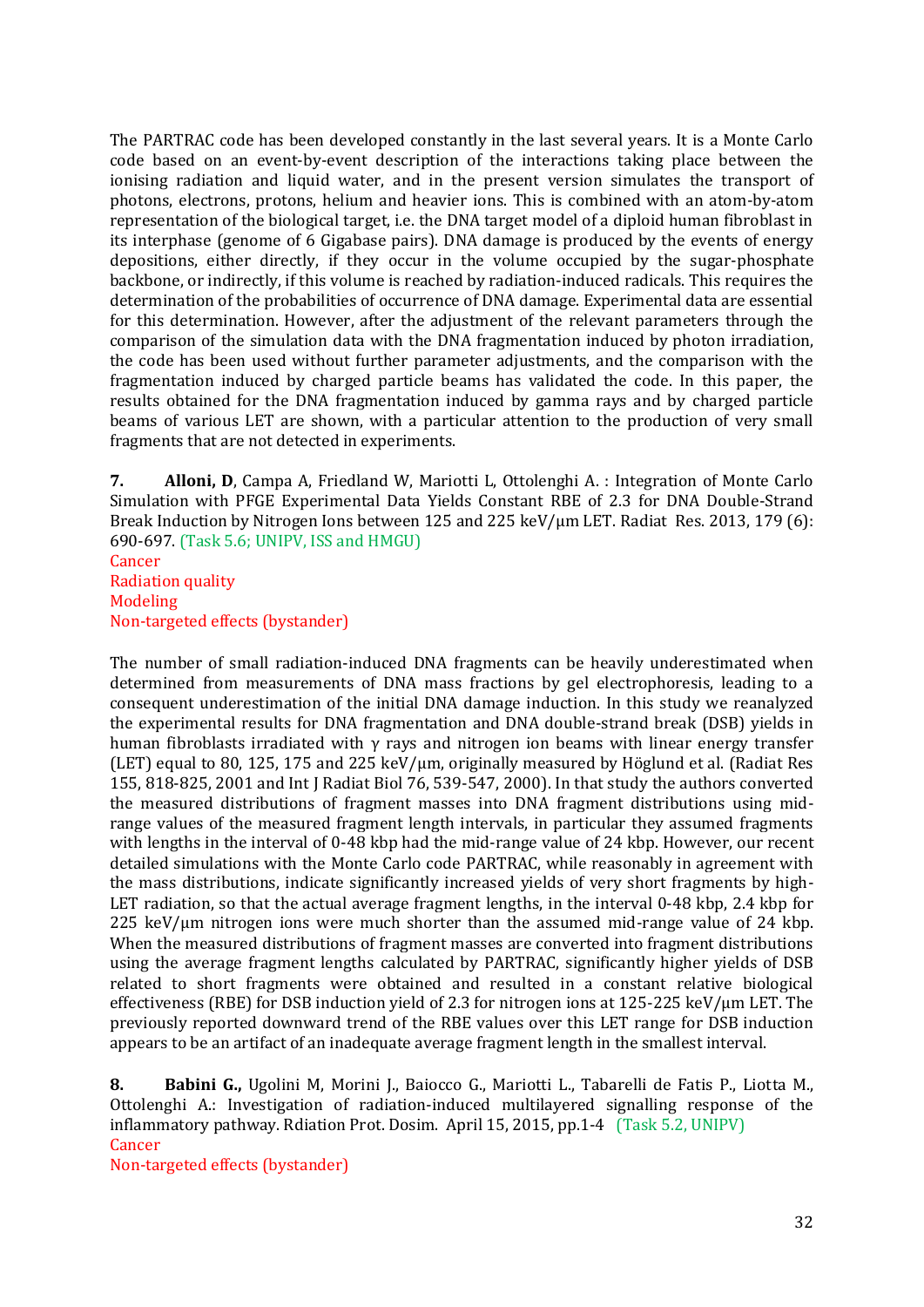The PARTRAC code has been developed constantly in the last several years. It is a Monte Carlo code based on an event-by-event description of the interactions taking place between the ionising radiation and liquid water, and in the present version simulates the transport of photons, electrons, protons, helium and heavier ions. This is combined with an atom-by-atom representation of the biological target, i.e. the DNA target model of a diploid human fibroblast in its interphase (genome of 6 Gigabase pairs). DNA damage is produced by the events of energy depositions, either directly, if they occur in the volume occupied by the sugar-phosphate backbone, or indirectly, if this volume is reached by radiation-induced radicals. This requires the determination of the probabilities of occurrence of DNA damage. Experimental data are essential for this determination. However, after the adjustment of the relevant parameters through the comparison of the simulation data with the DNA fragmentation induced by photon irradiation, the code has been used without further parameter adjustments, and the comparison with the fragmentation induced by charged particle beams has validated the code. In this paper, the results obtained for the DNA fragmentation induced by gamma rays and by charged particle beams of various LET are shown, with a particular attention to the production of very small fragments that are not detected in experiments.

**7.** **Alloni, D**, Campa A, Friedland W, Mariotti L, Ottolenghi A. : Integration of Monte Carlo Simulation with PFGE Experimental Data Yields Constant RBE of 2.3 for DNA Double-Strand Break Induction by Nitrogen Ions between 125 and 225 keV/μm LET. Radiat Res. 2013, 179 (6): 690-697. (Task 5.6; UNIPV, ISS and HMGU)
Cancer
Radiation quality
Modeling
Non-targeted effects (bystander)

The number of small radiation-induced DNA fragments can be heavily underestimated when determined from measurements of DNA mass fractions by gel electrophoresis, leading to a consequent underestimation of the initial DNA damage induction. In this study we reanalyzed the experimental results for DNA fragmentation and DNA double-strand break (DSB) yields in human fibroblasts irradiated with γ rays and nitrogen ion beams with linear energy transfer (LET) equal to 80, 125, 175 and 225 keV/μm, originally measured by Höglund et al. (Radiat Res 155, 818-825, 2001 and Int J Radiat Biol 76, 539-547, 2000). In that study the authors converted the measured distributions of fragment masses into DNA fragment distributions using mid-range values of the measured fragment length intervals, in particular they assumed fragments with lengths in the interval of 0-48 kbp had the mid-range value of 24 kbp. However, our recent detailed simulations with the Monte Carlo code PARTRAC, while reasonably in agreement with the mass distributions, indicate significantly increased yields of very short fragments by high-LET radiation, so that the actual average fragment lengths, in the interval 0-48 kbp, 2.4 kbp for 225 keV/μm nitrogen ions were much shorter than the assumed mid-range value of 24 kbp. When the measured distributions of fragment masses are converted into fragment distributions using the average fragment lengths calculated by PARTRAC, significantly higher yields of DSB related to short fragments were obtained and resulted in a constant relative biological effectiveness (RBE) for DSB induction yield of 2.3 for nitrogen ions at 125-225 keV/μm LET. The previously reported downward trend of the RBE values over this LET range for DSB induction appears to be an artifact of an inadequate average fragment length in the smallest interval.

**8.** **Babini G.,** Ugolini M, Morini J., Baiocco G., Mariotti L., Tabarelli de Fatis P., Liotta M., Ottolenghi A.: Investigation of radiation-induced multilayered signalling response of the inflammatory pathway. Rdiation Prot. Dosim. April 15, 2015, pp.1-4 (Task 5.2, UNIPV)
Cancer
Non-targeted effects (bystander)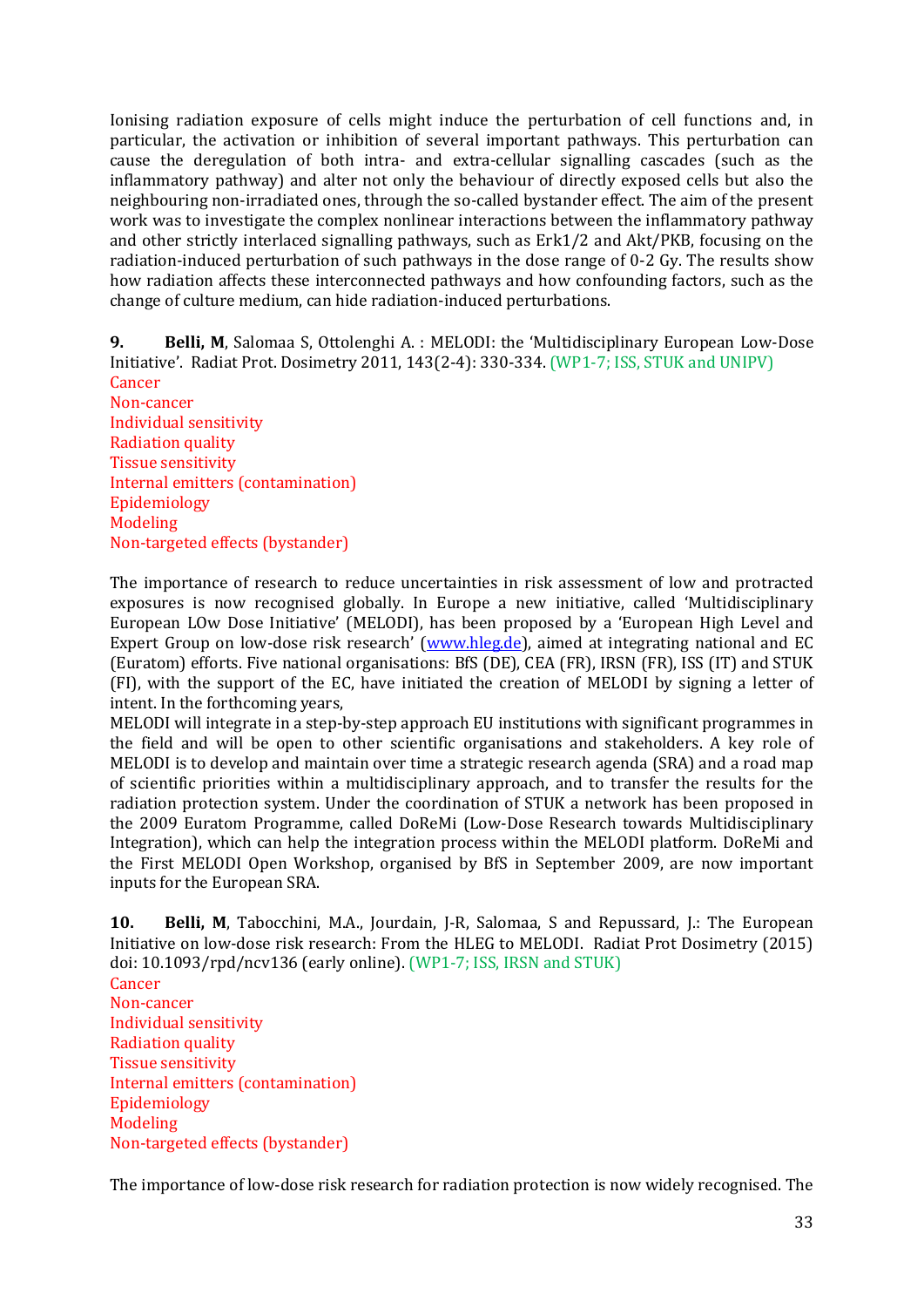Ionising radiation exposure of cells might induce the perturbation of cell functions and, in particular, the activation or inhibition of several important pathways. This perturbation can cause the deregulation of both intra- and extra-cellular signalling cascades (such as the inflammatory pathway) and alter not only the behaviour of directly exposed cells but also the neighbouring non-irradiated ones, through the so-called bystander effect. The aim of the present work was to investigate the complex nonlinear interactions between the inflammatory pathway and other strictly interlaced signalling pathways, such as Erk1/2 and Akt/PKB, focusing on the radiation-induced perturbation of such pathways in the dose range of 0-2 Gy. The results show how radiation affects these interconnected pathways and how confounding factors, such as the change of culture medium, can hide radiation-induced perturbations.

**9.** **Belli, M**, Salomaa S, Ottolenghi A. : MELODI: the 'Multidisciplinary European Low-Dose Initiative'. Radiat Prot. Dosimetry 2011, 143(2-4): 330-334. (WP1-7; ISS, STUK and UNIPV)
Cancer
Non-cancer
Individual sensitivity
Radiation quality
Tissue sensitivity
Internal emitters (contamination)
Epidemiology
Modeling
Non-targeted effects (bystander)

The importance of research to reduce uncertainties in risk assessment of low and protracted exposures is now recognised globally. In Europe a new initiative, called 'Multidisciplinary European LOw Dose Initiative' (MELODI), has been proposed by a 'European High Level and Expert Group on low-dose risk research' ([www.hleg.de](www.hleg.de)), aimed at integrating national and EC (Euratom) efforts. Five national organisations: BfS (DE), CEA (FR), IRSN (FR), ISS (IT) and STUK (FI), with the support of the EC, have initiated the creation of MELODI by signing a letter of intent. In the forthcoming years,
MELODI will integrate in a step-by-step approach EU institutions with significant programmes in the field and will be open to other scientific organisations and stakeholders. A key role of MELODI is to develop and maintain over time a strategic research agenda (SRA) and a road map of scientific priorities within a multidisciplinary approach, and to transfer the results for the radiation protection system. Under the coordination of STUK a network has been proposed in the 2009 Euratom Programme, called DoReMi (Low-Dose Research towards Multidisciplinary Integration), which can help the integration process within the MELODI platform. DoReMi and the First MELODI Open Workshop, organised by BfS in September 2009, are now important inputs for the European SRA.

**10.** **Belli, M**, Tabocchini, M.A., Jourdain, J-R, Salomaa, S and Repussard, J.: The European Initiative on low-dose risk research: From the HLEG to MELODI. Radiat Prot Dosimetry (2015) doi: 10.1093/rpd/ncv136 (early online). (WP1-7; ISS, IRSN and STUK)
Cancer
Non-cancer
Individual sensitivity
Radiation quality
Tissue sensitivity
Internal emitters (contamination)
Epidemiology
Modeling
Non-targeted effects (bystander)

The importance of low-dose risk research for radiation protection is now widely recognised. The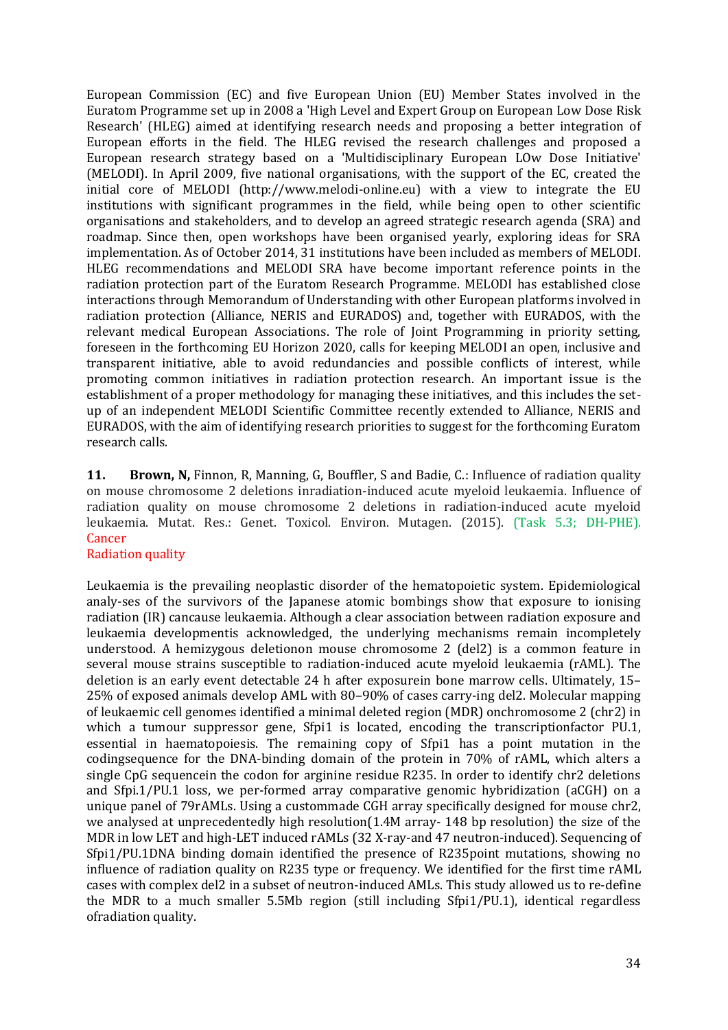European Commission (EC) and five European Union (EU) Member States involved in the Euratom Programme set up in 2008 a 'High Level and Expert Group on European Low Dose Risk Research' (HLEG) aimed at identifying research needs and proposing a better integration of European efforts in the field. The HLEG revised the research challenges and proposed a European research strategy based on a 'Multidisciplinary European LOw Dose Initiative' (MELODI). In April 2009, five national organisations, with the support of the EC, created the initial core of MELODI (http://www.melodi-online.eu) with a view to integrate the EU institutions with significant programmes in the field, while being open to other scientific organisations and stakeholders, and to develop an agreed strategic research agenda (SRA) and roadmap. Since then, open workshops have been organised yearly, exploring ideas for SRA implementation. As of October 2014, 31 institutions have been included as members of MELODI. HLEG recommendations and MELODI SRA have become important reference points in the radiation protection part of the Euratom Research Programme. MELODI has established close interactions through Memorandum of Understanding with other European platforms involved in radiation protection (Alliance, NERIS and EURADOS) and, together with EURADOS, with the relevant medical European Associations. The role of Joint Programming in priority setting, foreseen in the forthcoming EU Horizon 2020, calls for keeping MELODI an open, inclusive and transparent initiative, able to avoid redundancies and possible conflicts of interest, while promoting common initiatives in radiation protection research. An important issue is the establishment of a proper methodology for managing these initiatives, and this includes the set-up of an independent MELODI Scientific Committee recently extended to Alliance, NERIS and EURADOS, with the aim of identifying research priorities to suggest for the forthcoming Euratom research calls.

**11. Brown, N,** Finnon, R, Manning, G, Bouffler, S and Badie, C.: Influence of radiation quality on mouse chromosome 2 deletions inradiation-induced acute myeloid leukaemia. Influence of radiation quality on mouse chromosome 2 deletions in radiation-induced acute myeloid leukaemia. Mutat. Res.: Genet. Toxicol. Environ. Mutagen. (2015). (Task 5.3; DH-PHE).
Cancer
Radiation quality

Leukaemia is the prevailing neoplastic disorder of the hematopoietic system. Epidemiological analy-ses of the survivors of the Japanese atomic bombings show that exposure to ionising radiation (IR) cancause leukaemia. Although a clear association between radiation exposure and leukaemia developmentis acknowledged, the underlying mechanisms remain incompletely understood. A hemizygous deletionon mouse chromosome 2 (del2) is a common feature in several mouse strains susceptible to radiation-induced acute myeloid leukaemia (rAML). The deletion is an early event detectable 24 h after exposurein bone marrow cells. Ultimately, 15–25% of exposed animals develop AML with 80–90% of cases carry-ing del2. Molecular mapping of leukaemic cell genomes identified a minimal deleted region (MDR) onchromosome 2 (chr2) in which a tumour suppressor gene, Sfpi1 is located, encoding the transcriptionfactor PU.1, essential in haematopoiesis. The remaining copy of Sfpi1 has a point mutation in the codingsequence for the DNA-binding domain of the protein in 70% of rAML, which alters a single CpG sequencein the codon for arginine residue R235. In order to identify chr2 deletions and Sfpi.1/PU.1 loss, we per-formed array comparative genomic hybridization (aCGH) on a unique panel of 79rAMLs. Using a custommade CGH array specifically designed for mouse chr2, we analysed at unprecedentedly high resolution(1.4M array- 148 bp resolution) the size of the MDR in low LET and high-LET induced rAMLs (32 X-ray-and 47 neutron-induced). Sequencing of Sfpi1/PU.1DNA binding domain identified the presence of R235point mutations, showing no influence of radiation quality on R235 type or frequency. We identified for the first time rAML cases with complex del2 in a subset of neutron-induced AMLs. This study allowed us to re-define the MDR to a much smaller 5.5Mb region (still including Sfpi1/PU.1), identical regardless ofradiation quality.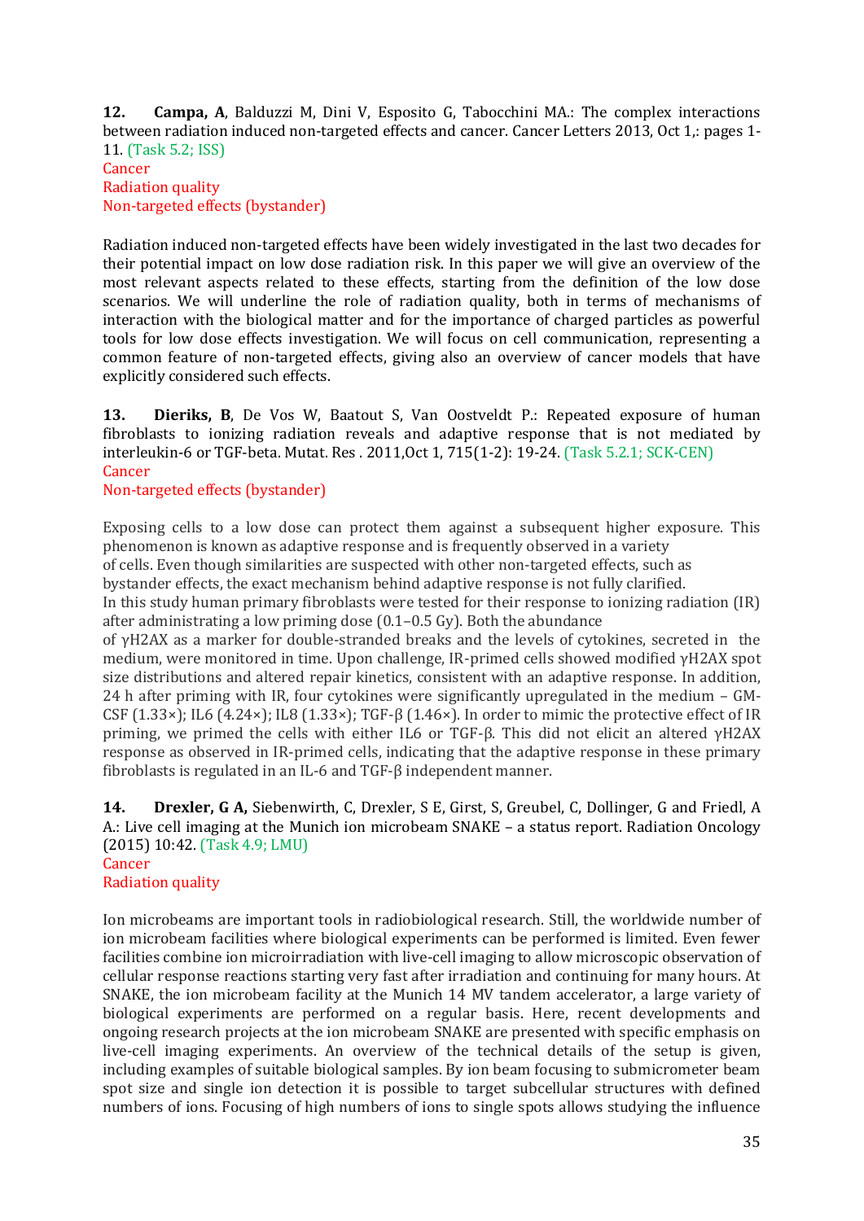**12.** **Campa, A**, Balduzzi M, Dini V, Esposito G, Tabocchini MA.: The complex interactions between radiation induced non-targeted effects and cancer. Cancer Letters 2013, Oct 1,: pages 1-11. (Task 5.2; ISS)
Cancer
Radiation quality
Non-targeted effects (bystander)

Radiation induced non-targeted effects have been widely investigated in the last two decades for their potential impact on low dose radiation risk. In this paper we will give an overview of the most relevant aspects related to these effects, starting from the definition of the low dose scenarios. We will underline the role of radiation quality, both in terms of mechanisms of interaction with the biological matter and for the importance of charged particles as powerful tools for low dose effects investigation. We will focus on cell communication, representing a common feature of non-targeted effects, giving also an overview of cancer models that have explicitly considered such effects.

**13.** **Dieriks, B**, De Vos W, Baatout S, Van Oostveldt P.: Repeated exposure of human fibroblasts to ionizing radiation reveals and adaptive response that is not mediated by interleukin-6 or TGF-beta. Mutat. Res . 2011,Oct 1, 715(1-2): 19-24. (Task 5.2.1; SCK-CEN)
Cancer
Non-targeted effects (bystander)

Exposing cells to a low dose can protect them against a subsequent higher exposure. This phenomenon is known as adaptive response and is frequently observed in a variety of cells. Even though similarities are suspected with other non-targeted effects, such as bystander effects, the exact mechanism behind adaptive response is not fully clarified.
In this study human primary fibroblasts were tested for their response to ionizing radiation (IR) after administrating a low priming dose (0.1–0.5 Gy). Both the abundance of γH2AX as a marker for double-stranded breaks and the levels of cytokines, secreted in the medium, were monitored in time. Upon challenge, IR-primed cells showed modified γH2AX spot size distributions and altered repair kinetics, consistent with an adaptive response. In addition, 24 h after priming with IR, four cytokines were significantly upregulated in the medium – GM-CSF (1.33×); IL6 (4.24×); IL8 (1.33×); TGF-β (1.46×). In order to mimic the protective effect of IR priming, we primed the cells with either IL6 or TGF-β. This did not elicit an altered γH2AX response as observed in IR-primed cells, indicating that the adaptive response in these primary fibroblasts is regulated in an IL-6 and TGF-β independent manner.

**14.** **Drexler, G A,** Siebenwirth, C, Drexler, S E, Girst, S, Greubel, C, Dollinger, G and Friedl, A A.: Live cell imaging at the Munich ion microbeam SNAKE – a status report. Radiation Oncology (2015) 10:42. (Task 4.9; LMU)
Cancer
Radiation quality

Ion microbeams are important tools in radiobiological research. Still, the worldwide number of ion microbeam facilities where biological experiments can be performed is limited. Even fewer facilities combine ion microirradiation with live-cell imaging to allow microscopic observation of cellular response reactions starting very fast after irradiation and continuing for many hours. At SNAKE, the ion microbeam facility at the Munich 14 MV tandem accelerator, a large variety of biological experiments are performed on a regular basis. Here, recent developments and ongoing research projects at the ion microbeam SNAKE are presented with specific emphasis on live-cell imaging experiments. An overview of the technical details of the setup is given, including examples of suitable biological samples. By ion beam focusing to submicrometer beam spot size and single ion detection it is possible to target subcellular structures with defined numbers of ions. Focusing of high numbers of ions to single spots allows studying the influence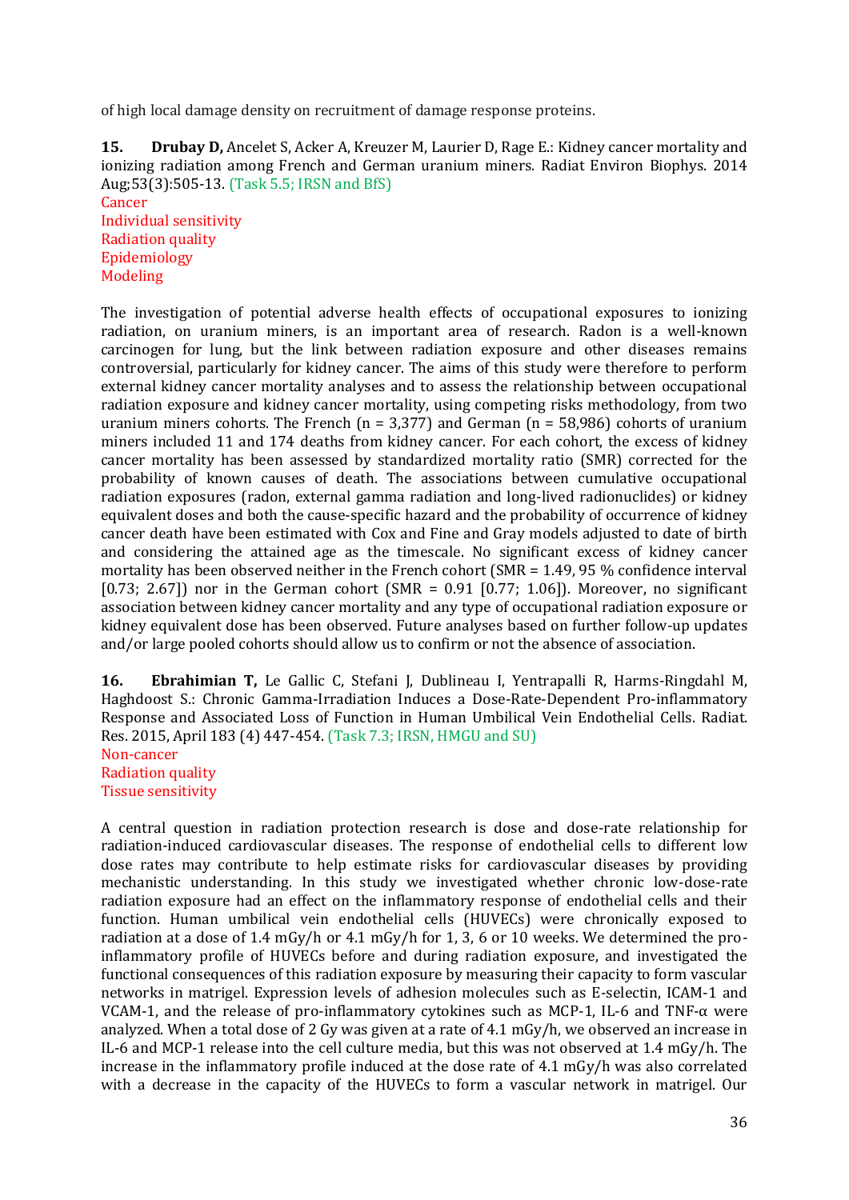of high local damage density on recruitment of damage response proteins.

**15.** **Drubay D,** Ancelet S, Acker A, Kreuzer M, Laurier D, Rage E.: Kidney cancer mortality and ionizing radiation among French and German uranium miners. Radiat Environ Biophys. 2014 Aug;53(3):505-13. (Task 5.5; IRSN and BfS)

Cancer
Individual sensitivity
Radiation quality
Epidemiology
Modeling

The investigation of potential adverse health effects of occupational exposures to ionizing radiation, on uranium miners, is an important area of research. Radon is a well-known carcinogen for lung, but the link between radiation exposure and other diseases remains controversial, particularly for kidney cancer. The aims of this study were therefore to perform external kidney cancer mortality analyses and to assess the relationship between occupational radiation exposure and kidney cancer mortality, using competing risks methodology, from two uranium miners cohorts. The French (n = 3,377) and German (n = 58,986) cohorts of uranium miners included 11 and 174 deaths from kidney cancer. For each cohort, the excess of kidney cancer mortality has been assessed by standardized mortality ratio (SMR) corrected for the probability of known causes of death. The associations between cumulative occupational radiation exposures (radon, external gamma radiation and long-lived radionuclides) or kidney equivalent doses and both the cause-specific hazard and the probability of occurrence of kidney cancer death have been estimated with Cox and Fine and Gray models adjusted to date of birth and considering the attained age as the timescale. No significant excess of kidney cancer mortality has been observed neither in the French cohort (SMR = 1.49, 95 % confidence interval [0.73; 2.67]) nor in the German cohort (SMR = 0.91 [0.77; 1.06]). Moreover, no significant association between kidney cancer mortality and any type of occupational radiation exposure or kidney equivalent dose has been observed. Future analyses based on further follow-up updates and/or large pooled cohorts should allow us to confirm or not the absence of association.

**16.** **Ebrahimian T,** Le Gallic C, Stefani J, Dublineau I, Yentrapalli R, Harms-Ringdahl M, Haghdoost S.: Chronic Gamma-Irradiation Induces a Dose-Rate-Dependent Pro-inflammatory Response and Associated Loss of Function in Human Umbilical Vein Endothelial Cells. Radiat. Res. 2015, April 183 (4) 447-454. (Task 7.3; IRSN, HMGU and SU)

Non-cancer
Radiation quality
Tissue sensitivity

A central question in radiation protection research is dose and dose-rate relationship for radiation-induced cardiovascular diseases. The response of endothelial cells to different low dose rates may contribute to help estimate risks for cardiovascular diseases by providing mechanistic understanding. In this study we investigated whether chronic low-dose-rate radiation exposure had an effect on the inflammatory response of endothelial cells and their function. Human umbilical vein endothelial cells (HUVECs) were chronically exposed to radiation at a dose of 1.4 mGy/h or 4.1 mGy/h for 1, 3, 6 or 10 weeks. We determined the pro-inflammatory profile of HUVECs before and during radiation exposure, and investigated the functional consequences of this radiation exposure by measuring their capacity to form vascular networks in matrigel. Expression levels of adhesion molecules such as E-selectin, ICAM-1 and VCAM-1, and the release of pro-inflammatory cytokines such as MCP-1, IL-6 and TNF-α were analyzed. When a total dose of 2 Gy was given at a rate of 4.1 mGy/h, we observed an increase in IL-6 and MCP-1 release into the cell culture media, but this was not observed at 1.4 mGy/h. The increase in the inflammatory profile induced at the dose rate of 4.1 mGy/h was also correlated with a decrease in the capacity of the HUVECs to form a vascular network in matrigel. Our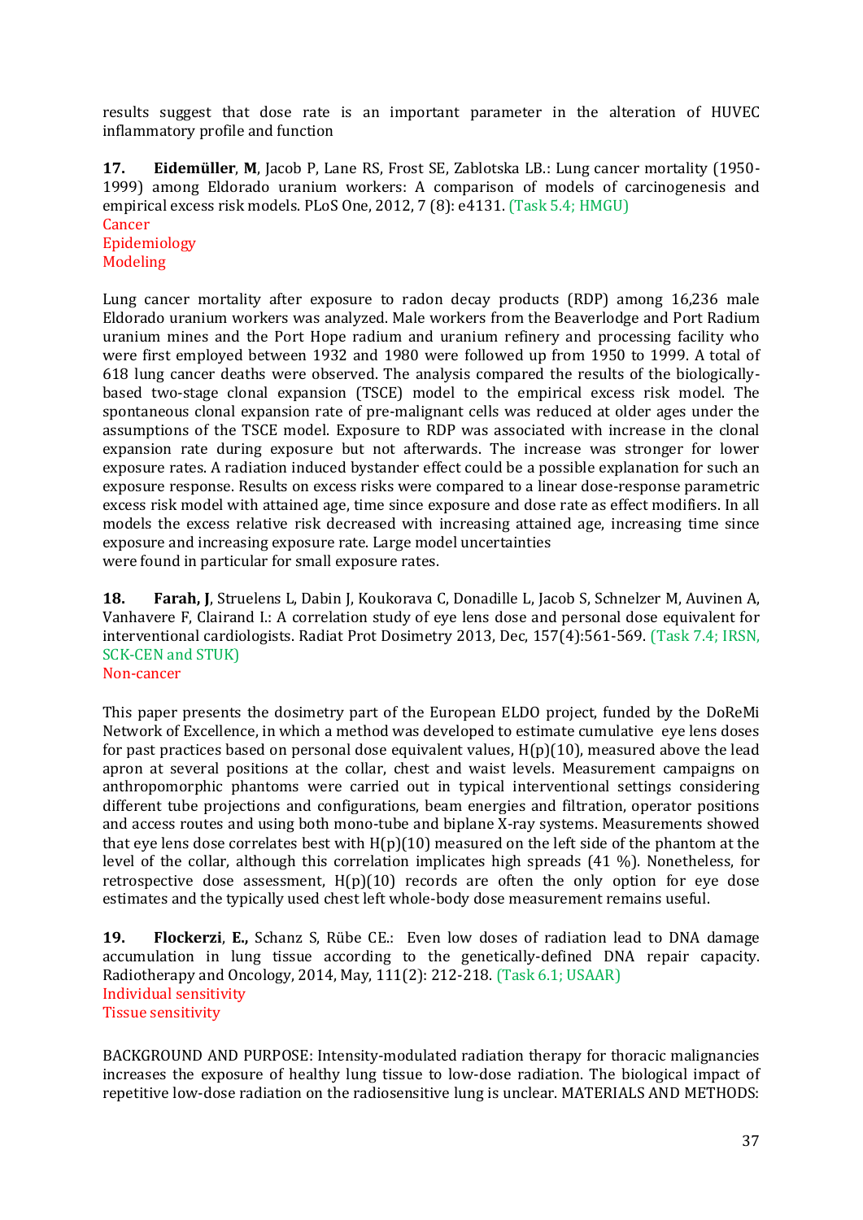results suggest that dose rate is an important parameter in the alteration of HUVEC inflammatory profile and function

**17.** **Eidemüller**, **M**, Jacob P, Lane RS, Frost SE, Zablotska LB.: Lung cancer mortality (1950-1999) among Eldorado uranium workers: A comparison of models of carcinogenesis and empirical excess risk models. PLoS One, 2012, 7 (8): e4131. (Task 5.4; HMGU)
Cancer
Epidemiology
Modeling

Lung cancer mortality after exposure to radon decay products (RDP) among 16,236 male Eldorado uranium workers was analyzed. Male workers from the Beaverlodge and Port Radium uranium mines and the Port Hope radium and uranium refinery and processing facility who were first employed between 1932 and 1980 were followed up from 1950 to 1999. A total of 618 lung cancer deaths were observed. The analysis compared the results of the biologically-based two-stage clonal expansion (TSCE) model to the empirical excess risk model. The spontaneous clonal expansion rate of pre-malignant cells was reduced at older ages under the assumptions of the TSCE model. Exposure to RDP was associated with increase in the clonal expansion rate during exposure but not afterwards. The increase was stronger for lower exposure rates. A radiation induced bystander effect could be a possible explanation for such an exposure response. Results on excess risks were compared to a linear dose-response parametric excess risk model with attained age, time since exposure and dose rate as effect modifiers. In all models the excess relative risk decreased with increasing attained age, increasing time since exposure and increasing exposure rate. Large model uncertainties
were found in particular for small exposure rates.

**18.** **Farah, J**, Struelens L, Dabin J, Koukorava C, Donadille L, Jacob S, Schnelzer M, Auvinen A, Vanhavere F, Clairand I.: A correlation study of eye lens dose and personal dose equivalent for interventional cardiologists. Radiat Prot Dosimetry 2013, Dec, 157(4):561-569. (Task 7.4; IRSN, SCK-CEN and STUK)
Non-cancer

This paper presents the dosimetry part of the European ELDO project, funded by the DoReMi Network of Excellence, in which a method was developed to estimate cumulative eye lens doses for past practices based on personal dose equivalent values, H(p)(10), measured above the lead apron at several positions at the collar, chest and waist levels. Measurement campaigns on anthropomorphic phantoms were carried out in typical interventional settings considering different tube projections and configurations, beam energies and filtration, operator positions and access routes and using both mono-tube and biplane X-ray systems. Measurements showed that eye lens dose correlates best with H(p)(10) measured on the left side of the phantom at the level of the collar, although this correlation implicates high spreads (41 %). Nonetheless, for retrospective dose assessment, H(p)(10) records are often the only option for eye dose estimates and the typically used chest left whole-body dose measurement remains useful.

**19.** **Flockerzi**, **E.,** Schanz S, Rübe CE.: Even low doses of radiation lead to DNA damage accumulation in lung tissue according to the genetically-defined DNA repair capacity. Radiotherapy and Oncology, 2014, May, 111(2): 212-218. (Task 6.1; USAAR)
Individual sensitivity
Tissue sensitivity

BACKGROUND AND PURPOSE: Intensity-modulated radiation therapy for thoracic malignancies increases the exposure of healthy lung tissue to low-dose radiation. The biological impact of repetitive low-dose radiation on the radiosensitive lung is unclear. MATERIALS AND METHODS: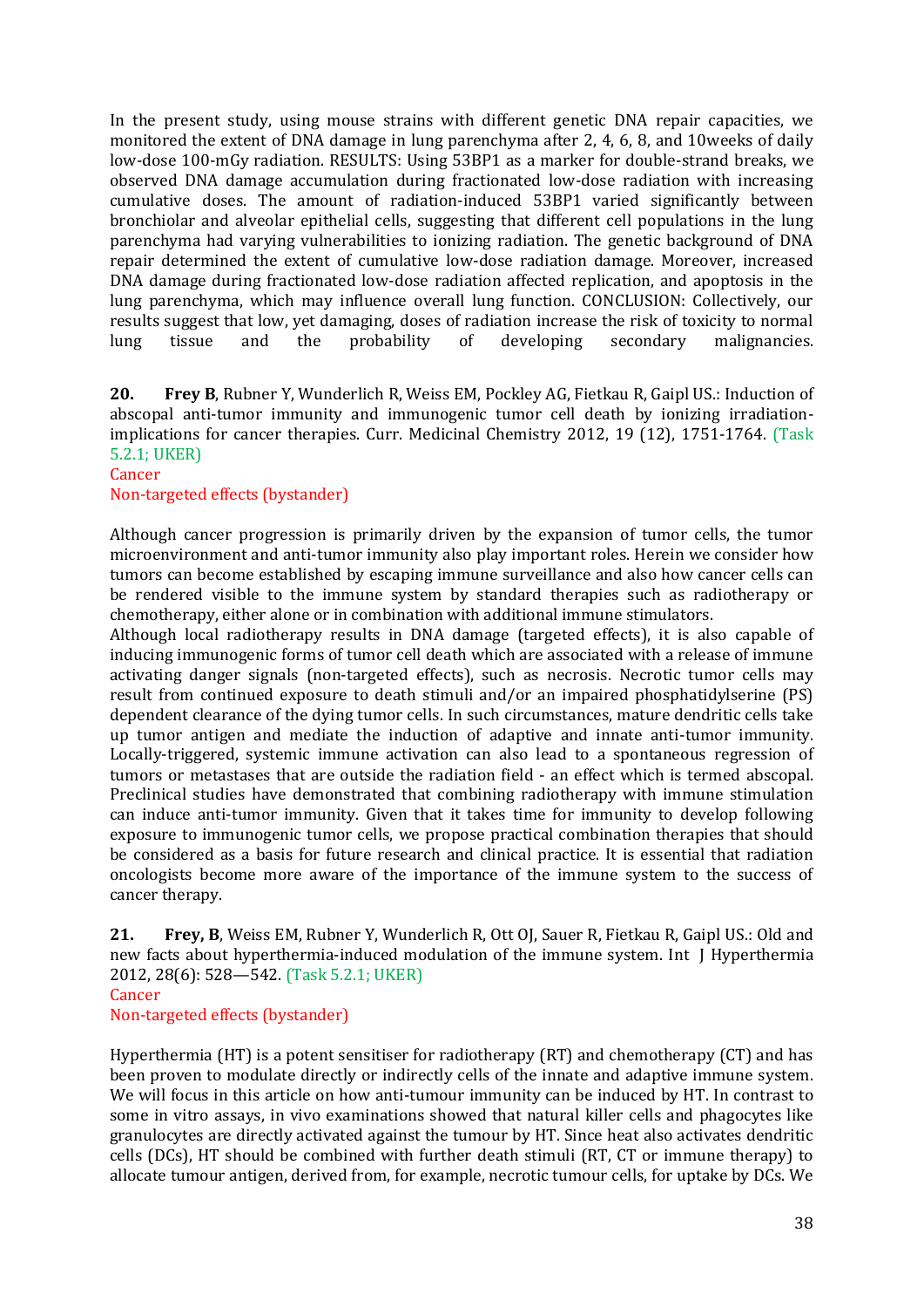In the present study, using mouse strains with different genetic DNA repair capacities, we monitored the extent of DNA damage in lung parenchyma after 2, 4, 6, 8, and 10weeks of daily low-dose 100-mGy radiation. RESULTS: Using 53BP1 as a marker for double-strand breaks, we observed DNA damage accumulation during fractionated low-dose radiation with increasing cumulative doses. The amount of radiation-induced 53BP1 varied significantly between bronchiolar and alveolar epithelial cells, suggesting that different cell populations in the lung parenchyma had varying vulnerabilities to ionizing radiation. The genetic background of DNA repair determined the extent of cumulative low-dose radiation damage. Moreover, increased DNA damage during fractionated low-dose radiation affected replication, and apoptosis in the lung parenchyma, which may influence overall lung function. CONCLUSION: Collectively, our results suggest that low, yet damaging, doses of radiation increase the risk of toxicity to normal lung tissue and the probability of developing secondary malignancies.

**20.** **Frey B**, Rubner Y, Wunderlich R, Weiss EM, Pockley AG, Fietkau R, Gaipl US.: Induction of abscopal anti-tumor immunity and immunogenic tumor cell death by ionizing irradiation-implications for cancer therapies. Curr. Medicinal Chemistry 2012, 19 (12), 1751-1764. (Task 5.2.1; UKER)
Cancer
Non-targeted effects (bystander)

Although cancer progression is primarily driven by the expansion of tumor cells, the tumor microenvironment and anti-tumor immunity also play important roles. Herein we consider how tumors can become established by escaping immune surveillance and also how cancer cells can be rendered visible to the immune system by standard therapies such as radiotherapy or chemotherapy, either alone or in combination with additional immune stimulators.
Although local radiotherapy results in DNA damage (targeted effects), it is also capable of inducing immunogenic forms of tumor cell death which are associated with a release of immune activating danger signals (non-targeted effects), such as necrosis. Necrotic tumor cells may result from continued exposure to death stimuli and/or an impaired phosphatidylserine (PS) dependent clearance of the dying tumor cells. In such circumstances, mature dendritic cells take up tumor antigen and mediate the induction of adaptive and innate anti-tumor immunity. Locally-triggered, systemic immune activation can also lead to a spontaneous regression of tumors or metastases that are outside the radiation field - an effect which is termed abscopal. Preclinical studies have demonstrated that combining radiotherapy with immune stimulation can induce anti-tumor immunity. Given that it takes time for immunity to develop following exposure to immunogenic tumor cells, we propose practical combination therapies that should be considered as a basis for future research and clinical practice. It is essential that radiation oncologists become more aware of the importance of the immune system to the success of cancer therapy.

**21.** **Frey, B**, Weiss EM, Rubner Y, Wunderlich R, Ott OJ, Sauer R, Fietkau R, Gaipl US.: Old and new facts about hyperthermia-induced modulation of the immune system. Int J Hyperthermia 2012, 28(6): 528—542. (Task 5.2.1; UKER)
Cancer
Non-targeted effects (bystander)

Hyperthermia (HT) is a potent sensitiser for radiotherapy (RT) and chemotherapy (CT) and has been proven to modulate directly or indirectly cells of the innate and adaptive immune system. We will focus in this article on how anti-tumour immunity can be induced by HT. In contrast to some in vitro assays, in vivo examinations showed that natural killer cells and phagocytes like granulocytes are directly activated against the tumour by HT. Since heat also activates dendritic cells (DCs), HT should be combined with further death stimuli (RT, CT or immune therapy) to allocate tumour antigen, derived from, for example, necrotic tumour cells, for uptake by DCs. We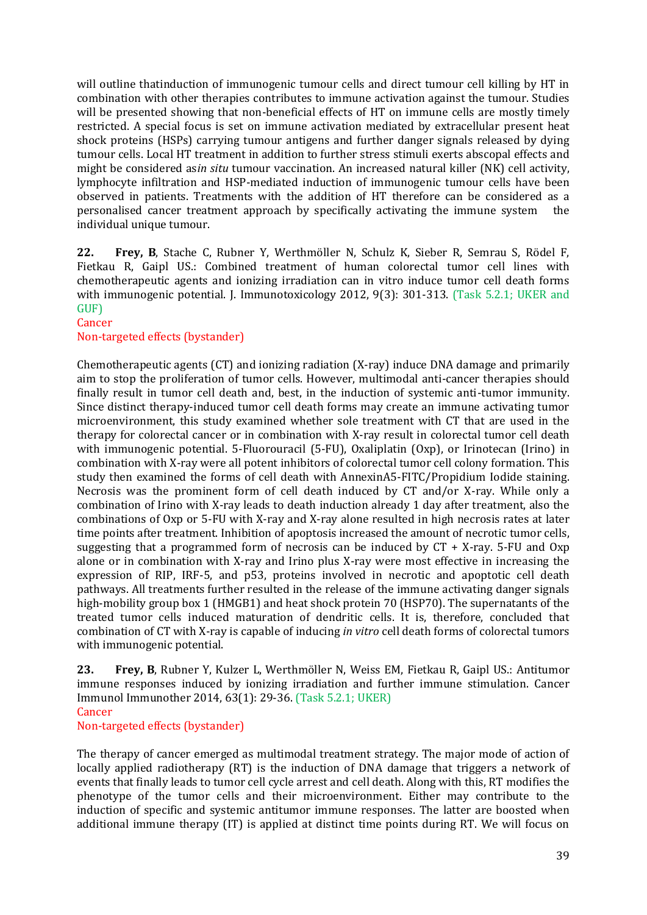will outline thatinduction of immunogenic tumour cells and direct tumour cell killing by HT in combination with other therapies contributes to immune activation against the tumour. Studies will be presented showing that non-beneficial effects of HT on immune cells are mostly timely restricted. A special focus is set on immune activation mediated by extracellular present heat shock proteins (HSPs) carrying tumour antigens and further danger signals released by dying tumour cells. Local HT treatment in addition to further stress stimuli exerts abscopal effects and might be considered as*in situ* tumour vaccination. An increased natural killer (NK) cell activity, lymphocyte infiltration and HSP-mediated induction of immunogenic tumour cells have been observed in patients. Treatments with the addition of HT therefore can be considered as a personalised cancer treatment approach by specifically activating the immune system  the individual unique tumour.

**22. Frey, B**, Stache C, Rubner Y, Werthmöller N, Schulz K, Sieber R, Semrau S, Rödel F, Fietkau R, Gaipl US.: Combined treatment of human colorectal tumor cell lines with chemotherapeutic agents and ionizing irradiation can in vitro induce tumor cell death forms with immunogenic potential. J. Immunotoxicology 2012, 9(3): 301-313. (Task 5.2.1; UKER and GUF)
Cancer
Non-targeted effects (bystander)

Chemotherapeutic agents (CT) and ionizing radiation (X-ray) induce DNA damage and primarily aim to stop the proliferation of tumor cells. However, multimodal anti-cancer therapies should finally result in tumor cell death and, best, in the induction of systemic anti-tumor immunity. Since distinct therapy-induced tumor cell death forms may create an immune activating tumor microenvironment, this study examined whether sole treatment with CT that are used in the therapy for colorectal cancer or in combination with X-ray result in colorectal tumor cell death with immunogenic potential. 5-Fluorouracil (5-FU), Oxaliplatin (Oxp), or Irinotecan (Irino) in combination with X-ray were all potent inhibitors of colorectal tumor cell colony formation. This study then examined the forms of cell death with AnnexinA5-FITC/Propidium Iodide staining. Necrosis was the prominent form of cell death induced by CT and/or X-ray. While only a combination of Irino with X-ray leads to death induction already 1 day after treatment, also the combinations of Oxp or 5-FU with X-ray and X-ray alone resulted in high necrosis rates at later time points after treatment. Inhibition of apoptosis increased the amount of necrotic tumor cells, suggesting that a programmed form of necrosis can be induced by CT + X-ray. 5-FU and Oxp alone or in combination with X-ray and Irino plus X-ray were most effective in increasing the expression of RIP, IRF-5, and p53, proteins involved in necrotic and apoptotic cell death pathways. All treatments further resulted in the release of the immune activating danger signals high-mobility group box 1 (HMGB1) and heat shock protein 70 (HSP70). The supernatants of the treated tumor cells induced maturation of dendritic cells. It is, therefore, concluded that combination of CT with X-ray is capable of inducing *in vitro* cell death forms of colorectal tumors with immunogenic potential.

**23. Frey, B**, Rubner Y, Kulzer L, Werthmöller N, Weiss EM, Fietkau R, Gaipl US.: Antitumor immune responses induced by ionizing irradiation and further immune stimulation. Cancer Immunol Immunother 2014, 63(1): 29-36. (Task 5.2.1; UKER)
Cancer
Non-targeted effects (bystander)

The therapy of cancer emerged as multimodal treatment strategy. The major mode of action of locally applied radiotherapy (RT) is the induction of DNA damage that triggers a network of events that finally leads to tumor cell cycle arrest and cell death. Along with this, RT modifies the phenotype of the tumor cells and their microenvironment. Either may contribute to the induction of specific and systemic antitumor immune responses. The latter are boosted when additional immune therapy (IT) is applied at distinct time points during RT. We will focus on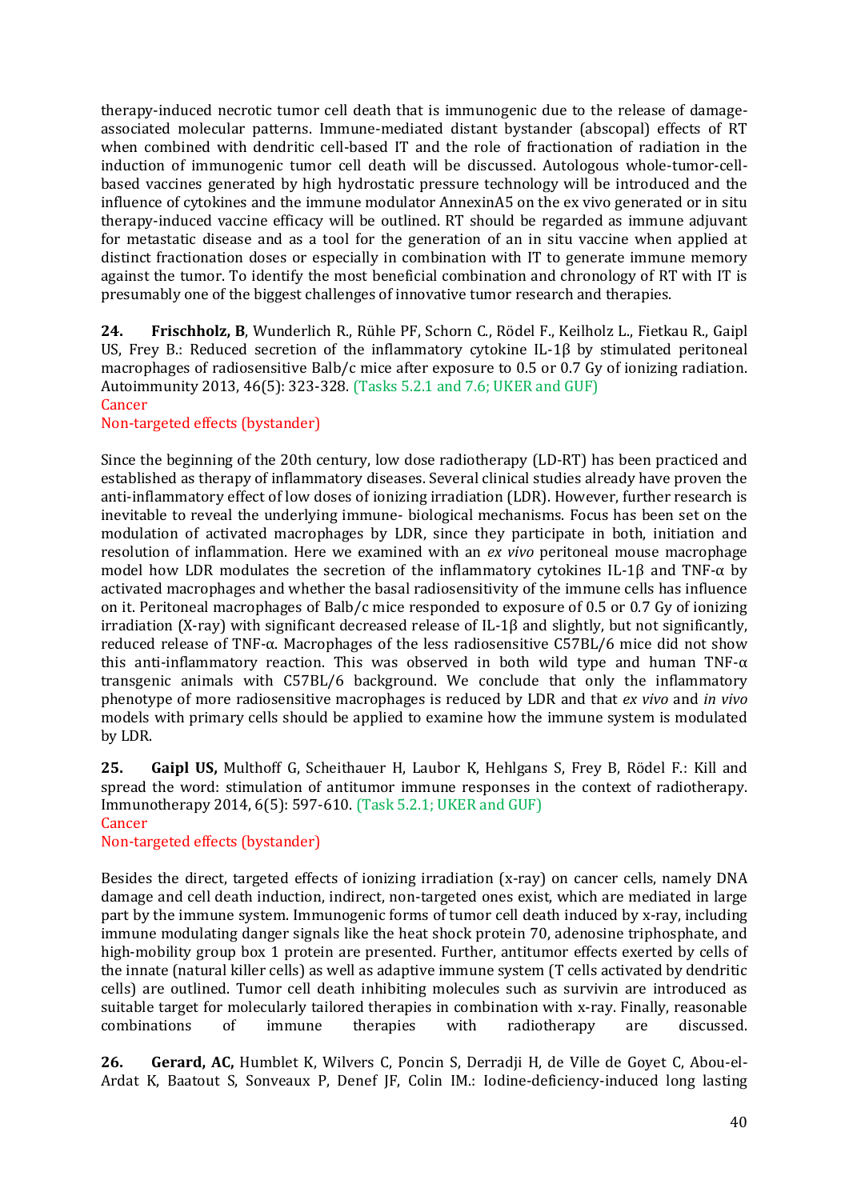therapy-induced necrotic tumor cell death that is immunogenic due to the release of damage-associated molecular patterns. Immune-mediated distant bystander (abscopal) effects of RT when combined with dendritic cell-based IT and the role of fractionation of radiation in the induction of immunogenic tumor cell death will be discussed. Autologous whole-tumor-cell-based vaccines generated by high hydrostatic pressure technology will be introduced and the influence of cytokines and the immune modulator AnnexinA5 on the ex vivo generated or in situ therapy-induced vaccine efficacy will be outlined. RT should be regarded as immune adjuvant for metastatic disease and as a tool for the generation of an in situ vaccine when applied at distinct fractionation doses or especially in combination with IT to generate immune memory against the tumor. To identify the most beneficial combination and chronology of RT with IT is presumably one of the biggest challenges of innovative tumor research and therapies.

**24.** **Frischholz, B**, Wunderlich R., Rühle PF, Schorn C., Rödel F., Keilholz L., Fietkau R., Gaipl US, Frey B.: Reduced secretion of the inflammatory cytokine IL-1β by stimulated peritoneal macrophages of radiosensitive Balb/c mice after exposure to 0.5 or 0.7 Gy of ionizing radiation. Autoimmunity 2013, 46(5): 323-328. (Tasks 5.2.1 and 7.6; UKER and GUF)
Cancer
Non-targeted effects (bystander)

Since the beginning of the 20th century, low dose radiotherapy (LD-RT) has been practiced and established as therapy of inflammatory diseases. Several clinical studies already have proven the anti-inflammatory effect of low doses of ionizing irradiation (LDR). However, further research is inevitable to reveal the underlying immune- biological mechanisms. Focus has been set on the modulation of activated macrophages by LDR, since they participate in both, initiation and resolution of inflammation. Here we examined with an *ex vivo* peritoneal mouse macrophage model how LDR modulates the secretion of the inflammatory cytokines IL-1β and TNF-α by activated macrophages and whether the basal radiosensitivity of the immune cells has influence on it. Peritoneal macrophages of Balb/c mice responded to exposure of 0.5 or 0.7 Gy of ionizing irradiation (X-ray) with significant decreased release of IL-1β and slightly, but not significantly, reduced release of TNF-α. Macrophages of the less radiosensitive C57BL/6 mice did not show this anti-inflammatory reaction. This was observed in both wild type and human TNF-α transgenic animals with C57BL/6 background. We conclude that only the inflammatory phenotype of more radiosensitive macrophages is reduced by LDR and that *ex vivo* and *in vivo* models with primary cells should be applied to examine how the immune system is modulated by LDR.

**25.** **Gaipl US,** Multhoff G, Scheithauer H, Laubor K, Hehlgans S, Frey B, Rödel F.: Kill and spread the word: stimulation of antitumor immune responses in the context of radiotherapy. Immunotherapy 2014, 6(5): 597-610. (Task 5.2.1; UKER and GUF)
Cancer
Non-targeted effects (bystander)

Besides the direct, targeted effects of ionizing irradiation (x-ray) on cancer cells, namely DNA damage and cell death induction, indirect, non-targeted ones exist, which are mediated in large part by the immune system. Immunogenic forms of tumor cell death induced by x-ray, including immune modulating danger signals like the heat shock protein 70, adenosine triphosphate, and high-mobility group box 1 protein are presented. Further, antitumor effects exerted by cells of the innate (natural killer cells) as well as adaptive immune system (T cells activated by dendritic cells) are outlined. Tumor cell death inhibiting molecules such as survivin are introduced as suitable target for molecularly tailored therapies in combination with x-ray. Finally, reasonable combinations of immune therapies with radiotherapy are discussed.

**26.** **Gerard, AC,** Humblet K, Wilvers C, Poncin S, Derradji H, de Ville de Goyet C, Abou-el-Ardat K, Baatout S, Sonveaux P, Denef JF, Colin IM.: Iodine-deficiency-induced long lasting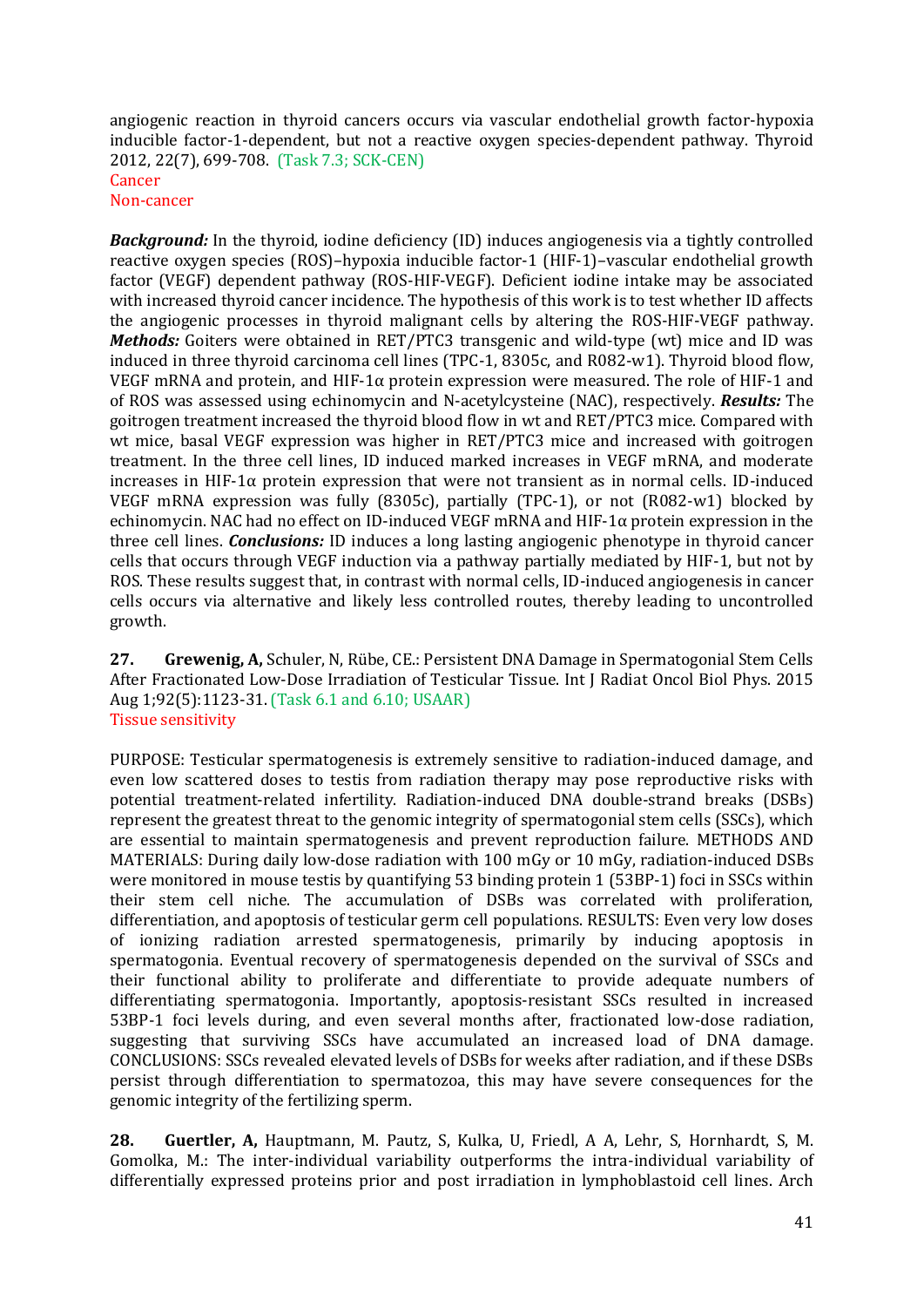angiogenic reaction in thyroid cancers occurs via vascular endothelial growth factor-hypoxia inducible factor-1-dependent, but not a reactive oxygen species-dependent pathway. Thyroid 2012, 22(7), 699-708. (Task 7.3; SCK-CEN)
Cancer
Non-cancer

***Background:*** In the thyroid, iodine deficiency (ID) induces angiogenesis via a tightly controlled reactive oxygen species (ROS)–hypoxia inducible factor-1 (HIF-1)–vascular endothelial growth factor (VEGF) dependent pathway (ROS-HIF-VEGF). Deficient iodine intake may be associated with increased thyroid cancer incidence. The hypothesis of this work is to test whether ID affects the angiogenic processes in thyroid malignant cells by altering the ROS-HIF-VEGF pathway. ***Methods:*** Goiters were obtained in RET/PTC3 transgenic and wild-type (wt) mice and ID was induced in three thyroid carcinoma cell lines (TPC-1, 8305c, and R082-w1). Thyroid blood flow, VEGF mRNA and protein, and HIF-1α protein expression were measured. The role of HIF-1 and of ROS was assessed using echinomycin and N-acetylcysteine (NAC), respectively. ***Results:*** The goitrogen treatment increased the thyroid blood flow in wt and RET/PTC3 mice. Compared with wt mice, basal VEGF expression was higher in RET/PTC3 mice and increased with goitrogen treatment. In the three cell lines, ID induced marked increases in VEGF mRNA, and moderate increases in HIF-1α protein expression that were not transient as in normal cells. ID-induced VEGF mRNA expression was fully (8305c), partially (TPC-1), or not (R082-w1) blocked by echinomycin. NAC had no effect on ID-induced VEGF mRNA and HIF-1α protein expression in the three cell lines. ***Conclusions:*** ID induces a long lasting angiogenic phenotype in thyroid cancer cells that occurs through VEGF induction via a pathway partially mediated by HIF-1, but not by ROS. These results suggest that, in contrast with normal cells, ID-induced angiogenesis in cancer cells occurs via alternative and likely less controlled routes, thereby leading to uncontrolled growth.

**27. Grewenig, A,** Schuler, N, Rübe, CE.: Persistent DNA Damage in Spermatogonial Stem Cells After Fractionated Low-Dose Irradiation of Testicular Tissue. Int J Radiat Oncol Biol Phys. 2015 Aug 1;92(5):1123-31. (Task 6.1 and 6.10; USAAR)
Tissue sensitivity

PURPOSE: Testicular spermatogenesis is extremely sensitive to radiation-induced damage, and even low scattered doses to testis from radiation therapy may pose reproductive risks with potential treatment-related infertility. Radiation-induced DNA double-strand breaks (DSBs) represent the greatest threat to the genomic integrity of spermatogonial stem cells (SSCs), which are essential to maintain spermatogenesis and prevent reproduction failure. METHODS AND MATERIALS: During daily low-dose radiation with 100 mGy or 10 mGy, radiation-induced DSBs were monitored in mouse testis by quantifying 53 binding protein 1 (53BP-1) foci in SSCs within their stem cell niche. The accumulation of DSBs was correlated with proliferation, differentiation, and apoptosis of testicular germ cell populations. RESULTS: Even very low doses of ionizing radiation arrested spermatogenesis, primarily by inducing apoptosis in spermatogonia. Eventual recovery of spermatogenesis depended on the survival of SSCs and their functional ability to proliferate and differentiate to provide adequate numbers of differentiating spermatogonia. Importantly, apoptosis-resistant SSCs resulted in increased 53BP-1 foci levels during, and even several months after, fractionated low-dose radiation, suggesting that surviving SSCs have accumulated an increased load of DNA damage. CONCLUSIONS: SSCs revealed elevated levels of DSBs for weeks after radiation, and if these DSBs persist through differentiation to spermatozoa, this may have severe consequences for the genomic integrity of the fertilizing sperm.

**28. Guertler, A,** Hauptmann, M. Pautz, S, Kulka, U, Friedl, A A, Lehr, S, Hornhardt, S, M. Gomolka, M.: The inter-individual variability outperforms the intra-individual variability of differentially expressed proteins prior and post irradiation in lymphoblastoid cell lines. Arch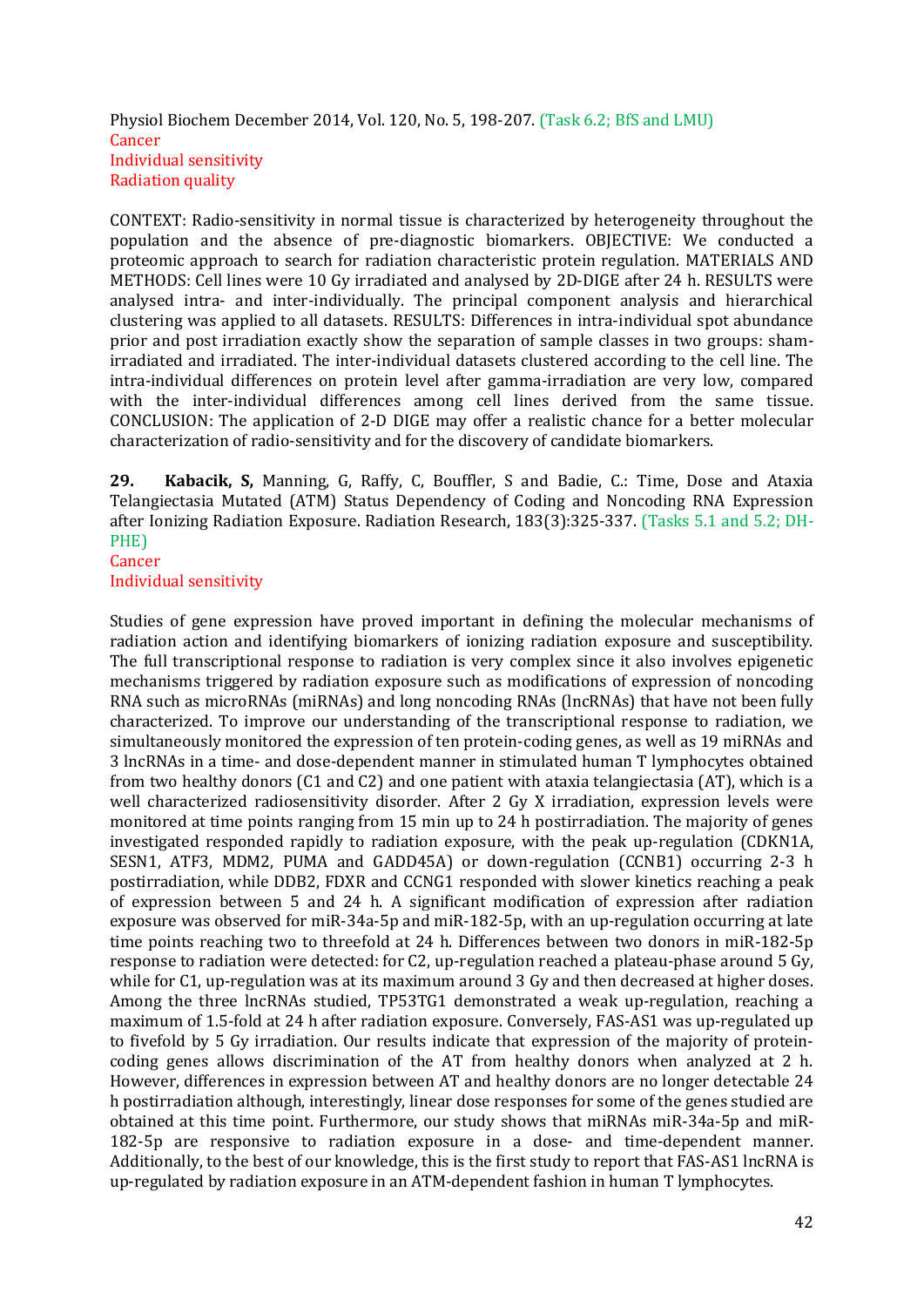Physiol Biochem December 2014, Vol. 120, No. 5, 198-207. (Task 6.2; BfS and LMU)
Cancer
Individual sensitivity
Radiation quality

CONTEXT: Radio-sensitivity in normal tissue is characterized by heterogeneity throughout the population and the absence of pre-diagnostic biomarkers. OBJECTIVE: We conducted a proteomic approach to search for radiation characteristic protein regulation. MATERIALS AND METHODS: Cell lines were 10 Gy irradiated and analysed by 2D-DIGE after 24 h. RESULTS were analysed intra- and inter-individually. The principal component analysis and hierarchical clustering was applied to all datasets. RESULTS: Differences in intra-individual spot abundance prior and post irradiation exactly show the separation of sample classes in two groups: sham-irradiated and irradiated. The inter-individual datasets clustered according to the cell line. The intra-individual differences on protein level after gamma-irradiation are very low, compared with the inter-individual differences among cell lines derived from the same tissue. CONCLUSION: The application of 2-D DIGE may offer a realistic chance for a better molecular characterization of radio-sensitivity and for the discovery of candidate biomarkers.

**29.** **Kabacik, S,** Manning, G, Raffy, C, Bouffler, S and Badie, C.: Time, Dose and Ataxia Telangiectasia Mutated (ATM) Status Dependency of Coding and Noncoding RNA Expression after Ionizing Radiation Exposure. Radiation Research, 183(3):325-337. (Tasks 5.1 and 5.2; DH-PHE)
Cancer
Individual sensitivity

Studies of gene expression have proved important in defining the molecular mechanisms of radiation action and identifying biomarkers of ionizing radiation exposure and susceptibility. The full transcriptional response to radiation is very complex since it also involves epigenetic mechanisms triggered by radiation exposure such as modifications of expression of noncoding RNA such as microRNAs (miRNAs) and long noncoding RNAs (lncRNAs) that have not been fully characterized. To improve our understanding of the transcriptional response to radiation, we simultaneously monitored the expression of ten protein-coding genes, as well as 19 miRNAs and 3 lncRNAs in a time- and dose-dependent manner in stimulated human T lymphocytes obtained from two healthy donors (C1 and C2) and one patient with ataxia telangiectasia (AT), which is a well characterized radiosensitivity disorder. After 2 Gy X irradiation, expression levels were monitored at time points ranging from 15 min up to 24 h postirradiation. The majority of genes investigated responded rapidly to radiation exposure, with the peak up-regulation (CDKN1A, SESN1, ATF3, MDM2, PUMA and GADD45A) or down-regulation (CCNB1) occurring 2-3 h postirradiation, while DDB2, FDXR and CCNG1 responded with slower kinetics reaching a peak of expression between 5 and 24 h. A significant modification of expression after radiation exposure was observed for miR-34a-5p and miR-182-5p, with an up-regulation occurring at late time points reaching two to threefold at 24 h. Differences between two donors in miR-182-5p response to radiation were detected: for C2, up-regulation reached a plateau-phase around 5 Gy, while for C1, up-regulation was at its maximum around 3 Gy and then decreased at higher doses. Among the three lncRNAs studied, TP53TG1 demonstrated a weak up-regulation, reaching a maximum of 1.5-fold at 24 h after radiation exposure. Conversely, FAS-AS1 was up-regulated up to fivefold by 5 Gy irradiation. Our results indicate that expression of the majority of protein-coding genes allows discrimination of the AT from healthy donors when analyzed at 2 h. However, differences in expression between AT and healthy donors are no longer detectable 24 h postirradiation although, interestingly, linear dose responses for some of the genes studied are obtained at this time point. Furthermore, our study shows that miRNAs miR-34a-5p and miR-182-5p are responsive to radiation exposure in a dose- and time-dependent manner. Additionally, to the best of our knowledge, this is the first study to report that FAS-AS1 lncRNA is up-regulated by radiation exposure in an ATM-dependent fashion in human T lymphocytes.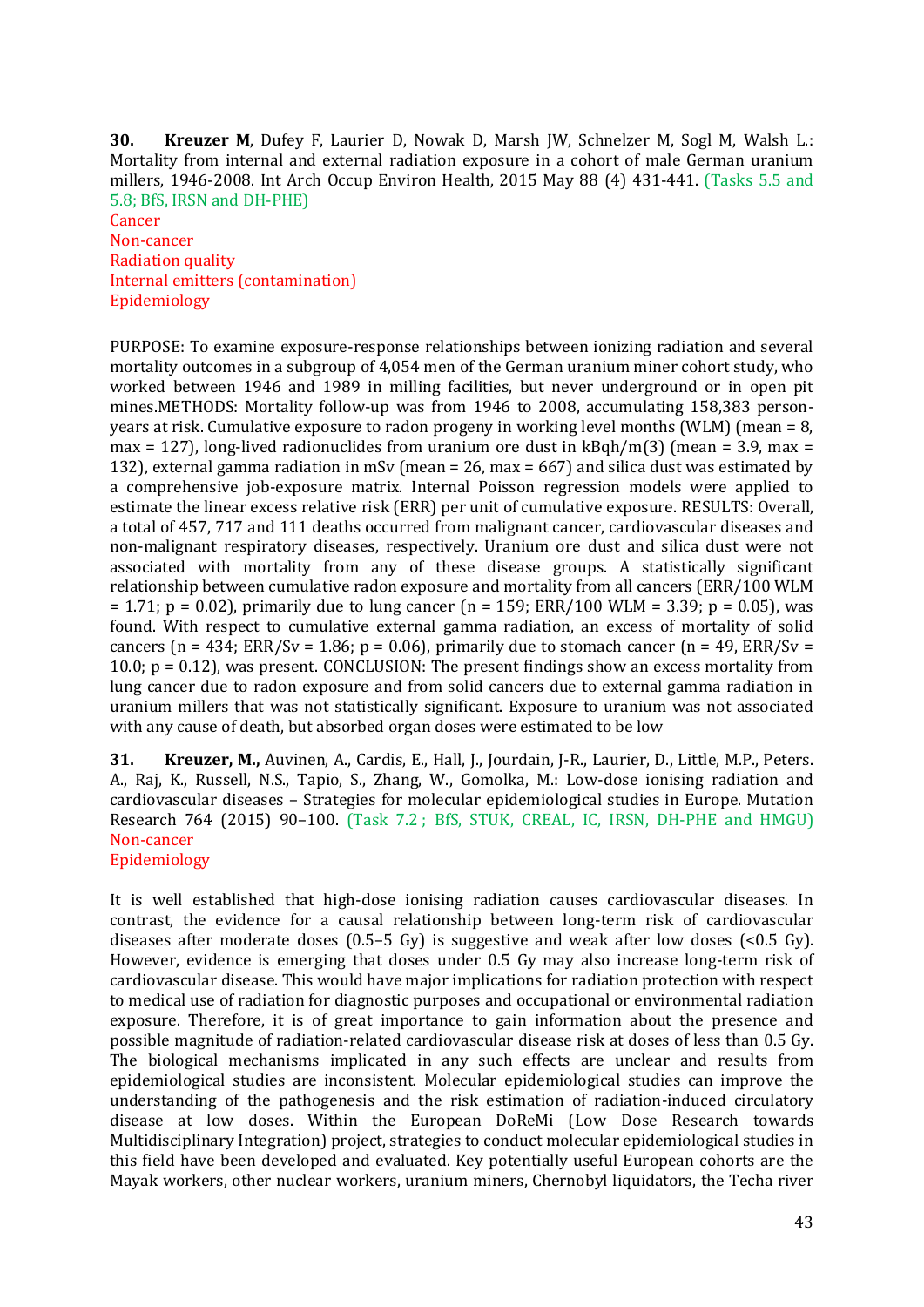**30. Kreuzer M**, Dufey F, Laurier D, Nowak D, Marsh JW, Schnelzer M, Sogl M, Walsh L.: Mortality from internal and external radiation exposure in a cohort of male German uranium millers, 1946-2008. Int Arch Occup Environ Health, 2015 May 88 (4) 431-441. (Tasks 5.5 and 5.8; BfS, IRSN and DH-PHE)

Cancer
Non-cancer
Radiation quality
Internal emitters (contamination)
Epidemiology

PURPOSE: To examine exposure-response relationships between ionizing radiation and several mortality outcomes in a subgroup of 4,054 men of the German uranium miner cohort study, who worked between 1946 and 1989 in milling facilities, but never underground or in open pit mines.METHODS: Mortality follow-up was from 1946 to 2008, accumulating 158,383 person-years at risk. Cumulative exposure to radon progeny in working level months (WLM) (mean = 8, max = 127), long-lived radionuclides from uranium ore dust in kBqh/m(3) (mean = 3.9, max = 132), external gamma radiation in mSv (mean = 26, max = 667) and silica dust was estimated by a comprehensive job-exposure matrix. Internal Poisson regression models were applied to estimate the linear excess relative risk (ERR) per unit of cumulative exposure. RESULTS: Overall, a total of 457, 717 and 111 deaths occurred from malignant cancer, cardiovascular diseases and non-malignant respiratory diseases, respectively. Uranium ore dust and silica dust were not associated with mortality from any of these disease groups. A statistically significant relationship between cumulative radon exposure and mortality from all cancers (ERR/100 WLM = 1.71; p = 0.02), primarily due to lung cancer (n = 159; ERR/100 WLM = 3.39; p = 0.05), was found. With respect to cumulative external gamma radiation, an excess of mortality of solid cancers (n = 434; ERR/Sv = 1.86; p = 0.06), primarily due to stomach cancer (n = 49, ERR/Sv = 10.0; p = 0.12), was present. CONCLUSION: The present findings show an excess mortality from lung cancer due to radon exposure and from solid cancers due to external gamma radiation in uranium millers that was not statistically significant. Exposure to uranium was not associated with any cause of death, but absorbed organ doses were estimated to be low

**31. Kreuzer, M.,** Auvinen, A., Cardis, E., Hall, J., Jourdain, J-R., Laurier, D., Little, M.P., Peters. A., Raj, K., Russell, N.S., Tapio, S., Zhang, W., Gomolka, M.: Low-dose ionising radiation and cardiovascular diseases – Strategies for molecular epidemiological studies in Europe. Mutation Research 764 (2015) 90–100. (Task 7.2 ; BfS, STUK, CREAL, IC, IRSN, DH-PHE and HMGU)

Non-cancer
Epidemiology

It is well established that high-dose ionising radiation causes cardiovascular diseases. In contrast, the evidence for a causal relationship between long-term risk of cardiovascular diseases after moderate doses (0.5–5 Gy) is suggestive and weak after low doses (<0.5 Gy). However, evidence is emerging that doses under 0.5 Gy may also increase long-term risk of cardiovascular disease. This would have major implications for radiation protection with respect to medical use of radiation for diagnostic purposes and occupational or environmental radiation exposure. Therefore, it is of great importance to gain information about the presence and possible magnitude of radiation-related cardiovascular disease risk at doses of less than 0.5 Gy. The biological mechanisms implicated in any such effects are unclear and results from epidemiological studies are inconsistent. Molecular epidemiological studies can improve the understanding of the pathogenesis and the risk estimation of radiation-induced circulatory disease at low doses. Within the European DoReMi (Low Dose Research towards Multidisciplinary Integration) project, strategies to conduct molecular epidemiological studies in this field have been developed and evaluated. Key potentially useful European cohorts are the Mayak workers, other nuclear workers, uranium miners, Chernobyl liquidators, the Techa river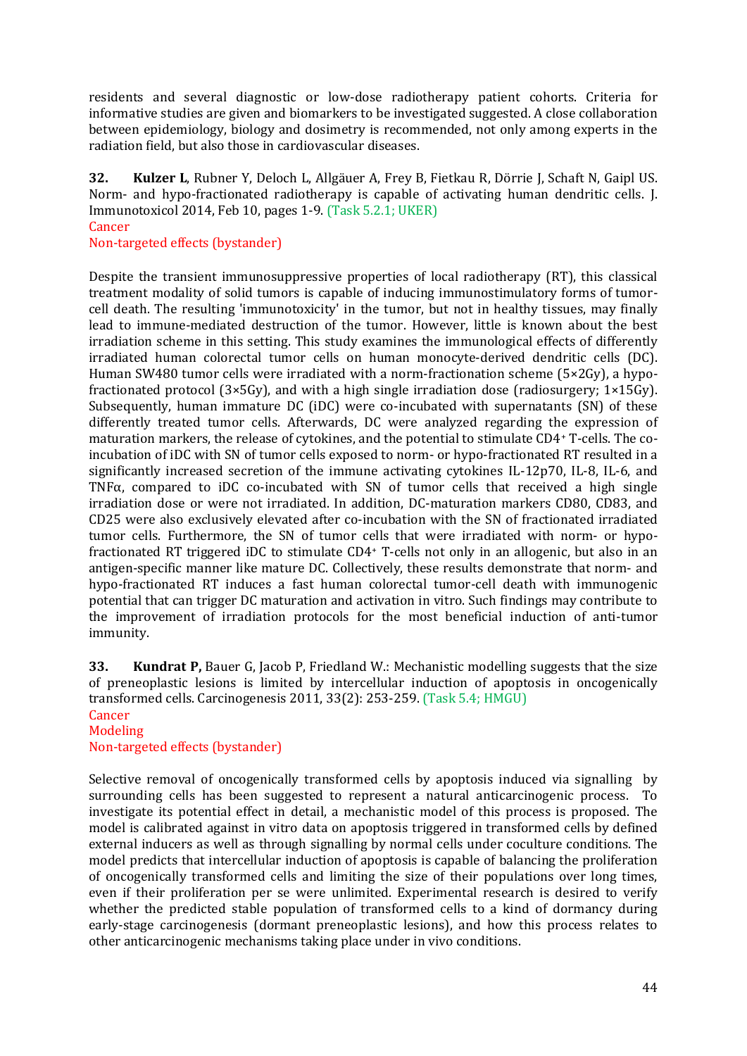residents and several diagnostic or low-dose radiotherapy patient cohorts. Criteria for informative studies are given and biomarkers to be investigated suggested. A close collaboration between epidemiology, biology and dosimetry is recommended, not only among experts in the radiation field, but also those in cardiovascular diseases.

**32.** **Kulzer L**, Rubner Y, Deloch L, Allgäuer A, Frey B, Fietkau R, Dörrie J, Schaft N, Gaipl US. Norm- and hypo-fractionated radiotherapy is capable of activating human dendritic cells. J. Immunotoxicol 2014, Feb 10, pages 1-9. (Task 5.2.1; UKER)
Cancer
Non-targeted effects (bystander)

Despite the transient immunosuppressive properties of local radiotherapy (RT), this classical treatment modality of solid tumors is capable of inducing immunostimulatory forms of tumor-cell death. The resulting 'immunotoxicity' in the tumor, but not in healthy tissues, may finally lead to immune-mediated destruction of the tumor. However, little is known about the best irradiation scheme in this setting. This study examines the immunological effects of differently irradiated human colorectal tumor cells on human monocyte-derived dendritic cells (DC). Human SW480 tumor cells were irradiated with a norm-fractionation scheme (5×2Gy), a hypo-fractionated protocol (3×5Gy), and with a high single irradiation dose (radiosurgery; 1×15Gy). Subsequently, human immature DC (iDC) were co-incubated with supernatants (SN) of these differently treated tumor cells. Afterwards, DC were analyzed regarding the expression of maturation markers, the release of cytokines, and the potential to stimulate $CD4^+$ T-cells. The co-incubation of iDC with SN of tumor cells exposed to norm- or hypo-fractionated RT resulted in a significantly increased secretion of the immune activating cytokines IL-12p70, IL-8, IL-6, and TNFα, compared to iDC co-incubated with SN of tumor cells that received a high single irradiation dose or were not irradiated. In addition, DC-maturation markers CD80, CD83, and CD25 were also exclusively elevated after co-incubation with the SN of fractionated irradiated tumor cells. Furthermore, the SN of tumor cells that were irradiated with norm- or hypo-fractionated RT triggered iDC to stimulate $CD4^+$ T-cells not only in an allogenic, but also in an antigen-specific manner like mature DC. Collectively, these results demonstrate that norm- and hypo-fractionated RT induces a fast human colorectal tumor-cell death with immunogenic potential that can trigger DC maturation and activation in vitro. Such findings may contribute to the improvement of irradiation protocols for the most beneficial induction of anti-tumor immunity.

**33.** **Kundrat P,** Bauer G, Jacob P, Friedland W.: Mechanistic modelling suggests that the size of preneoplastic lesions is limited by intercellular induction of apoptosis in oncogenically transformed cells. Carcinogenesis 2011, 33(2): 253-259. (Task 5.4; HMGU)
Cancer
Modeling
Non-targeted effects (bystander)

Selective removal of oncogenically transformed cells by apoptosis induced via signalling by surrounding cells has been suggested to represent a natural anticarcinogenic process. To investigate its potential effect in detail, a mechanistic model of this process is proposed. The model is calibrated against in vitro data on apoptosis triggered in transformed cells by defined external inducers as well as through signalling by normal cells under coculture conditions. The model predicts that intercellular induction of apoptosis is capable of balancing the proliferation of oncogenically transformed cells and limiting the size of their populations over long times, even if their proliferation per se were unlimited. Experimental research is desired to verify whether the predicted stable population of transformed cells to a kind of dormancy during early-stage carcinogenesis (dormant preneoplastic lesions), and how this process relates to other anticarcinogenic mechanisms taking place under in vivo conditions.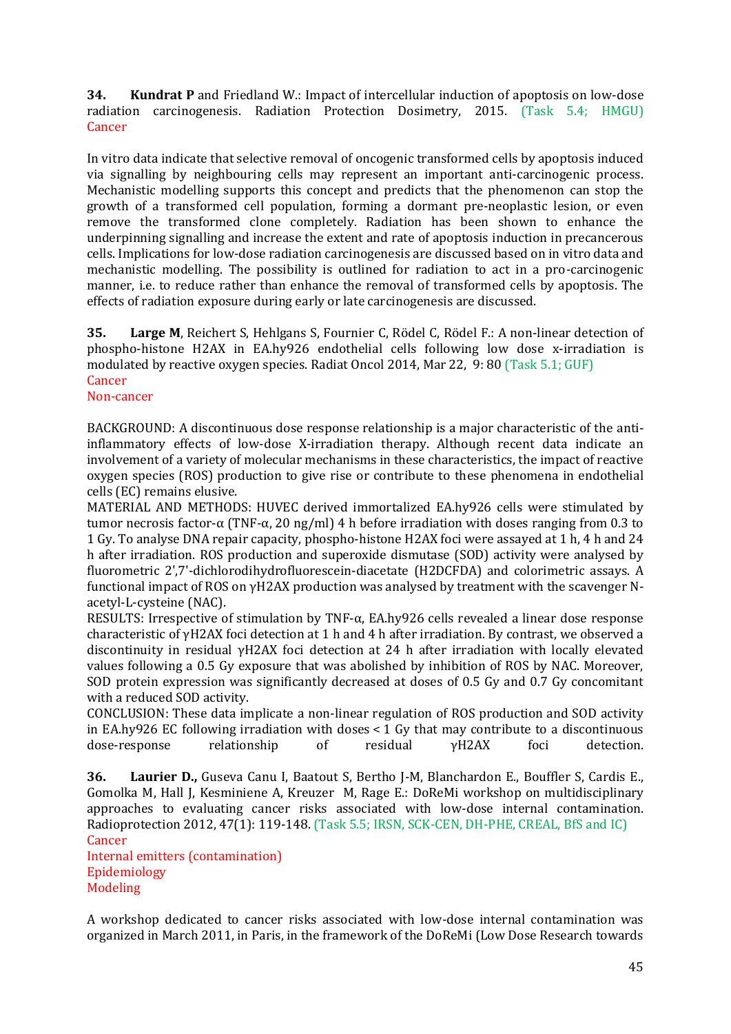**34. Kundrat P** and Friedland W.: Impact of intercellular induction of apoptosis on low-dose radiation carcinogenesis. Radiation Protection Dosimetry, 2015. (Task 5.4; HMGU)
Cancer

In vitro data indicate that selective removal of oncogenic transformed cells by apoptosis induced via signalling by neighbouring cells may represent an important anti-carcinogenic process. Mechanistic modelling supports this concept and predicts that the phenomenon can stop the growth of a transformed cell population, forming a dormant pre-neoplastic lesion, or even remove the transformed clone completely. Radiation has been shown to enhance the underpinning signalling and increase the extent and rate of apoptosis induction in precancerous cells. Implications for low-dose radiation carcinogenesis are discussed based on in vitro data and mechanistic modelling. The possibility is outlined for radiation to act in a pro-carcinogenic manner, i.e. to reduce rather than enhance the removal of transformed cells by apoptosis. The effects of radiation exposure during early or late carcinogenesis are discussed.

**35. Large M**, Reichert S, Hehlgans S, Fournier C, Rödel C, Rödel F.: A non-linear detection of phospho-histone H2AX in EA.hy926 endothelial cells following low dose x-irradiation is modulated by reactive oxygen species. Radiat Oncol 2014, Mar 22, 9: 80 (Task 5.1; GUF)
Cancer
Non-cancer

BACKGROUND: A discontinuous dose response relationship is a major characteristic of the anti-inflammatory effects of low-dose X-irradiation therapy. Although recent data indicate an involvement of a variety of molecular mechanisms in these characteristics, the impact of reactive oxygen species (ROS) production to give rise or contribute to these phenomena in endothelial cells (EC) remains elusive.
MATERIAL AND METHODS: HUVEC derived immortalized EA.hy926 cells were stimulated by tumor necrosis factor-α (TNF-α, 20 ng/ml) 4 h before irradiation with doses ranging from 0.3 to 1 Gy. To analyse DNA repair capacity, phospho-histone H2AX foci were assayed at 1 h, 4 h and 24 h after irradiation. ROS production and superoxide dismutase (SOD) activity were analysed by fluorometric 2',7'-dichlorodihydrofluorescein-diacetate (H2DCFDA) and colorimetric assays. A functional impact of ROS on γH2AX production was analysed by treatment with the scavenger N-acetyl-L-cysteine (NAC).
RESULTS: Irrespective of stimulation by TNF-α, EA.hy926 cells revealed a linear dose response characteristic of γH2AX foci detection at 1 h and 4 h after irradiation. By contrast, we observed a discontinuity in residual γH2AX foci detection at 24 h after irradiation with locally elevated values following a 0.5 Gy exposure that was abolished by inhibition of ROS by NAC. Moreover, SOD protein expression was significantly decreased at doses of 0.5 Gy and 0.7 Gy concomitant with a reduced SOD activity.
CONCLUSION: These data implicate a non-linear regulation of ROS production and SOD activity in EA.hy926 EC following irradiation with doses < 1 Gy that may contribute to a discontinuous dose-response relationship of residual γH2AX foci detection.

**36. Laurier D.,** Guseva Canu I, Baatout S, Bertho J-M, Blanchardon E., Bouffler S, Cardis E., Gomolka M, Hall J, Kesminiene A, Kreuzer M, Rage E.: DoReMi workshop on multidisciplinary approaches to evaluating cancer risks associated with low-dose internal contamination. Radioprotection 2012, 47(1): 119-148. (Task 5.5; IRSN, SCK-CEN, DH-PHE, CREAL, BfS and IC)
Cancer
Internal emitters (contamination)
Epidemiology
Modeling

A workshop dedicated to cancer risks associated with low-dose internal contamination was organized in March 2011, in Paris, in the framework of the DoReMi (Low Dose Research towards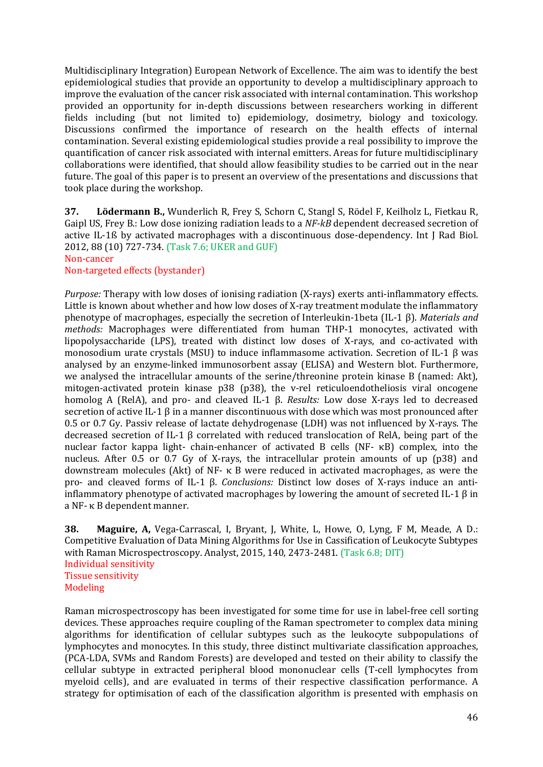Multidisciplinary Integration) European Network of Excellence. The aim was to identify the best epidemiological studies that provide an opportunity to develop a multidisciplinary approach to improve the evaluation of the cancer risk associated with internal contamination. This workshop provided an opportunity for in-depth discussions between researchers working in different fields including (but not limited to) epidemiology, dosimetry, biology and toxicology. Discussions confirmed the importance of research on the health effects of internal contamination. Several existing epidemiological studies provide a real possibility to improve the quantification of cancer risk associated with internal emitters. Areas for future multidisciplinary collaborations were identified, that should allow feasibility studies to be carried out in the near future. The goal of this paper is to present an overview of the presentations and discussions that took place during the workshop.

**37. Lödermann B.,** Wunderlich R, Frey S, Schorn C, Stangl S, Rödel F, Keilholz L, Fietkau R, Gaipl US, Frey B.: Low dose ionizing radiation leads to a *NF-kB* dependent decreased secretion of active IL-1ß by activated macrophages with a discontinuous dose-dependency. Int J Rad Biol. 2012, 88 (10) 727-734. (Task 7.6; UKER and GUF)
Non-cancer
Non-targeted effects (bystander)

*Purpose:* Therapy with low doses of ionising radiation (X-rays) exerts anti-inflammatory effects. Little is known about whether and how low doses of X-ray treatment modulate the inflammatory phenotype of macrophages, especially the secretion of Interleukin-1beta (IL-1 β). *Materials and methods:* Macrophages were differentiated from human THP-1 monocytes, activated with lipopolysaccharide (LPS), treated with distinct low doses of X-rays, and co-activated with monosodium urate crystals (MSU) to induce inflammasome activation. Secretion of IL-1 β was analysed by an enzyme-linked immunosorbent assay (ELISA) and Western blot. Furthermore, we analysed the intracellular amounts of the serine/threonine protein kinase B (named: Akt), mitogen-activated protein kinase p38 (p38), the v-rel reticuloendotheliosis viral oncogene homolog A (RelA), and pro- and cleaved IL-1 β. *Results:* Low dose X-rays led to decreased secretion of active IL-1 β in a manner discontinuous with dose which was most pronounced after 0.5 or 0.7 Gy. Passiv release of lactate dehydrogenase (LDH) was not influenced by X-rays. The decreased secretion of IL-1 β correlated with reduced translocation of RelA, being part of the nuclear factor kappa light- chain-enhancer of activated B cells (NF- κB) complex, into the nucleus. After 0.5 or 0.7 Gy of X-rays, the intracellular protein amounts of up (p38) and downstream molecules (Akt) of NF- κ B were reduced in activated macrophages, as were the pro- and cleaved forms of IL-1 β. *Conclusions:* Distinct low doses of X-rays induce an anti-inflammatory phenotype of activated macrophages by lowering the amount of secreted IL-1 β in a NF- κ B dependent manner.

**38. Maguire, A,** Vega-Carrascal, I, Bryant, J, White, L, Howe, O, Lyng, F M, Meade, A D.: Competitive Evaluation of Data Mining Algorithms for Use in Cassification of Leukocyte Subtypes with Raman Microspectroscopy. Analyst, 2015, 140, 2473-2481. (Task 6.8; DIT)
Individual sensitivity
Tissue sensitivity
Modeling

Raman microspectroscopy has been investigated for some time for use in label-free cell sorting devices. These approaches require coupling of the Raman spectrometer to complex data mining algorithms for identification of cellular subtypes such as the leukocyte subpopulations of lymphocytes and monocytes. In this study, three distinct multivariate classification approaches, (PCA-LDA, SVMs and Random Forests) are developed and tested on their ability to classify the cellular subtype in extracted peripheral blood mononuclear cells (T-cell lymphocytes from myeloid cells), and are evaluated in terms of their respective classification performance. A strategy for optimisation of each of the classification algorithm is presented with emphasis on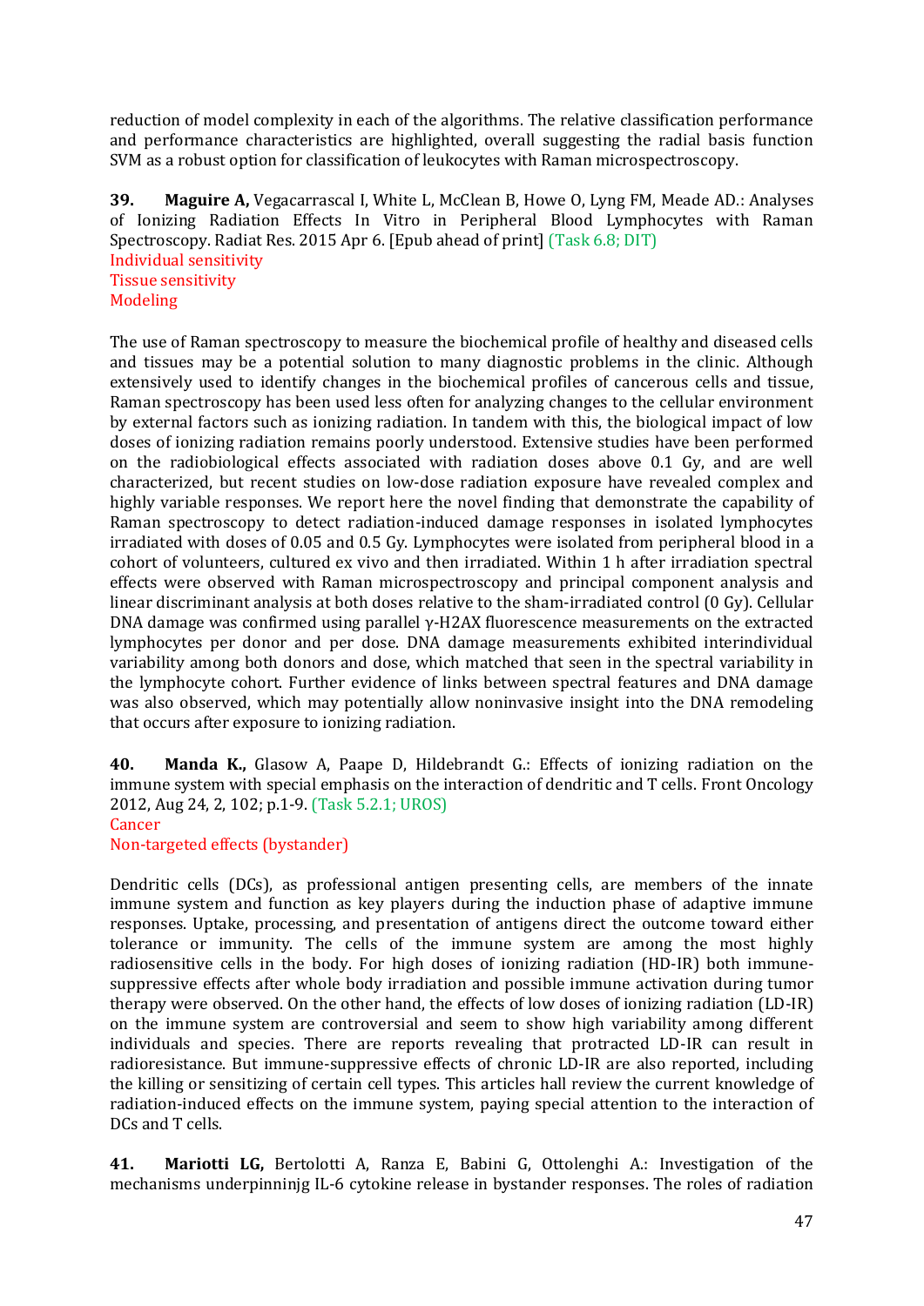reduction of model complexity in each of the algorithms. The relative classification performance and performance characteristics are highlighted, overall suggesting the radial basis function SVM as a robust option for classification of leukocytes with Raman microspectroscopy.

**39.** **Maguire A,** Vegacarrascal I, White L, McClean B, Howe O, Lyng FM, Meade AD.: Analyses of Ionizing Radiation Effects In Vitro in Peripheral Blood Lymphocytes with Raman Spectroscopy. Radiat Res. 2015 Apr 6. [Epub ahead of print] (Task 6.8; DIT)
Individual sensitivity
Tissue sensitivity
Modeling

The use of Raman spectroscopy to measure the biochemical profile of healthy and diseased cells and tissues may be a potential solution to many diagnostic problems in the clinic. Although extensively used to identify changes in the biochemical profiles of cancerous cells and tissue, Raman spectroscopy has been used less often for analyzing changes to the cellular environment by external factors such as ionizing radiation. In tandem with this, the biological impact of low doses of ionizing radiation remains poorly understood. Extensive studies have been performed on the radiobiological effects associated with radiation doses above 0.1 Gy, and are well characterized, but recent studies on low-dose radiation exposure have revealed complex and highly variable responses. We report here the novel finding that demonstrate the capability of Raman spectroscopy to detect radiation-induced damage responses in isolated lymphocytes irradiated with doses of 0.05 and 0.5 Gy. Lymphocytes were isolated from peripheral blood in a cohort of volunteers, cultured ex vivo and then irradiated. Within 1 h after irradiation spectral effects were observed with Raman microspectroscopy and principal component analysis and linear discriminant analysis at both doses relative to the sham-irradiated control (0 Gy). Cellular DNA damage was confirmed using parallel γ-H2AX fluorescence measurements on the extracted lymphocytes per donor and per dose. DNA damage measurements exhibited interindividual variability among both donors and dose, which matched that seen in the spectral variability in the lymphocyte cohort. Further evidence of links between spectral features and DNA damage was also observed, which may potentially allow noninvasive insight into the DNA remodeling that occurs after exposure to ionizing radiation.

**40.** **Manda K.,** Glasow A, Paape D, Hildebrandt G.: Effects of ionizing radiation on the immune system with special emphasis on the interaction of dendritic and T cells. Front Oncology 2012, Aug 24, 2, 102; p.1-9. (Task 5.2.1; UROS)
Cancer
Non-targeted effects (bystander)

Dendritic cells (DCs), as professional antigen presenting cells, are members of the innate immune system and function as key players during the induction phase of adaptive immune responses. Uptake, processing, and presentation of antigens direct the outcome toward either tolerance or immunity. The cells of the immune system are among the most highly radiosensitive cells in the body. For high doses of ionizing radiation (HD-IR) both immune-suppressive effects after whole body irradiation and possible immune activation during tumor therapy were observed. On the other hand, the effects of low doses of ionizing radiation (LD-IR) on the immune system are controversial and seem to show high variability among different individuals and species. There are reports revealing that protracted LD-IR can result in radioresistance. But immune-suppressive effects of chronic LD-IR are also reported, including the killing or sensitizing of certain cell types. This articles hall review the current knowledge of radiation-induced effects on the immune system, paying special attention to the interaction of DCs and T cells.

**41.** **Mariotti LG,** Bertolotti A, Ranza E, Babini G, Ottolenghi A.: Investigation of the mechanisms underpinninjg IL-6 cytokine release in bystander responses. The roles of radiation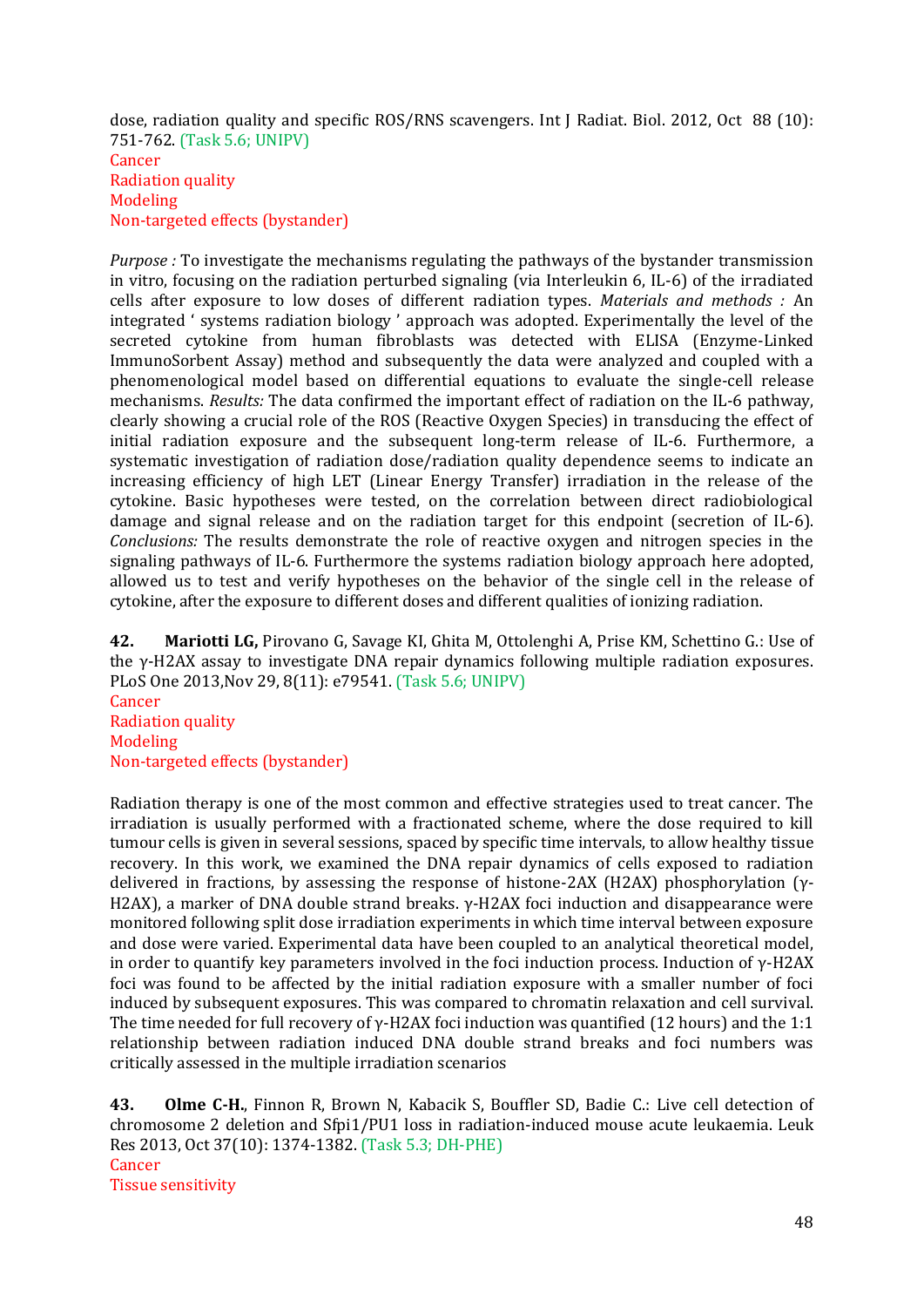dose, radiation quality and specific ROS/RNS scavengers. Int J Radiat. Biol. 2012, Oct 88 (10): 751-762. (Task 5.6; UNIPV)
Cancer
Radiation quality
Modeling
Non-targeted effects (bystander)

*Purpose :* To investigate the mechanisms regulating the pathways of the bystander transmission in vitro, focusing on the radiation perturbed signaling (via Interleukin 6, IL-6) of the irradiated cells after exposure to low doses of different radiation types. *Materials and methods :* An integrated ' systems radiation biology ' approach was adopted. Experimentally the level of the secreted cytokine from human fibroblasts was detected with ELISA (Enzyme-Linked ImmunoSorbent Assay) method and subsequently the data were analyzed and coupled with a phenomenological model based on differential equations to evaluate the single-cell release mechanisms. *Results:* The data confirmed the important effect of radiation on the IL-6 pathway, clearly showing a crucial role of the ROS (Reactive Oxygen Species) in transducing the effect of initial radiation exposure and the subsequent long-term release of IL-6. Furthermore, a systematic investigation of radiation dose/radiation quality dependence seems to indicate an increasing efficiency of high LET (Linear Energy Transfer) irradiation in the release of the cytokine. Basic hypotheses were tested, on the correlation between direct radiobiological damage and signal release and on the radiation target for this endpoint (secretion of IL-6). *Conclusions:* The results demonstrate the role of reactive oxygen and nitrogen species in the signaling pathways of IL-6. Furthermore the systems radiation biology approach here adopted, allowed us to test and verify hypotheses on the behavior of the single cell in the release of cytokine, after the exposure to different doses and different qualities of ionizing radiation.

**42.** **Mariotti LG,** Pirovano G, Savage KI, Ghita M, Ottolenghi A, Prise KM, Schettino G.: Use of the γ-H2AX assay to investigate DNA repair dynamics following multiple radiation exposures. PLoS One 2013,Nov 29, 8(11): e79541. (Task 5.6; UNIPV)
Cancer
Radiation quality
Modeling
Non-targeted effects (bystander)

Radiation therapy is one of the most common and effective strategies used to treat cancer. The irradiation is usually performed with a fractionated scheme, where the dose required to kill tumour cells is given in several sessions, spaced by specific time intervals, to allow healthy tissue recovery. In this work, we examined the DNA repair dynamics of cells exposed to radiation delivered in fractions, by assessing the response of histone-2AX (H2AX) phosphorylation (γ-H2AX), a marker of DNA double strand breaks. γ-H2AX foci induction and disappearance were monitored following split dose irradiation experiments in which time interval between exposure and dose were varied. Experimental data have been coupled to an analytical theoretical model, in order to quantify key parameters involved in the foci induction process. Induction of γ-H2AX foci was found to be affected by the initial radiation exposure with a smaller number of foci induced by subsequent exposures. This was compared to chromatin relaxation and cell survival. The time needed for full recovery of γ-H2AX foci induction was quantified (12 hours) and the 1:1 relationship between radiation induced DNA double strand breaks and foci numbers was critically assessed in the multiple irradiation scenarios

**43.** **Olme C-H.**, Finnon R, Brown N, Kabacik S, Bouffler SD, Badie C.: Live cell detection of chromosome 2 deletion and Sfpi1/PU1 loss in radiation-induced mouse acute leukaemia. Leuk Res 2013, Oct 37(10): 1374-1382. (Task 5.3; DH-PHE)
Cancer
Tissue sensitivity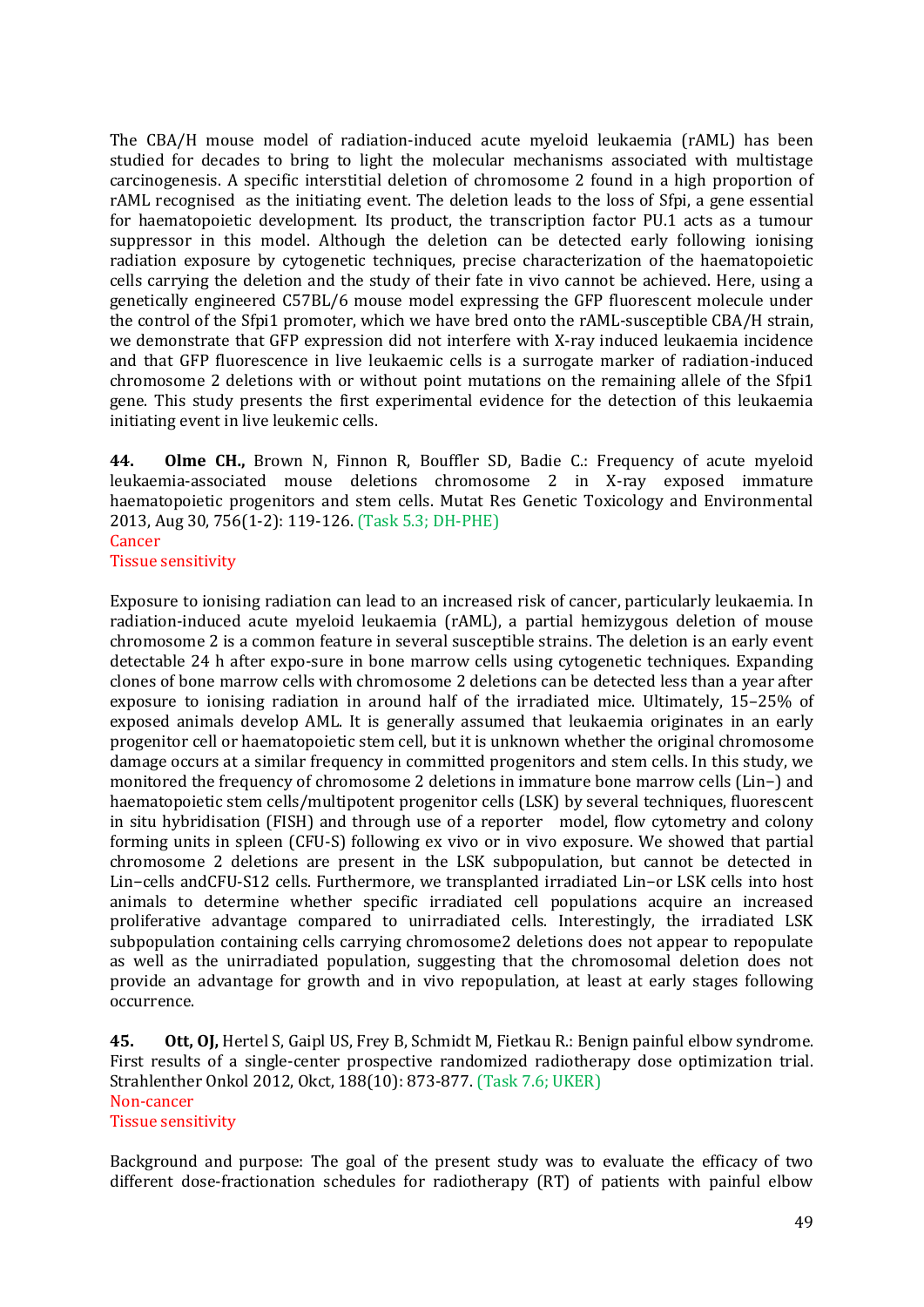The CBA/H mouse model of radiation-induced acute myeloid leukaemia (rAML) has been studied for decades to bring to light the molecular mechanisms associated with multistage carcinogenesis. A specific interstitial deletion of chromosome 2 found in a high proportion of rAML recognised as the initiating event. The deletion leads to the loss of Sfpi, a gene essential for haematopoietic development. Its product, the transcription factor PU.1 acts as a tumour suppressor in this model. Although the deletion can be detected early following ionising radiation exposure by cytogenetic techniques, precise characterization of the haematopoietic cells carrying the deletion and the study of their fate in vivo cannot be achieved. Here, using a genetically engineered C57BL/6 mouse model expressing the GFP fluorescent molecule under the control of the Sfpi1 promoter, which we have bred onto the rAML-susceptible CBA/H strain, we demonstrate that GFP expression did not interfere with X-ray induced leukaemia incidence and that GFP fluorescence in live leukaemic cells is a surrogate marker of radiation-induced chromosome 2 deletions with or without point mutations on the remaining allele of the Sfpi1 gene. This study presents the first experimental evidence for the detection of this leukaemia initiating event in live leukemic cells.

**44. Olme CH.,** Brown N, Finnon R, Bouffler SD, Badie C.: Frequency of acute myeloid leukaemia-associated mouse deletions chromosome 2 in X-ray exposed immature haematopoietic progenitors and stem cells. Mutat Res Genetic Toxicology and Environmental 2013, Aug 30, 756(1-2): 119-126. (Task 5.3; DH-PHE)
Cancer
Tissue sensitivity

Exposure to ionising radiation can lead to an increased risk of cancer, particularly leukaemia. In radiation-induced acute myeloid leukaemia (rAML), a partial hemizygous deletion of mouse chromosome 2 is a common feature in several susceptible strains. The deletion is an early event detectable 24 h after expo-sure in bone marrow cells using cytogenetic techniques. Expanding clones of bone marrow cells with chromosome 2 deletions can be detected less than a year after exposure to ionising radiation in around half of the irradiated mice. Ultimately, 15–25% of exposed animals develop AML. It is generally assumed that leukaemia originates in an early progenitor cell or haematopoietic stem cell, but it is unknown whether the original chromosome damage occurs at a similar frequency in committed progenitors and stem cells. In this study, we monitored the frequency of chromosome 2 deletions in immature bone marrow cells (Lin−) and haematopoietic stem cells/multipotent progenitor cells (LSK) by several techniques, fluorescent in situ hybridisation (FISH) and through use of a reporter model, flow cytometry and colony forming units in spleen (CFU-S) following ex vivo or in vivo exposure. We showed that partial chromosome 2 deletions are present in the LSK subpopulation, but cannot be detected in Lin−cells andCFU-S12 cells. Furthermore, we transplanted irradiated Lin−or LSK cells into host animals to determine whether specific irradiated cell populations acquire an increased proliferative advantage compared to unirradiated cells. Interestingly, the irradiated LSK subpopulation containing cells carrying chromosome2 deletions does not appear to repopulate as well as the unirradiated population, suggesting that the chromosomal deletion does not provide an advantage for growth and in vivo repopulation, at least at early stages following occurrence.

**45. Ott, OJ,** Hertel S, Gaipl US, Frey B, Schmidt M, Fietkau R.: Benign painful elbow syndrome. First results of a single-center prospective randomized radiotherapy dose optimization trial. Strahlenther Onkol 2012, Okct, 188(10): 873-877. (Task 7.6; UKER)
Non-cancer
Tissue sensitivity

Background and purpose: The goal of the present study was to evaluate the efficacy of two different dose-fractionation schedules for radiotherapy (RT) of patients with painful elbow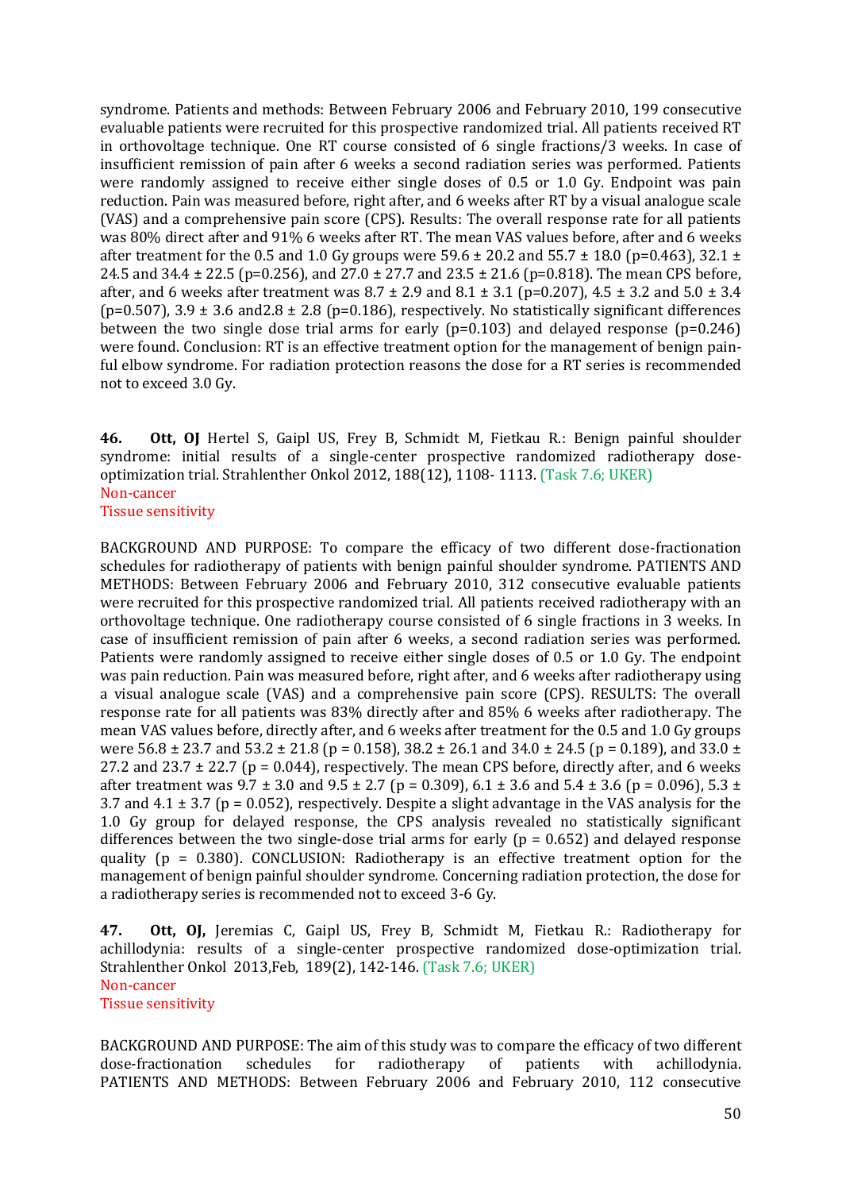syndrome. Patients and methods: Between February 2006 and February 2010, 199 consecutive evaluable patients were recruited for this prospective randomized trial. All patients received RT in orthovoltage technique. One RT course consisted of 6 single fractions/3 weeks. In case of insufficient remission of pain after 6 weeks a second radiation series was performed. Patients were randomly assigned to receive either single doses of 0.5 or 1.0 Gy. Endpoint was pain reduction. Pain was measured before, right after, and 6 weeks after RT by a visual analogue scale (VAS) and a comprehensive pain score (CPS). Results: The overall response rate for all patients was 80% direct after and 91% 6 weeks after RT. The mean VAS values before, after and 6 weeks after treatment for the 0.5 and 1.0 Gy groups were 59.6 ± 20.2 and 55.7 ± 18.0 (p=0.463), 32.1 ± 24.5 and 34.4 ± 22.5 (p=0.256), and 27.0 ± 27.7 and 23.5 ± 21.6 (p=0.818). The mean CPS before, after, and 6 weeks after treatment was 8.7 ± 2.9 and 8.1 ± 3.1 (p=0.207), 4.5 ± 3.2 and 5.0 ± 3.4 (p=0.507), 3.9 ± 3.6 and2.8 ± 2.8 (p=0.186), respectively. No statistically significant differences between the two single dose trial arms for early (p=0.103) and delayed response (p=0.246) were found. Conclusion: RT is an effective treatment option for the management of benign painful elbow syndrome. For radiation protection reasons the dose for a RT series is recommended not to exceed 3.0 Gy.

**46. Ott, OJ** Hertel S, Gaipl US, Frey B, Schmidt M, Fietkau R.: Benign painful shoulder syndrome: initial results of a single-center prospective randomized radiotherapy dose-optimization trial. Strahlenther Onkol 2012, 188(12), 1108- 1113. (Task 7.6; UKER)
Non-cancer
Tissue sensitivity

BACKGROUND AND PURPOSE: To compare the efficacy of two different dose-fractionation schedules for radiotherapy of patients with benign painful shoulder syndrome. PATIENTS AND METHODS: Between February 2006 and February 2010, 312 consecutive evaluable patients were recruited for this prospective randomized trial. All patients received radiotherapy with an orthovoltage technique. One radiotherapy course consisted of 6 single fractions in 3 weeks. In case of insufficient remission of pain after 6 weeks, a second radiation series was performed. Patients were randomly assigned to receive either single doses of 0.5 or 1.0 Gy. The endpoint was pain reduction. Pain was measured before, right after, and 6 weeks after radiotherapy using a visual analogue scale (VAS) and a comprehensive pain score (CPS). RESULTS: The overall response rate for all patients was 83% directly after and 85% 6 weeks after radiotherapy. The mean VAS values before, directly after, and 6 weeks after treatment for the 0.5 and 1.0 Gy groups were 56.8 ± 23.7 and 53.2 ± 21.8 (p = 0.158), 38.2 ± 26.1 and 34.0 ± 24.5 (p = 0.189), and 33.0 ± 27.2 and 23.7 ± 22.7 (p = 0.044), respectively. The mean CPS before, directly after, and 6 weeks after treatment was 9.7 ± 3.0 and 9.5 ± 2.7 (p = 0.309), 6.1 ± 3.6 and 5.4 ± 3.6 (p = 0.096), 5.3 ± 3.7 and 4.1 ± 3.7 (p = 0.052), respectively. Despite a slight advantage in the VAS analysis for the 1.0 Gy group for delayed response, the CPS analysis revealed no statistically significant differences between the two single-dose trial arms for early (p = 0.652) and delayed response quality (p = 0.380). CONCLUSION: Radiotherapy is an effective treatment option for the management of benign painful shoulder syndrome. Concerning radiation protection, the dose for a radiotherapy series is recommended not to exceed 3-6 Gy.

**47. Ott, OJ,** Jeremias C, Gaipl US, Frey B, Schmidt M, Fietkau R.: Radiotherapy for achillodynia: results of a single-center prospective randomized dose-optimization trial. Strahlenther Onkol 2013,Feb, 189(2), 142-146. (Task 7.6; UKER)
Non-cancer
Tissue sensitivity

BACKGROUND AND PURPOSE: The aim of this study was to compare the efficacy of two different dose-fractionation schedules for radiotherapy of patients with achillodynia. PATIENTS AND METHODS: Between February 2006 and February 2010, 112 consecutive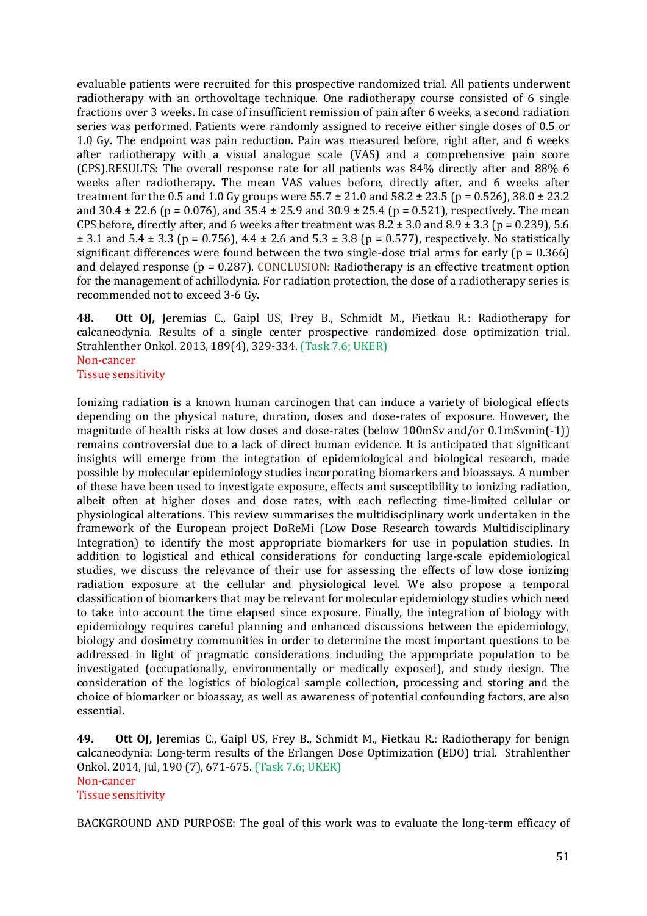evaluable patients were recruited for this prospective randomized trial. All patients underwent radiotherapy with an orthovoltage technique. One radiotherapy course consisted of 6 single fractions over 3 weeks. In case of insufficient remission of pain after 6 weeks, a second radiation series was performed. Patients were randomly assigned to receive either single doses of 0.5 or 1.0 Gy. The endpoint was pain reduction. Pain was measured before, right after, and 6 weeks after radiotherapy with a visual analogue scale (VAS) and a comprehensive pain score (CPS).RESULTS: The overall response rate for all patients was 84% directly after and 88% 6 weeks after radiotherapy. The mean VAS values before, directly after, and 6 weeks after treatment for the 0.5 and 1.0 Gy groups were 55.7 ± 21.0 and 58.2 ± 23.5 ($p = 0.526$), 38.0 ± 23.2 and 30.4 ± 22.6 ($p = 0.076$), and 35.4 ± 25.9 and 30.9 ± 25.4 ($p = 0.521$), respectively. The mean CPS before, directly after, and 6 weeks after treatment was 8.2 ± 3.0 and 8.9 ± 3.3 ($p = 0.239$), 5.6 ± 3.1 and 5.4 ± 3.3 ($p = 0.756$), 4.4 ± 2.6 and 5.3 ± 3.8 ($p = 0.577$), respectively. No statistically significant differences were found between the two single-dose trial arms for early ($p = 0.366$) and delayed response ($p = 0.287$). CONCLUSION: Radiotherapy is an effective treatment option for the management of achillodynia. For radiation protection, the dose of a radiotherapy series is recommended not to exceed 3-6 Gy.

**48.** **Ott OJ,** Jeremias C., Gaipl US, Frey B., Schmidt M., Fietkau R.: Radiotherapy for calcaneodynia. Results of a single center prospective randomized dose optimization trial. Strahlenther Onkol. 2013, 189(4), 329-334. (Task 7.6; UKER)
Non-cancer
Tissue sensitivity

Ionizing radiation is a known human carcinogen that can induce a variety of biological effects depending on the physical nature, duration, doses and dose-rates of exposure. However, the magnitude of health risks at low doses and dose-rates (below 100mSv and/or 0.1mSvmin(-1)) remains controversial due to a lack of direct human evidence. It is anticipated that significant insights will emerge from the integration of epidemiological and biological research, made possible by molecular epidemiology studies incorporating biomarkers and bioassays. A number of these have been used to investigate exposure, effects and susceptibility to ionizing radiation, albeit often at higher doses and dose rates, with each reflecting time-limited cellular or physiological alterations. This review summarises the multidisciplinary work undertaken in the framework of the European project DoReMi (Low Dose Research towards Multidisciplinary Integration) to identify the most appropriate biomarkers for use in population studies. In addition to logistical and ethical considerations for conducting large-scale epidemiological studies, we discuss the relevance of their use for assessing the effects of low dose ionizing radiation exposure at the cellular and physiological level. We also propose a temporal classification of biomarkers that may be relevant for molecular epidemiology studies which need to take into account the time elapsed since exposure. Finally, the integration of biology with epidemiology requires careful planning and enhanced discussions between the epidemiology, biology and dosimetry communities in order to determine the most important questions to be addressed in light of pragmatic considerations including the appropriate population to be investigated (occupationally, environmentally or medically exposed), and study design. The consideration of the logistics of biological sample collection, processing and storing and the choice of biomarker or bioassay, as well as awareness of potential confounding factors, are also essential.

**49.** **Ott OJ,** Jeremias C., Gaipl US, Frey B., Schmidt M., Fietkau R.: Radiotherapy for benign calcaneodynia: Long-term results of the Erlangen Dose Optimization (EDO) trial. Strahlenther Onkol. 2014, Jul, 190 (7), 671-675. (Task 7.6; UKER)
Non-cancer
Tissue sensitivity

BACKGROUND AND PURPOSE: The goal of this work was to evaluate the long-term efficacy of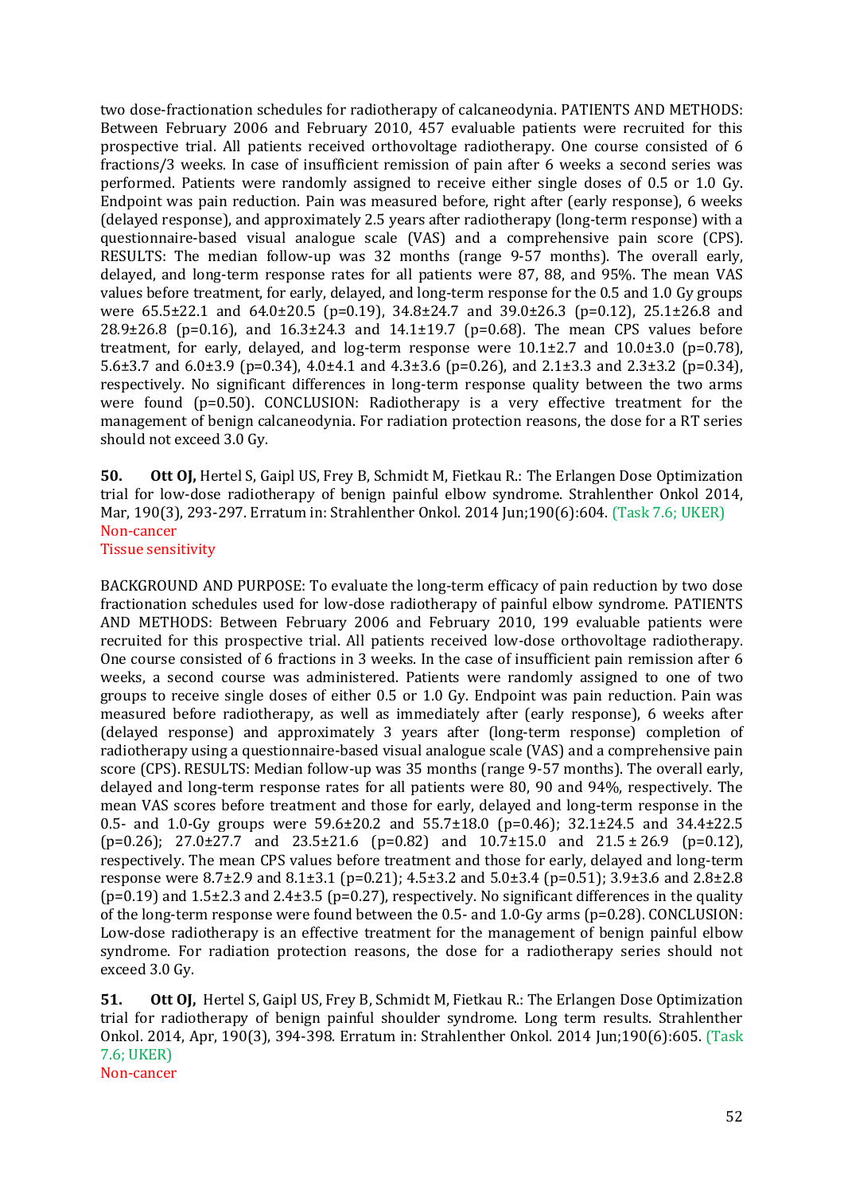two dose-fractionation schedules for radiotherapy of calcaneodynia. PATIENTS AND METHODS: Between February 2006 and February 2010, 457 evaluable patients were recruited for this prospective trial. All patients received orthovoltage radiotherapy. One course consisted of 6 fractions/3 weeks. In case of insufficient remission of pain after 6 weeks a second series was performed. Patients were randomly assigned to receive either single doses of 0.5 or 1.0 Gy. Endpoint was pain reduction. Pain was measured before, right after (early response), 6 weeks (delayed response), and approximately 2.5 years after radiotherapy (long-term response) with a questionnaire-based visual analogue scale (VAS) and a comprehensive pain score (CPS). RESULTS: The median follow-up was 32 months (range 9-57 months). The overall early, delayed, and long-term response rates for all patients were 87, 88, and 95%. The mean VAS values before treatment, for early, delayed, and long-term response for the 0.5 and 1.0 Gy groups were 65.5±22.1 and 64.0±20.5 (p=0.19), 34.8±24.7 and 39.0±26.3 (p=0.12), 25.1±26.8 and 28.9±26.8 (p=0.16), and 16.3±24.3 and 14.1±19.7 (p=0.68). The mean CPS values before treatment, for early, delayed, and log-term response were 10.1±2.7 and 10.0±3.0 (p=0.78), 5.6±3.7 and 6.0±3.9 (p=0.34), 4.0±4.1 and 4.3±3.6 (p=0.26), and 2.1±3.3 and 2.3±3.2 (p=0.34), respectively. No significant differences in long-term response quality between the two arms were found (p=0.50). CONCLUSION: Radiotherapy is a very effective treatment for the management of benign calcaneodynia. For radiation protection reasons, the dose for a RT series should not exceed 3.0 Gy.

**50.** **Ott OJ,** Hertel S, Gaipl US, Frey B, Schmidt M, Fietkau R.: The Erlangen Dose Optimization trial for low-dose radiotherapy of benign painful elbow syndrome. Strahlenther Onkol 2014, Mar, 190(3), 293-297. Erratum in: Strahlenther Onkol. 2014 Jun;190(6):604. (Task 7.6; UKER)
Non-cancer
Tissue sensitivity

BACKGROUND AND PURPOSE: To evaluate the long-term efficacy of pain reduction by two dose fractionation schedules used for low-dose radiotherapy of painful elbow syndrome. PATIENTS AND METHODS: Between February 2006 and February 2010, 199 evaluable patients were recruited for this prospective trial. All patients received low-dose orthovoltage radiotherapy. One course consisted of 6 fractions in 3 weeks. In the case of insufficient pain remission after 6 weeks, a second course was administered. Patients were randomly assigned to one of two groups to receive single doses of either 0.5 or 1.0 Gy. Endpoint was pain reduction. Pain was measured before radiotherapy, as well as immediately after (early response), 6 weeks after (delayed response) and approximately 3 years after (long-term response) completion of radiotherapy using a questionnaire-based visual analogue scale (VAS) and a comprehensive pain score (CPS). RESULTS: Median follow-up was 35 months (range 9-57 months). The overall early, delayed and long-term response rates for all patients were 80, 90 and 94%, respectively. The mean VAS scores before treatment and those for early, delayed and long-term response in the 0.5- and 1.0-Gy groups were 59.6±20.2 and 55.7±18.0 (p=0.46); 32.1±24.5 and 34.4±22.5 (p=0.26); 27.0±27.7 and 23.5±21.6 (p=0.82) and 10.7±15.0 and 21.5 ± 26.9 (p=0.12), respectively. The mean CPS values before treatment and those for early, delayed and long-term response were 8.7±2.9 and 8.1±3.1 (p=0.21); 4.5±3.2 and 5.0±3.4 (p=0.51); 3.9±3.6 and 2.8±2.8 (p=0.19) and 1.5±2.3 and 2.4±3.5 (p=0.27), respectively. No significant differences in the quality of the long-term response were found between the 0.5- and 1.0-Gy arms (p=0.28). CONCLUSION: Low-dose radiotherapy is an effective treatment for the management of benign painful elbow syndrome. For radiation protection reasons, the dose for a radiotherapy series should not exceed 3.0 Gy.

**51.** **Ott OJ,** Hertel S, Gaipl US, Frey B, Schmidt M, Fietkau R.: The Erlangen Dose Optimization trial for radiotherapy of benign painful shoulder syndrome. Long term results. Strahlenther Onkol. 2014, Apr, 190(3), 394-398. Erratum in: Strahlenther Onkol. 2014 Jun;190(6):605. (Task 7.6; UKER)
Non-cancer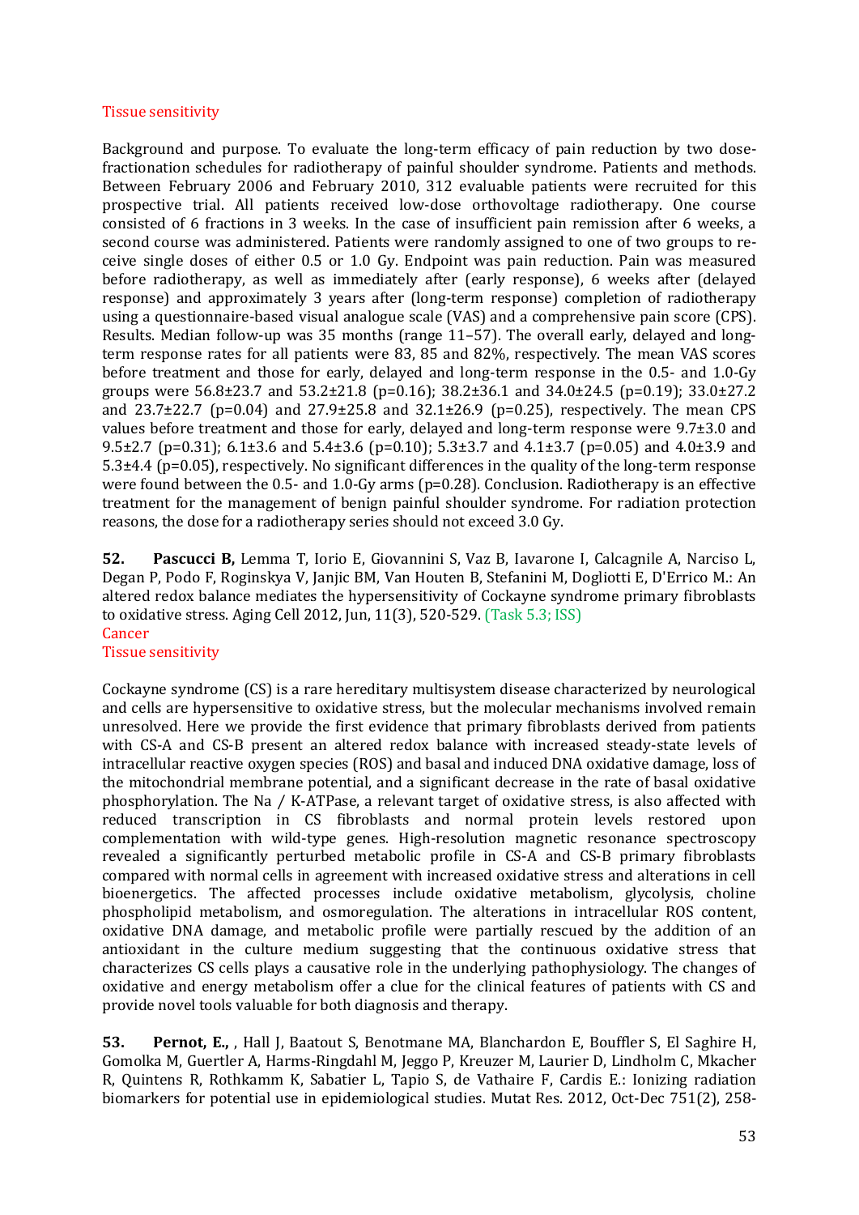Tissue sensitivity

Background and purpose. To evaluate the long-term efficacy of pain reduction by two dose-fractionation schedules for radiotherapy of painful shoulder syndrome. Patients and methods. Between February 2006 and February 2010, 312 evaluable patients were recruited for this prospective trial. All patients received low-dose orthovoltage radiotherapy. One course consisted of 6 fractions in 3 weeks. In the case of insufficient pain remission after 6 weeks, a second course was administered. Patients were randomly assigned to one of two groups to receive single doses of either 0.5 or 1.0 Gy. Endpoint was pain reduction. Pain was measured before radiotherapy, as well as immediately after (early response), 6 weeks after (delayed response) and approximately 3 years after (long-term response) completion of radiotherapy using a questionnaire-based visual analogue scale (VAS) and a comprehensive pain score (CPS). Results. Median follow-up was 35 months (range 11–57). The overall early, delayed and long-term response rates for all patients were 83, 85 and 82%, respectively. The mean VAS scores before treatment and those for early, delayed and long-term response in the 0.5- and 1.0-Gy groups were 56.8±23.7 and 53.2±21.8 ($p=0.16$); 38.2±36.1 and 34.0±24.5 ($p=0.19$); 33.0±27.2 and 23.7±22.7 ($p=0.04$) and 27.9±25.8 and 32.1±26.9 ($p=0.25$), respectively. The mean CPS values before treatment and those for early, delayed and long-term response were 9.7±3.0 and 9.5±2.7 ($p=0.31$); 6.1±3.6 and 5.4±3.6 ($p=0.10$); 5.3±3.7 and 4.1±3.7 ($p=0.05$) and 4.0±3.9 and 5.3±4.4 ($p=0.05$), respectively. No significant differences in the quality of the long-term response were found between the 0.5- and 1.0-Gy arms ($p=0.28$). Conclusion. Radiotherapy is an effective treatment for the management of benign painful shoulder syndrome. For radiation protection reasons, the dose for a radiotherapy series should not exceed 3.0 Gy.

**52. Pascucci B,** Lemma T, Iorio E, Giovannini S, Vaz B, Iavarone I, Calcagnile A, Narciso L, Degan P, Podo F, Roginskya V, Janjic BM, Van Houten B, Stefanini M, Dogliotti E, D'Errico M.: An altered redox balance mediates the hypersensitivity of Cockayne syndrome primary fibroblasts to oxidative stress. Aging Cell 2012, Jun, 11(3), 520-529. (Task 5.3; ISS)
Cancer
Tissue sensitivity

Cockayne syndrome (CS) is a rare hereditary multisystem disease characterized by neurological and cells are hypersensitive to oxidative stress, but the molecular mechanisms involved remain unresolved. Here we provide the first evidence that primary fibroblasts derived from patients with CS-A and CS-B present an altered redox balance with increased steady-state levels of intracellular reactive oxygen species (ROS) and basal and induced DNA oxidative damage, loss of the mitochondrial membrane potential, and a significant decrease in the rate of basal oxidative phosphorylation. The Na / K-ATPase, a relevant target of oxidative stress, is also affected with reduced transcription in CS fibroblasts and normal protein levels restored upon complementation with wild-type genes. High-resolution magnetic resonance spectroscopy revealed a significantly perturbed metabolic profile in CS-A and CS-B primary fibroblasts compared with normal cells in agreement with increased oxidative stress and alterations in cell bioenergetics. The affected processes include oxidative metabolism, glycolysis, choline phospholipid metabolism, and osmoregulation. The alterations in intracellular ROS content, oxidative DNA damage, and metabolic profile were partially rescued by the addition of an antioxidant in the culture medium suggesting that the continuous oxidative stress that characterizes CS cells plays a causative role in the underlying pathophysiology. The changes of oxidative and energy metabolism offer a clue for the clinical features of patients with CS and provide novel tools valuable for both diagnosis and therapy.

**53. Pernot, E.,** , Hall J, Baatout S, Benotmane MA, Blanchardon E, Bouffler S, El Saghire H, Gomolka M, Guertler A, Harms-Ringdahl M, Jeggo P, Kreuzer M, Laurier D, Lindholm C, Mkacher R, Quintens R, Rothkamm K, Sabatier L, Tapio S, de Vathaire F, Cardis E.: Ionizing radiation biomarkers for potential use in epidemiological studies. Mutat Res. 2012, Oct-Dec 751(2), 258-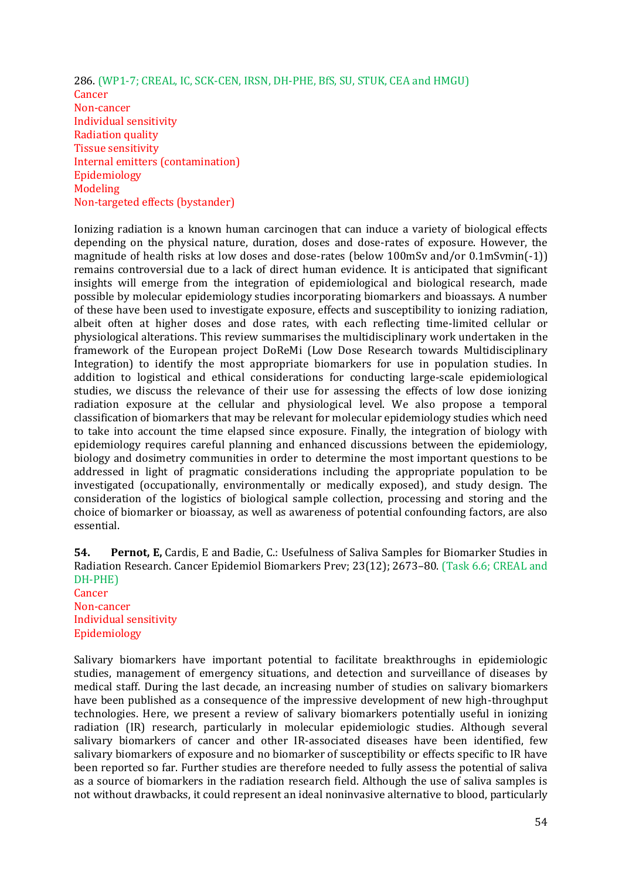286. (WP1-7; CREAL, IC, SCK-CEN, IRSN, DH-PHE, BfS, SU, STUK, CEA and HMGU)
Cancer
Non-cancer
Individual sensitivity
Radiation quality
Tissue sensitivity
Internal emitters (contamination)
Epidemiology
Modeling
Non-targeted effects (bystander)

Ionizing radiation is a known human carcinogen that can induce a variety of biological effects depending on the physical nature, duration, doses and dose-rates of exposure. However, the magnitude of health risks at low doses and dose-rates (below 100mSv and/or 0.1mSvmin(-1)) remains controversial due to a lack of direct human evidence. It is anticipated that significant insights will emerge from the integration of epidemiological and biological research, made possible by molecular epidemiology studies incorporating biomarkers and bioassays. A number of these have been used to investigate exposure, effects and susceptibility to ionizing radiation, albeit often at higher doses and dose rates, with each reflecting time-limited cellular or physiological alterations. This review summarises the multidisciplinary work undertaken in the framework of the European project DoReMi (Low Dose Research towards Multidisciplinary Integration) to identify the most appropriate biomarkers for use in population studies. In addition to logistical and ethical considerations for conducting large-scale epidemiological studies, we discuss the relevance of their use for assessing the effects of low dose ionizing radiation exposure at the cellular and physiological level. We also propose a temporal classification of biomarkers that may be relevant for molecular epidemiology studies which need to take into account the time elapsed since exposure. Finally, the integration of biology with epidemiology requires careful planning and enhanced discussions between the epidemiology, biology and dosimetry communities in order to determine the most important questions to be addressed in light of pragmatic considerations including the appropriate population to be investigated (occupationally, environmentally or medically exposed), and study design. The consideration of the logistics of biological sample collection, processing and storing and the choice of biomarker or bioassay, as well as awareness of potential confounding factors, are also essential.

**54.** **Pernot, E,** Cardis, E and Badie, C.: Usefulness of Saliva Samples for Biomarker Studies in Radiation Research. Cancer Epidemiol Biomarkers Prev; 23(12); 2673–80. (Task 6.6; CREAL and DH-PHE)
Cancer
Non-cancer
Individual sensitivity
Epidemiology

Salivary biomarkers have important potential to facilitate breakthroughs in epidemiologic studies, management of emergency situations, and detection and surveillance of diseases by medical staff. During the last decade, an increasing number of studies on salivary biomarkers have been published as a consequence of the impressive development of new high-throughput technologies. Here, we present a review of salivary biomarkers potentially useful in ionizing radiation (IR) research, particularly in molecular epidemiologic studies. Although several salivary biomarkers of cancer and other IR-associated diseases have been identified, few salivary biomarkers of exposure and no biomarker of susceptibility or effects specific to IR have been reported so far. Further studies are therefore needed to fully assess the potential of saliva as a source of biomarkers in the radiation research field. Although the use of saliva samples is not without drawbacks, it could represent an ideal noninvasive alternative to blood, particularly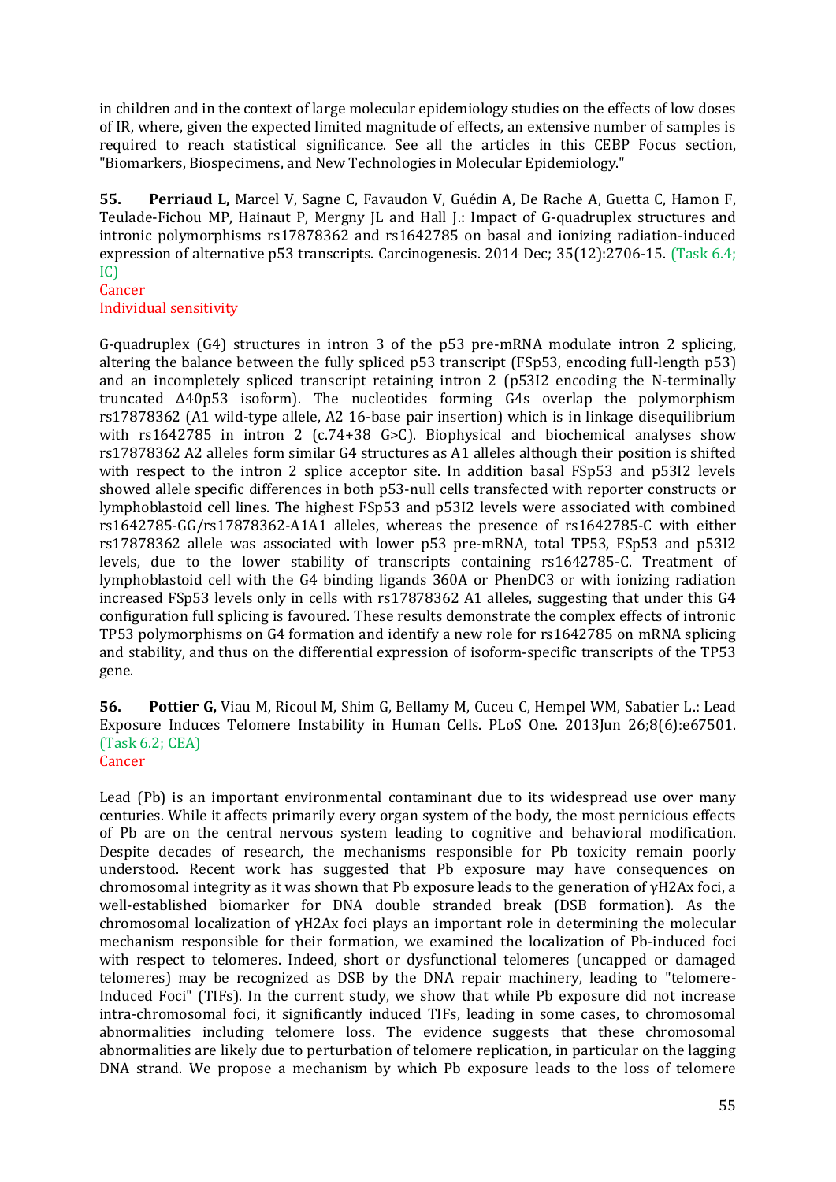in children and in the context of large molecular epidemiology studies on the effects of low doses of IR, where, given the expected limited magnitude of effects, an extensive number of samples is required to reach statistical significance. See all the articles in this CEBP Focus section, "Biomarkers, Biospecimens, and New Technologies in Molecular Epidemiology."

**55. Perriaud L,** Marcel V, Sagne C, Favaudon V, Guédin A, De Rache A, Guetta C, Hamon F, Teulade-Fichou MP, Hainaut P, Mergny JL and Hall J.: Impact of G-quadruplex structures and intronic polymorphisms rs17878362 and rs1642785 on basal and ionizing radiation-induced expression of alternative p53 transcripts. Carcinogenesis. 2014 Dec; 35(12):2706-15. (Task 6.4; IC)
Cancer
Individual sensitivity

G-quadruplex (G4) structures in intron 3 of the p53 pre-mRNA modulate intron 2 splicing, altering the balance between the fully spliced p53 transcript (FSp53, encoding full-length p53) and an incompletely spliced transcript retaining intron 2 (p53I2 encoding the N-terminally truncated Δ40p53 isoform). The nucleotides forming G4s overlap the polymorphism rs17878362 (A1 wild-type allele, A2 16-base pair insertion) which is in linkage disequilibrium with rs1642785 in intron 2 (c.74+38 G>C). Biophysical and biochemical analyses show rs17878362 A2 alleles form similar G4 structures as A1 alleles although their position is shifted with respect to the intron 2 splice acceptor site. In addition basal FSp53 and p53I2 levels showed allele specific differences in both p53-null cells transfected with reporter constructs or lymphoblastoid cell lines. The highest FSp53 and p53I2 levels were associated with combined rs1642785-GG/rs17878362-A1A1 alleles, whereas the presence of rs1642785-C with either rs17878362 allele was associated with lower p53 pre-mRNA, total TP53, FSp53 and p53I2 levels, due to the lower stability of transcripts containing rs1642785-C. Treatment of lymphoblastoid cell with the G4 binding ligands 360A or PhenDC3 or with ionizing radiation increased FSp53 levels only in cells with rs17878362 A1 alleles, suggesting that under this G4 configuration full splicing is favoured. These results demonstrate the complex effects of intronic TP53 polymorphisms on G4 formation and identify a new role for rs1642785 on mRNA splicing and stability, and thus on the differential expression of isoform-specific transcripts of the TP53 gene.

**56. Pottier G,** Viau M, Ricoul M, Shim G, Bellamy M, Cuceu C, Hempel WM, Sabatier L.: Lead Exposure Induces Telomere Instability in Human Cells. PLoS One. 2013Jun 26;8(6):e67501. (Task 6.2; CEA)
Cancer

Lead (Pb) is an important environmental contaminant due to its widespread use over many centuries. While it affects primarily every organ system of the body, the most pernicious effects of Pb are on the central nervous system leading to cognitive and behavioral modification. Despite decades of research, the mechanisms responsible for Pb toxicity remain poorly understood. Recent work has suggested that Pb exposure may have consequences on chromosomal integrity as it was shown that Pb exposure leads to the generation of γH2Ax foci, a well-established biomarker for DNA double stranded break (DSB formation). As the chromosomal localization of γH2Ax foci plays an important role in determining the molecular mechanism responsible for their formation, we examined the localization of Pb-induced foci with respect to telomeres. Indeed, short or dysfunctional telomeres (uncapped or damaged telomeres) may be recognized as DSB by the DNA repair machinery, leading to "telomere-Induced Foci" (TIFs). In the current study, we show that while Pb exposure did not increase intra-chromosomal foci, it significantly induced TIFs, leading in some cases, to chromosomal abnormalities including telomere loss. The evidence suggests that these chromosomal abnormalities are likely due to perturbation of telomere replication, in particular on the lagging DNA strand. We propose a mechanism by which Pb exposure leads to the loss of telomere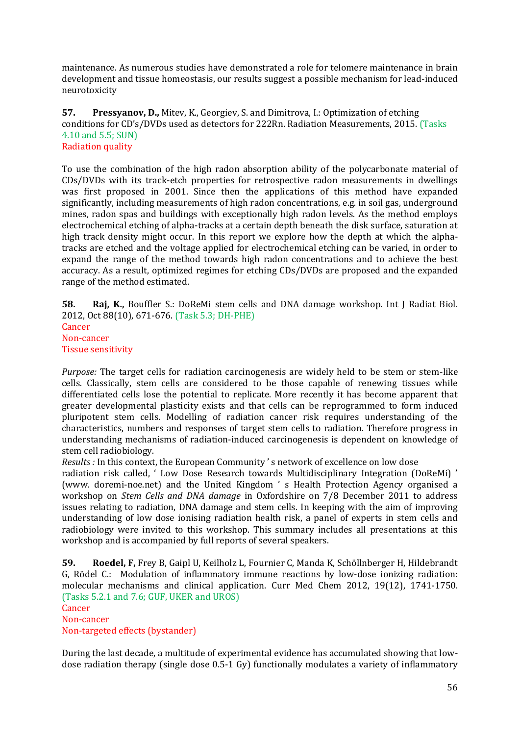maintenance. As numerous studies have demonstrated a role for telomere maintenance in brain development and tissue homeostasis, our results suggest a possible mechanism for lead-induced neurotoxicity

**57.** **Pressyanov, D.,** Mitev, K., Georgiev, S. and Dimitrova, I.: Optimization of etching conditions for CD's/DVDs used as detectors for 222Rn. Radiation Measurements, 2015. (Tasks 4.10 and 5.5; SUN)
Radiation quality

To use the combination of the high radon absorption ability of the polycarbonate material of CDs/DVDs with its track-etch properties for retrospective radon measurements in dwellings was first proposed in 2001. Since then the applications of this method have expanded significantly, including measurements of high radon concentrations, e.g. in soil gas, underground mines, radon spas and buildings with exceptionally high radon levels. As the method employs electrochemical etching of alpha-tracks at a certain depth beneath the disk surface, saturation at high track density might occur. In this report we explore how the depth at which the alpha-tracks are etched and the voltage applied for electrochemical etching can be varied, in order to expand the range of the method towards high radon concentrations and to achieve the best accuracy. As a result, optimized regimes for etching CDs/DVDs are proposed and the expanded range of the method estimated.

**58.** **Raj, K.,** Bouffler S.: DoReMi stem cells and DNA damage workshop. Int J Radiat Biol. 2012, Oct 88(10), 671-676. (Task 5.3; DH-PHE)
Cancer
Non-cancer
Tissue sensitivity

*Purpose:* The target cells for radiation carcinogenesis are widely held to be stem or stem-like cells. Classically, stem cells are considered to be those capable of renewing tissues while differentiated cells lose the potential to replicate. More recently it has become apparent that greater developmental plasticity exists and that cells can be reprogrammed to form induced pluripotent stem cells. Modelling of radiation cancer risk requires understanding of the characteristics, numbers and responses of target stem cells to radiation. Therefore progress in understanding mechanisms of radiation-induced carcinogenesis is dependent on knowledge of stem cell radiobiology.
*Results :* In this context, the European Community ' s network of excellence on low dose radiation risk called, ' Low Dose Research towards Multidisciplinary Integration (DoReMi) ' (www. doremi-noe.net) and the United Kingdom ' s Health Protection Agency organised a workshop on *Stem Cells and DNA damage* in Oxfordshire on 7/8 December 2011 to address issues relating to radiation, DNA damage and stem cells. In keeping with the aim of improving understanding of low dose ionising radiation health risk, a panel of experts in stem cells and radiobiology were invited to this workshop. This summary includes all presentations at this workshop and is accompanied by full reports of several speakers.

**59.** **Roedel, F,** Frey B, Gaipl U, Keilholz L, Fournier C, Manda K, Schöllnberger H, Hildebrandt G, Rödel C.: Modulation of inflammatory immune reactions by low-dose ionizing radiation: molecular mechanisms and clinical application. Curr Med Chem 2012, 19(12), 1741-1750. (Tasks 5.2.1 and 7.6; GUF, UKER and UROS)
Cancer
Non-cancer
Non-targeted effects (bystander)

During the last decade, a multitude of experimental evidence has accumulated showing that low-dose radiation therapy (single dose 0.5-1 Gy) functionally modulates a variety of inflammatory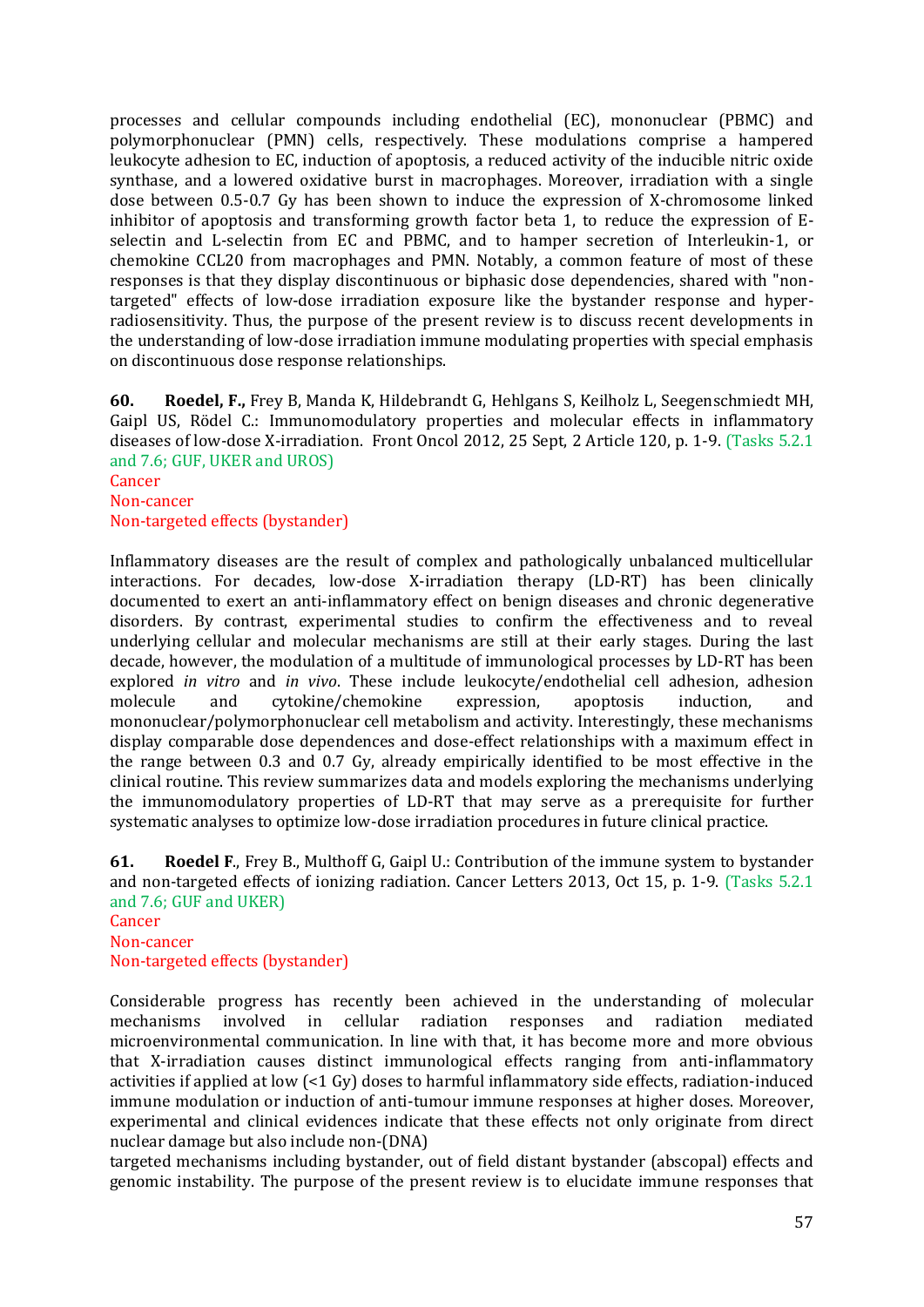processes and cellular compounds including endothelial (EC), mononuclear (PBMC) and polymorphonuclear (PMN) cells, respectively. These modulations comprise a hampered leukocyte adhesion to EC, induction of apoptosis, a reduced activity of the inducible nitric oxide synthase, and a lowered oxidative burst in macrophages. Moreover, irradiation with a single dose between 0.5-0.7 Gy has been shown to induce the expression of X-chromosome linked inhibitor of apoptosis and transforming growth factor beta 1, to reduce the expression of E-selectin and L-selectin from EC and PBMC, and to hamper secretion of Interleukin-1, or chemokine CCL20 from macrophages and PMN. Notably, a common feature of most of these responses is that they display discontinuous or biphasic dose dependencies, shared with "non-targeted" effects of low-dose irradiation exposure like the bystander response and hyper-radiosensitivity. Thus, the purpose of the present review is to discuss recent developments in the understanding of low-dose irradiation immune modulating properties with special emphasis on discontinuous dose response relationships.

**60. Roedel, F.,** Frey B, Manda K, Hildebrandt G, Hehlgans S, Keilholz L, Seegenschmiedt MH, Gaipl US, Rödel C.: Immunomodulatory properties and molecular effects in inflammatory diseases of low-dose X-irradiation. Front Oncol 2012, 25 Sept, 2 Article 120, p. 1-9. (Tasks 5.2.1 and 7.6; GUF, UKER and UROS)
Cancer
Non-cancer
Non-targeted effects (bystander)

Inflammatory diseases are the result of complex and pathologically unbalanced multicellular interactions. For decades, low-dose X-irradiation therapy (LD-RT) has been clinically documented to exert an anti-inflammatory effect on benign diseases and chronic degenerative disorders. By contrast, experimental studies to confirm the effectiveness and to reveal underlying cellular and molecular mechanisms are still at their early stages. During the last decade, however, the modulation of a multitude of immunological processes by LD-RT has been explored *in vitro* and *in vivo*. These include leukocyte/endothelial cell adhesion, adhesion molecule and cytokine/chemokine expression, apoptosis induction, and mononuclear/polymorphonuclear cell metabolism and activity. Interestingly, these mechanisms display comparable dose dependences and dose-effect relationships with a maximum effect in the range between 0.3 and 0.7 Gy, already empirically identified to be most effective in the clinical routine. This review summarizes data and models exploring the mechanisms underlying the immunomodulatory properties of LD-RT that may serve as a prerequisite for further systematic analyses to optimize low-dose irradiation procedures in future clinical practice.

**61. Roedel F**., Frey B., Multhoff G, Gaipl U.: Contribution of the immune system to bystander and non-targeted effects of ionizing radiation. Cancer Letters 2013, Oct 15, p. 1-9. (Tasks 5.2.1 and 7.6; GUF and UKER)
Cancer
Non-cancer
Non-targeted effects (bystander)

Considerable progress has recently been achieved in the understanding of molecular mechanisms involved in cellular radiation responses and radiation mediated microenvironmental communication. In line with that, it has become more and more obvious that X-irradiation causes distinct immunological effects ranging from anti-inflammatory activities if applied at low (<1 Gy) doses to harmful inflammatory side effects, radiation-induced immune modulation or induction of anti-tumour immune responses at higher doses. Moreover, experimental and clinical evidences indicate that these effects not only originate from direct nuclear damage but also include non-(DNA)
targeted mechanisms including bystander, out of field distant bystander (abscopal) effects and genomic instability. The purpose of the present review is to elucidate immune responses that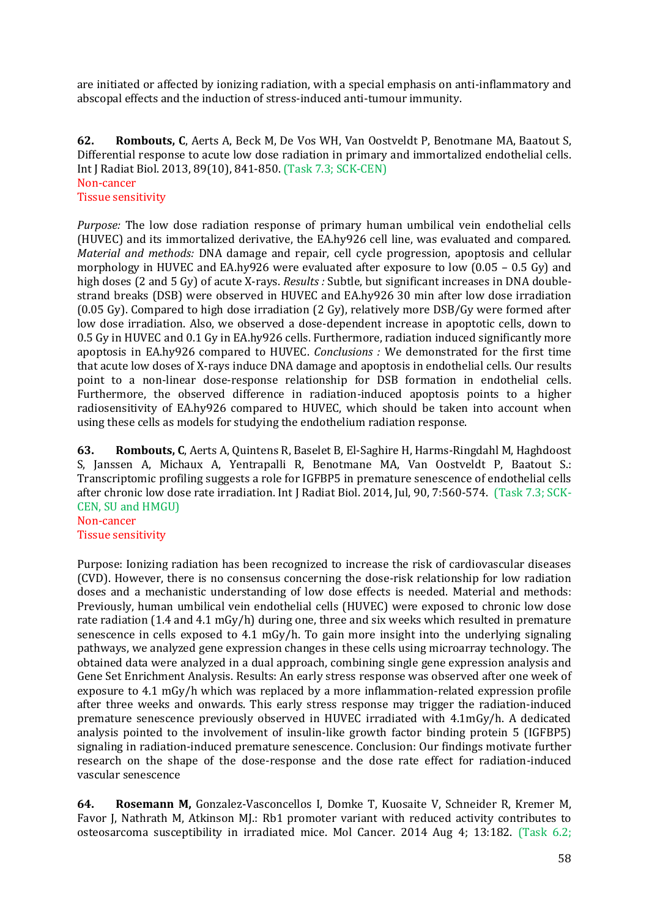are initiated or affected by ionizing radiation, with a special emphasis on anti-inflammatory and abscopal effects and the induction of stress-induced anti-tumour immunity.

**62.** **Rombouts, C**, Aerts A, Beck M, De Vos WH, Van Oostveldt P, Benotmane MA, Baatout S, Differential response to acute low dose radiation in primary and immortalized endothelial cells. Int J Radiat Biol. 2013, 89(10), 841-850. (Task 7.3; SCK-CEN)
Non-cancer
Tissue sensitivity

*Purpose:* The low dose radiation response of primary human umbilical vein endothelial cells (HUVEC) and its immortalized derivative, the EA.hy926 cell line, was evaluated and compared. *Material and methods:* DNA damage and repair, cell cycle progression, apoptosis and cellular morphology in HUVEC and EA.hy926 were evaluated after exposure to low (0.05 – 0.5 Gy) and high doses (2 and 5 Gy) of acute X-rays. *Results :* Subtle, but significant increases in DNA double-strand breaks (DSB) were observed in HUVEC and EA.hy926 30 min after low dose irradiation (0.05 Gy). Compared to high dose irradiation (2 Gy), relatively more DSB/Gy were formed after low dose irradiation. Also, we observed a dose-dependent increase in apoptotic cells, down to 0.5 Gy in HUVEC and 0.1 Gy in EA.hy926 cells. Furthermore, radiation induced significantly more apoptosis in EA.hy926 compared to HUVEC. *Conclusions :* We demonstrated for the first time that acute low doses of X-rays induce DNA damage and apoptosis in endothelial cells. Our results point to a non-linear dose-response relationship for DSB formation in endothelial cells. Furthermore, the observed difference in radiation-induced apoptosis points to a higher radiosensitivity of EA.hy926 compared to HUVEC, which should be taken into account when using these cells as models for studying the endothelium radiation response.

**63.** **Rombouts, C**, Aerts A, Quintens R, Baselet B, El-Saghire H, Harms-Ringdahl M, Haghdoost S, Janssen A, Michaux A, Yentrapalli R, Benotmane MA, Van Oostveldt P, Baatout S.: Transcriptomic profiling suggests a role for IGFBP5 in premature senescence of endothelial cells after chronic low dose rate irradiation. Int J Radiat Biol. 2014, Jul, 90, 7:560-574. (Task 7.3; SCK-CEN, SU and HMGU)
Non-cancer
Tissue sensitivity

Purpose: Ionizing radiation has been recognized to increase the risk of cardiovascular diseases (CVD). However, there is no consensus concerning the dose-risk relationship for low radiation doses and a mechanistic understanding of low dose effects is needed. Material and methods: Previously, human umbilical vein endothelial cells (HUVEC) were exposed to chronic low dose rate radiation (1.4 and 4.1 mGy/h) during one, three and six weeks which resulted in premature senescence in cells exposed to 4.1 mGy/h. To gain more insight into the underlying signaling pathways, we analyzed gene expression changes in these cells using microarray technology. The obtained data were analyzed in a dual approach, combining single gene expression analysis and Gene Set Enrichment Analysis. Results: An early stress response was observed after one week of exposure to 4.1 mGy/h which was replaced by a more inflammation-related expression profile after three weeks and onwards. This early stress response may trigger the radiation-induced premature senescence previously observed in HUVEC irradiated with 4.1mGy/h. A dedicated analysis pointed to the involvement of insulin-like growth factor binding protein 5 (IGFBP5) signaling in radiation-induced premature senescence. Conclusion: Our findings motivate further research on the shape of the dose-response and the dose rate effect for radiation-induced vascular senescence

**64.** **Rosemann M,** Gonzalez-Vasconcellos I, Domke T, Kuosaite V, Schneider R, Kremer M, Favor J, Nathrath M, Atkinson MJ.: Rb1 promoter variant with reduced activity contributes to osteosarcoma susceptibility in irradiated mice. Mol Cancer. 2014 Aug 4; 13:182. (Task 6.2;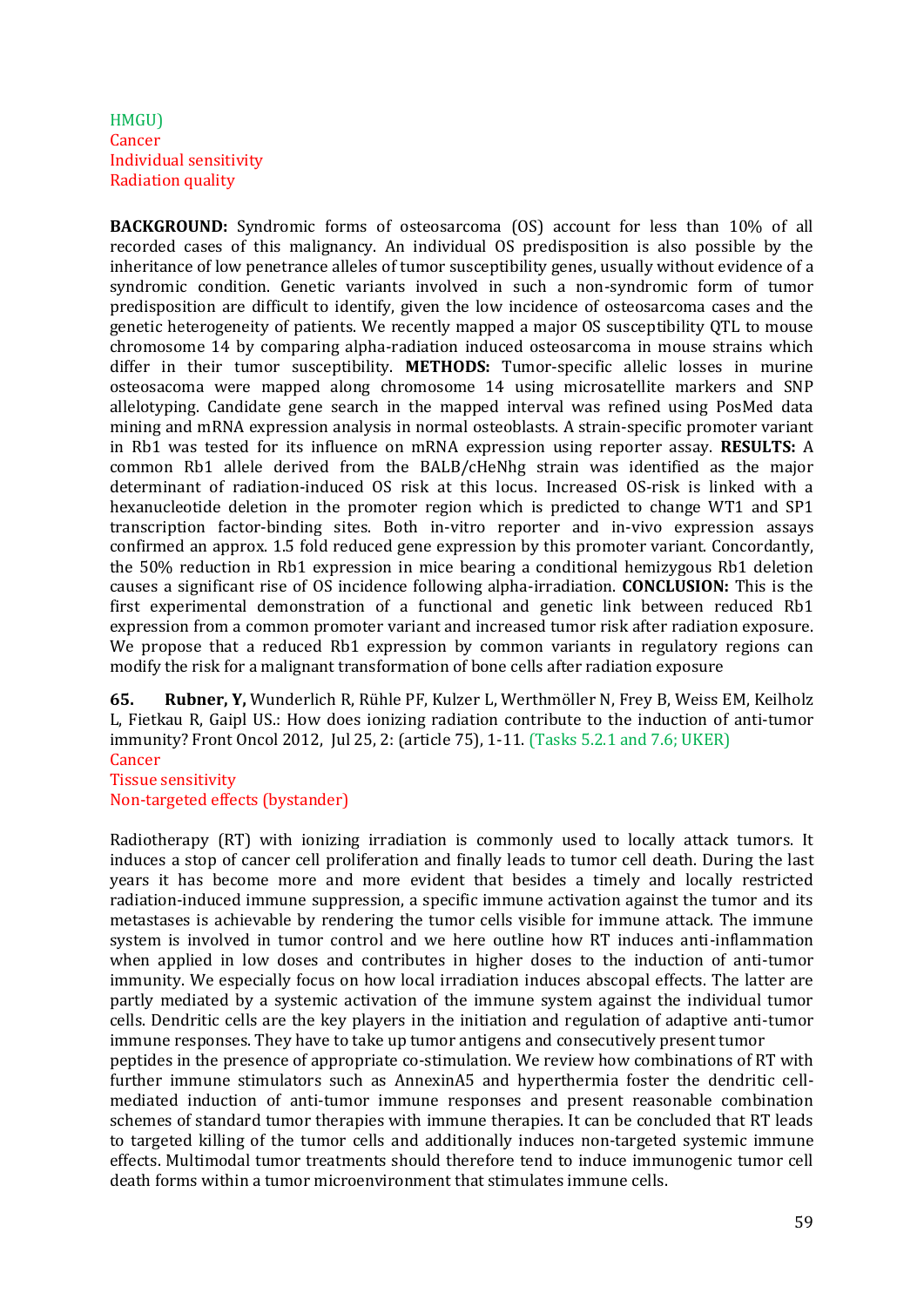HMGU)
Cancer
Individual sensitivity
Radiation quality

**BACKGROUND:** Syndromic forms of osteosarcoma (OS) account for less than 10% of all recorded cases of this malignancy. An individual OS predisposition is also possible by the inheritance of low penetrance alleles of tumor susceptibility genes, usually without evidence of a syndromic condition. Genetic variants involved in such a non-syndromic form of tumor predisposition are difficult to identify, given the low incidence of osteosarcoma cases and the genetic heterogeneity of patients. We recently mapped a major OS susceptibility QTL to mouse chromosome 14 by comparing alpha-radiation induced osteosarcoma in mouse strains which differ in their tumor susceptibility. **METHODS:** Tumor-specific allelic losses in murine osteosacoma were mapped along chromosome 14 using microsatellite markers and SNP allelotyping. Candidate gene search in the mapped interval was refined using PosMed data mining and mRNA expression analysis in normal osteoblasts. A strain-specific promoter variant in Rb1 was tested for its influence on mRNA expression using reporter assay. **RESULTS:** A common Rb1 allele derived from the BALB/cHeNhg strain was identified as the major determinant of radiation-induced OS risk at this locus. Increased OS-risk is linked with a hexanucleotide deletion in the promoter region which is predicted to change WT1 and SP1 transcription factor-binding sites. Both in-vitro reporter and in-vivo expression assays confirmed an approx. 1.5 fold reduced gene expression by this promoter variant. Concordantly, the 50% reduction in Rb1 expression in mice bearing a conditional hemizygous Rb1 deletion causes a significant rise of OS incidence following alpha-irradiation. **CONCLUSION:** This is the first experimental demonstration of a functional and genetic link between reduced Rb1 expression from a common promoter variant and increased tumor risk after radiation exposure. We propose that a reduced Rb1 expression by common variants in regulatory regions can modify the risk for a malignant transformation of bone cells after radiation exposure

**65.** **Rubner, Y,** Wunderlich R, Rühle PF, Kulzer L, Werthmöller N, Frey B, Weiss EM, Keilholz L, Fietkau R, Gaipl US.: How does ionizing radiation contribute to the induction of anti-tumor immunity? Front Oncol 2012, Jul 25, 2: (article 75), 1-11. (Tasks 5.2.1 and 7.6; UKER)
Cancer
Tissue sensitivity
Non-targeted effects (bystander)

Radiotherapy (RT) with ionizing irradiation is commonly used to locally attack tumors. It induces a stop of cancer cell proliferation and finally leads to tumor cell death. During the last years it has become more and more evident that besides a timely and locally restricted radiation-induced immune suppression, a specific immune activation against the tumor and its metastases is achievable by rendering the tumor cells visible for immune attack. The immune system is involved in tumor control and we here outline how RT induces anti-inflammation when applied in low doses and contributes in higher doses to the induction of anti-tumor immunity. We especially focus on how local irradiation induces abscopal effects. The latter are partly mediated by a systemic activation of the immune system against the individual tumor cells. Dendritic cells are the key players in the initiation and regulation of adaptive anti-tumor immune responses. They have to take up tumor antigens and consecutively present tumor peptides in the presence of appropriate co-stimulation. We review how combinations of RT with further immune stimulators such as AnnexinA5 and hyperthermia foster the dendritic cell-mediated induction of anti-tumor immune responses and present reasonable combination schemes of standard tumor therapies with immune therapies. It can be concluded that RT leads to targeted killing of the tumor cells and additionally induces non-targeted systemic immune effects. Multimodal tumor treatments should therefore tend to induce immunogenic tumor cell death forms within a tumor microenvironment that stimulates immune cells.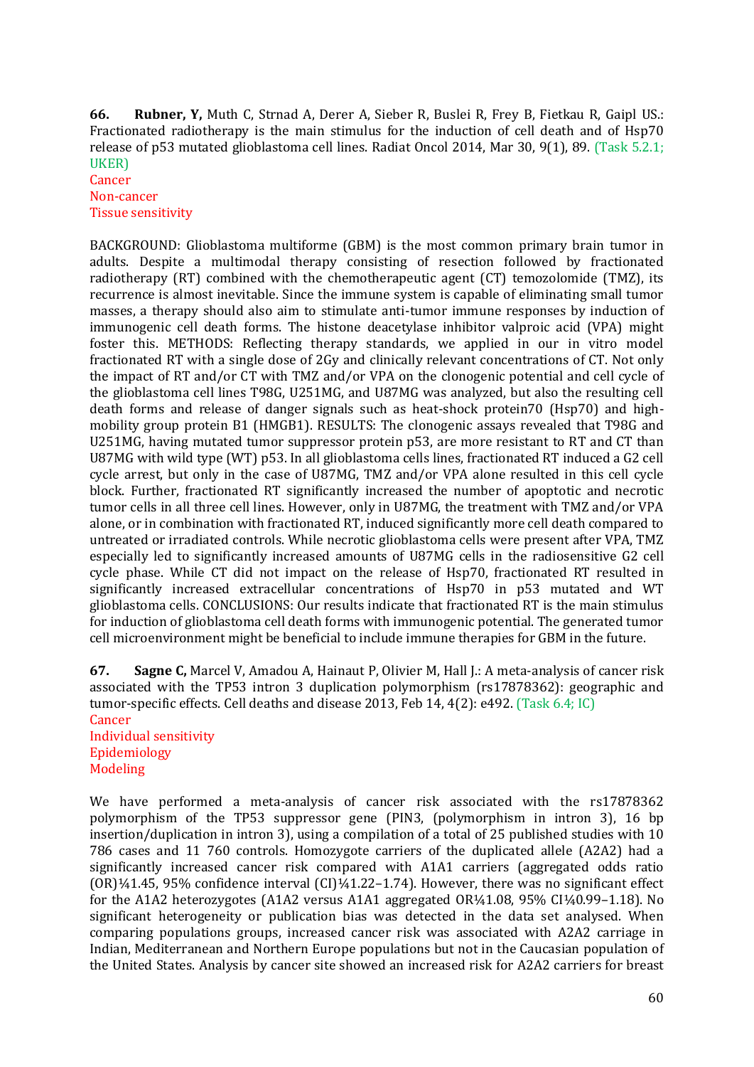**66. Rubner, Y,** Muth C, Strnad A, Derer A, Sieber R, Buslei R, Frey B, Fietkau R, Gaipl US.: Fractionated radiotherapy is the main stimulus for the induction of cell death and of Hsp70 release of p53 mutated glioblastoma cell lines. Radiat Oncol 2014, Mar 30, 9(1), 89. (Task 5.2.1; UKER)
Cancer
Non-cancer
Tissue sensitivity

BACKGROUND: Glioblastoma multiforme (GBM) is the most common primary brain tumor in adults. Despite a multimodal therapy consisting of resection followed by fractionated radiotherapy (RT) combined with the chemotherapeutic agent (CT) temozolomide (TMZ), its recurrence is almost inevitable. Since the immune system is capable of eliminating small tumor masses, a therapy should also aim to stimulate anti-tumor immune responses by induction of immunogenic cell death forms. The histone deacetylase inhibitor valproic acid (VPA) might foster this. METHODS: Reflecting therapy standards, we applied in our in vitro model fractionated RT with a single dose of 2Gy and clinically relevant concentrations of CT. Not only the impact of RT and/or CT with TMZ and/or VPA on the clonogenic potential and cell cycle of the glioblastoma cell lines T98G, U251MG, and U87MG was analyzed, but also the resulting cell death forms and release of danger signals such as heat-shock protein70 (Hsp70) and high-mobility group protein B1 (HMGB1). RESULTS: The clonogenic assays revealed that T98G and U251MG, having mutated tumor suppressor protein p53, are more resistant to RT and CT than U87MG with wild type (WT) p53. In all glioblastoma cells lines, fractionated RT induced a G2 cell cycle arrest, but only in the case of U87MG, TMZ and/or VPA alone resulted in this cell cycle block. Further, fractionated RT significantly increased the number of apoptotic and necrotic tumor cells in all three cell lines. However, only in U87MG, the treatment with TMZ and/or VPA alone, or in combination with fractionated RT, induced significantly more cell death compared to untreated or irradiated controls. While necrotic glioblastoma cells were present after VPA, TMZ especially led to significantly increased amounts of U87MG cells in the radiosensitive G2 cell cycle phase. While CT did not impact on the release of Hsp70, fractionated RT resulted in significantly increased extracellular concentrations of Hsp70 in p53 mutated and WT glioblastoma cells. CONCLUSIONS: Our results indicate that fractionated RT is the main stimulus for induction of glioblastoma cell death forms with immunogenic potential. The generated tumor cell microenvironment might be beneficial to include immune therapies for GBM in the future.

**67. Sagne C,** Marcel V, Amadou A, Hainaut P, Olivier M, Hall J.: A meta-analysis of cancer risk associated with the TP53 intron 3 duplication polymorphism (rs17878362): geographic and tumor-specific effects. Cell deaths and disease 2013, Feb 14, 4(2): e492. (Task 6.4; IC)
Cancer
Individual sensitivity
Epidemiology
Modeling

We have performed a meta-analysis of cancer risk associated with the rs17878362 polymorphism of the TP53 suppressor gene (PIN3, (polymorphism in intron 3), 16 bp insertion/duplication in intron 3), using a compilation of a total of 25 published studies with 10 786 cases and 11 760 controls. Homozygote carriers of the duplicated allele (A2A2) had a significantly increased cancer risk compared with A1A1 carriers (aggregated odds ratio (OR)¼1.45, 95% confidence interval (CI)¼1.22–1.74). However, there was no significant effect for the A1A2 heterozygotes (A1A2 versus A1A1 aggregated OR¼1.08, 95% CI¼0.99–1.18). No significant heterogeneity or publication bias was detected in the data set analysed. When comparing populations groups, increased cancer risk was associated with A2A2 carriage in Indian, Mediterranean and Northern Europe populations but not in the Caucasian population of the United States. Analysis by cancer site showed an increased risk for A2A2 carriers for breast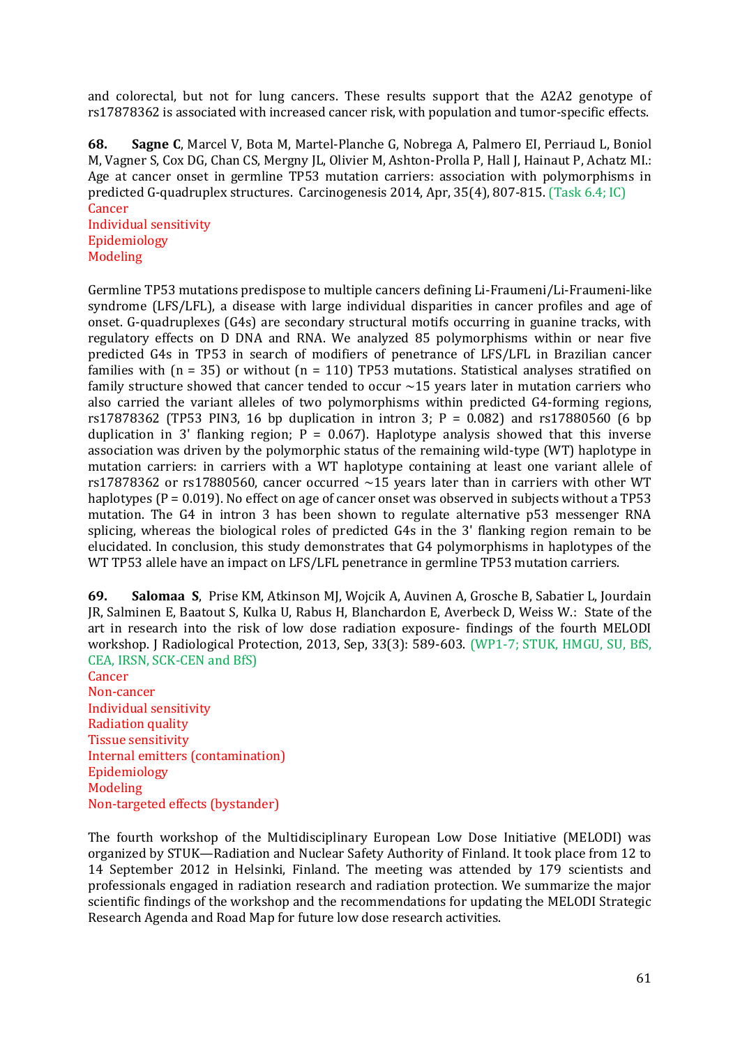and colorectal, but not for lung cancers. These results support that the A2A2 genotype of rs17878362 is associated with increased cancer risk, with population and tumor-specific effects.

**68.** **Sagne C**, Marcel V, Bota M, Martel-Planche G, Nobrega A, Palmero EI, Perriaud L, Boniol M, Vagner S, Cox DG, Chan CS, Mergny JL, Olivier M, Ashton-Prolla P, Hall J, Hainaut P, Achatz MI.: Age at cancer onset in germline TP53 mutation carriers: association with polymorphisms in predicted G-quadruplex structures. Carcinogenesis 2014, Apr, 35(4), 807-815. (Task 6.4; IC)
Cancer
Individual sensitivity
Epidemiology
Modeling

Germline TP53 mutations predispose to multiple cancers defining Li-Fraumeni/Li-Fraumeni-like syndrome (LFS/LFL), a disease with large individual disparities in cancer profiles and age of onset. G-quadruplexes (G4s) are secondary structural motifs occurring in guanine tracks, with regulatory effects on D DNA and RNA. We analyzed 85 polymorphisms within or near five predicted G4s in TP53 in search of modifiers of penetrance of LFS/LFL in Brazilian cancer families with (n = 35) or without (n = 110) TP53 mutations. Statistical analyses stratified on family structure showed that cancer tended to occur ~15 years later in mutation carriers who also carried the variant alleles of two polymorphisms within predicted G4-forming regions, rs17878362 (TP53 PIN3, 16 bp duplication in intron 3; P = 0.082) and rs17880560 (6 bp duplication in 3' flanking region; P = 0.067). Haplotype analysis showed that this inverse association was driven by the polymorphic status of the remaining wild-type (WT) haplotype in mutation carriers: in carriers with a WT haplotype containing at least one variant allele of rs17878362 or rs17880560, cancer occurred ~15 years later than in carriers with other WT haplotypes (P = 0.019). No effect on age of cancer onset was observed in subjects without a TP53 mutation. The G4 in intron 3 has been shown to regulate alternative p53 messenger RNA splicing, whereas the biological roles of predicted G4s in the 3' flanking region remain to be elucidated. In conclusion, this study demonstrates that G4 polymorphisms in haplotypes of the WT TP53 allele have an impact on LFS/LFL penetrance in germline TP53 mutation carriers.

**69.** **Salomaa S**, Prise KM, Atkinson MJ, Wojcik A, Auvinen A, Grosche B, Sabatier L, Jourdain JR, Salminen E, Baatout S, Kulka U, Rabus H, Blanchardon E, Averbeck D, Weiss W.: State of the art in research into the risk of low dose radiation exposure- findings of the fourth MELODI workshop. J Radiological Protection, 2013, Sep, 33(3): 589-603. (WP1-7; STUK, HMGU, SU, BfS, CEA, IRSN, SCK-CEN and BfS)
Cancer
Non-cancer
Individual sensitivity
Radiation quality
Tissue sensitivity
Internal emitters (contamination)
Epidemiology
Modeling
Non-targeted effects (bystander)

The fourth workshop of the Multidisciplinary European Low Dose Initiative (MELODI) was organized by STUK—Radiation and Nuclear Safety Authority of Finland. It took place from 12 to 14 September 2012 in Helsinki, Finland. The meeting was attended by 179 scientists and professionals engaged in radiation research and radiation protection. We summarize the major scientific findings of the workshop and the recommendations for updating the MELODI Strategic Research Agenda and Road Map for future low dose research activities.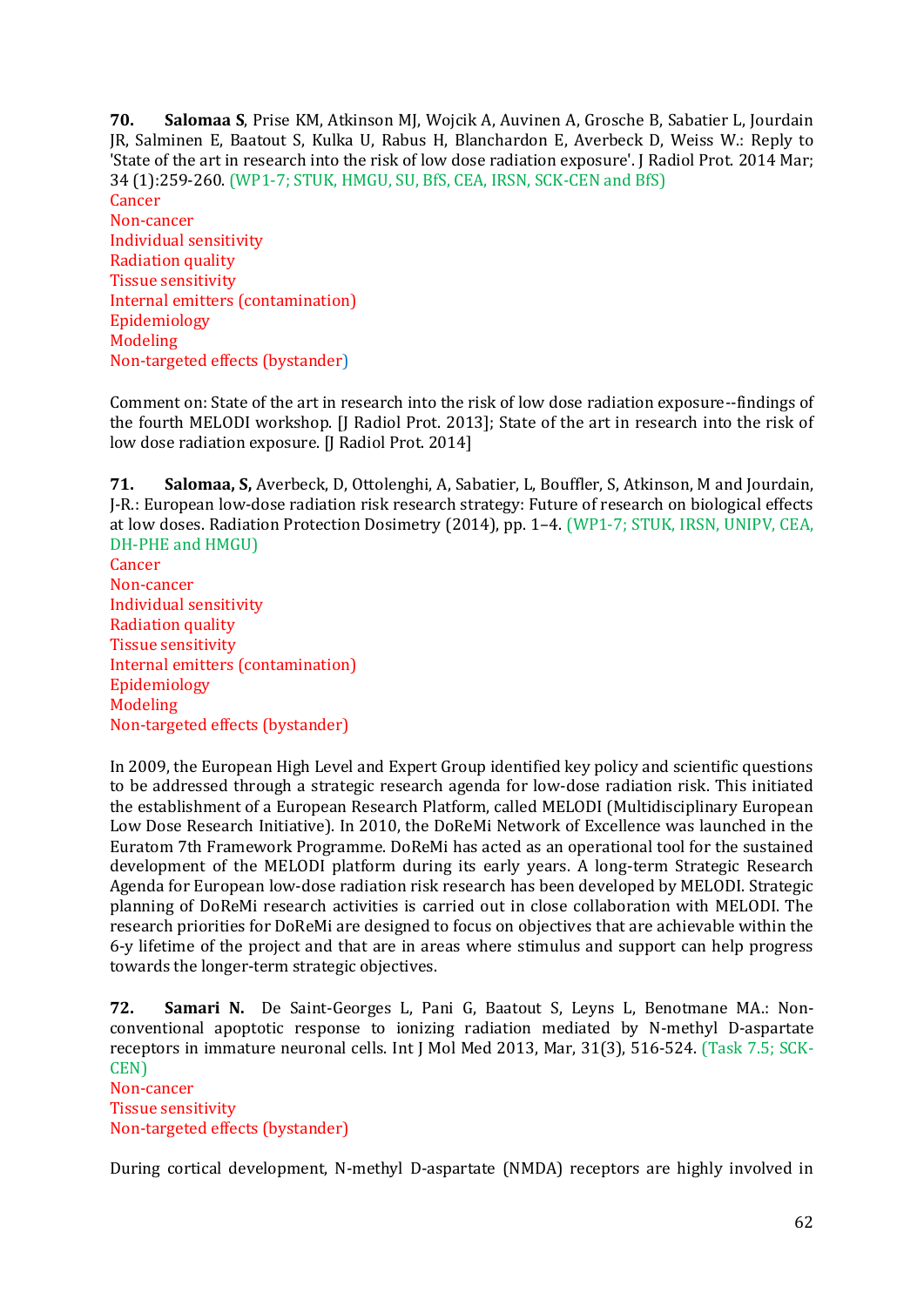**70.** **Salomaa S**, Prise KM, Atkinson MJ, Wojcik A, Auvinen A, Grosche B, Sabatier L, Jourdain JR, Salminen E, Baatout S, Kulka U, Rabus H, Blanchardon E, Averbeck D, Weiss W.: Reply to 'State of the art in research into the risk of low dose radiation exposure'. J Radiol Prot. 2014 Mar; 34 (1):259-260. (WP1-7; STUK, HMGU, SU, BfS, CEA, IRSN, SCK-CEN and BfS)
Cancer
Non-cancer
Individual sensitivity
Radiation quality
Tissue sensitivity
Internal emitters (contamination)
Epidemiology
Modeling
Non-targeted effects (bystander)

Comment on: State of the art in research into the risk of low dose radiation exposure--findings of the fourth MELODI workshop. [J Radiol Prot. 2013]; State of the art in research into the risk of low dose radiation exposure. [J Radiol Prot. 2014]

**71.** **Salomaa, S,** Averbeck, D, Ottolenghi, A, Sabatier, L, Bouffler, S, Atkinson, M and Jourdain, J-R.: European low-dose radiation risk research strategy: Future of research on biological effects at low doses. Radiation Protection Dosimetry (2014), pp. 1–4. (WP1-7; STUK, IRSN, UNIPV, CEA, DH-PHE and HMGU)
Cancer
Non-cancer
Individual sensitivity
Radiation quality
Tissue sensitivity
Internal emitters (contamination)
Epidemiology
Modeling
Non-targeted effects (bystander)

In 2009, the European High Level and Expert Group identified key policy and scientific questions to be addressed through a strategic research agenda for low-dose radiation risk. This initiated the establishment of a European Research Platform, called MELODI (Multidisciplinary European Low Dose Research Initiative). In 2010, the DoReMi Network of Excellence was launched in the Euratom 7th Framework Programme. DoReMi has acted as an operational tool for the sustained development of the MELODI platform during its early years. A long-term Strategic Research Agenda for European low-dose radiation risk research has been developed by MELODI. Strategic planning of DoReMi research activities is carried out in close collaboration with MELODI. The research priorities for DoReMi are designed to focus on objectives that are achievable within the 6-y lifetime of the project and that are in areas where stimulus and support can help progress towards the longer-term strategic objectives.

**72.** **Samari N.** De Saint-Georges L, Pani G, Baatout S, Leyns L, Benotmane MA.: Non-conventional apoptotic response to ionizing radiation mediated by N-methyl D-aspartate receptors in immature neuronal cells. Int J Mol Med 2013, Mar, 31(3), 516-524. (Task 7.5; SCK-CEN)
Non-cancer
Tissue sensitivity
Non-targeted effects (bystander)

During cortical development, N-methyl D-aspartate (NMDA) receptors are highly involved in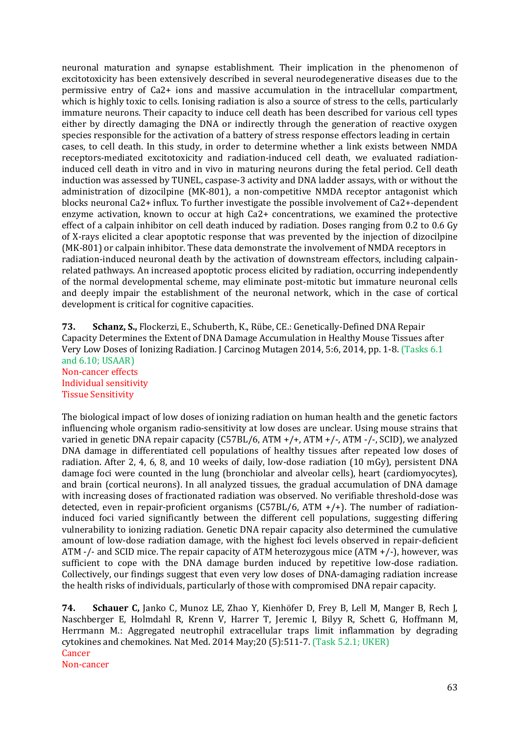neuronal maturation and synapse establishment. Their implication in the phenomenon of excitotoxicity has been extensively described in several neurodegenerative diseases due to the permissive entry of $Ca^{2+}$ ions and massive accumulation in the intracellular compartment, which is highly toxic to cells. Ionising radiation is also a source of stress to the cells, particularly immature neurons. Their capacity to induce cell death has been described for various cell types either by directly damaging the DNA or indirectly through the generation of reactive oxygen species responsible for the activation of a battery of stress response effectors leading in certain cases, to cell death. In this study, in order to determine whether a link exists between NMDA receptors-mediated excitotoxicity and radiation-induced cell death, we evaluated radiation-induced cell death in vitro and in vivo in maturing neurons during the fetal period. Cell death induction was assessed by TUNEL, caspase-3 activity and DNA ladder assays, with or without the administration of dizocilpine (MK-801), a non-competitive NMDA receptor antagonist which blocks neuronal $Ca^{2+}$ influx. To further investigate the possible involvement of $Ca^{2+}$-dependent enzyme activation, known to occur at high $Ca^{2+}$ concentrations, we examined the protective effect of a calpain inhibitor on cell death induced by radiation. Doses ranging from 0.2 to 0.6 Gy of X-rays elicited a clear apoptotic response that was prevented by the injection of dizocilpine (MK-801) or calpain inhibitor. These data demonstrate the involvement of NMDA receptors in radiation-induced neuronal death by the activation of downstream effectors, including calpain-related pathways. An increased apoptotic process elicited by radiation, occurring independently of the normal developmental scheme, may eliminate post-mitotic but immature neuronal cells and deeply impair the establishment of the neuronal network, which in the case of cortical development is critical for cognitive capacities.

**73.** **Schanz, S.,** Flockerzi, E., Schuberth, K., Rübe, CE.: Genetically-Defined DNA Repair Capacity Determines the Extent of DNA Damage Accumulation in Healthy Mouse Tissues after Very Low Doses of Ionizing Radiation. J Carcinog Mutagen 2014, 5:6, 2014, pp. 1-8. (Tasks 6.1 and 6.10; USAAR)
Non-cancer effects
Individual sensitivity
Tissue Sensitivity

The biological impact of low doses of ionizing radiation on human health and the genetic factors influencing whole organism radio-sensitivity at low doses are unclear. Using mouse strains that varied in genetic DNA repair capacity (C57BL/6, ATM +/+, ATM +/-, ATM -/-, SCID), we analyzed DNA damage in differentiated cell populations of healthy tissues after repeated low doses of radiation. After 2, 4, 6, 8, and 10 weeks of daily, low-dose radiation (10 mGy), persistent DNA damage foci were counted in the lung (bronchiolar and alveolar cells), heart (cardiomyocytes), and brain (cortical neurons). In all analyzed tissues, the gradual accumulation of DNA damage with increasing doses of fractionated radiation was observed. No verifiable threshold-dose was detected, even in repair-proficient organisms (C57BL/6, ATM +/+). The number of radiation-induced foci varied significantly between the different cell populations, suggesting differing vulnerability to ionizing radiation. Genetic DNA repair capacity also determined the cumulative amount of low-dose radiation damage, with the highest foci levels observed in repair-deficient ATM -/- and SCID mice. The repair capacity of ATM heterozygous mice (ATM +/-), however, was sufficient to cope with the DNA damage burden induced by repetitive low-dose radiation. Collectively, our findings suggest that even very low doses of DNA-damaging radiation increase the health risks of individuals, particularly of those with compromised DNA repair capacity.

**74.** **Schauer C,** Janko C, Munoz LE, Zhao Y, Kienhöfer D, Frey B, Lell M, Manger B, Rech J, Naschberger E, Holmdahl R, Krenn V, Harrer T, Jeremic I, Bilyy R, Schett G, Hoffmann M, Herrmann M.: Aggregated neutrophil extracellular traps limit inflammation by degrading cytokines and chemokines. Nat Med. 2014 May;20 (5):511-7. (Task 5.2.1; UKER)
Cancer
Non-cancer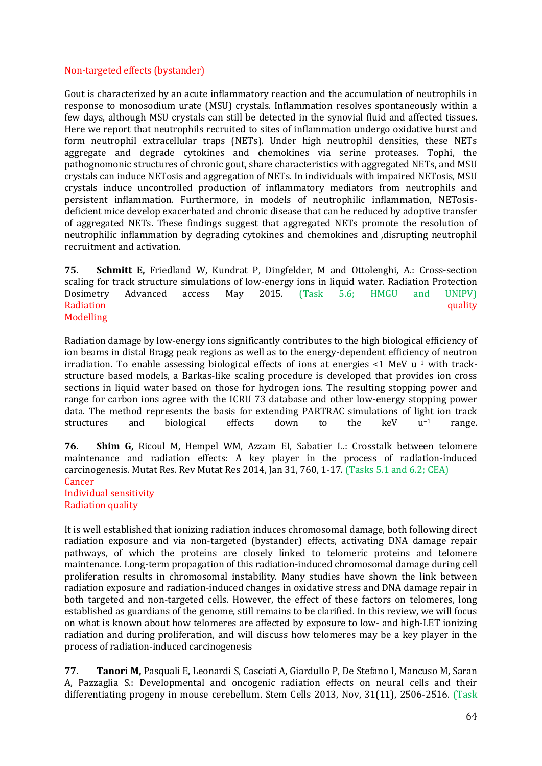Non-targeted effects (bystander)

Gout is characterized by an acute inflammatory reaction and the accumulation of neutrophils in response to monosodium urate (MSU) crystals. Inflammation resolves spontaneously within a few days, although MSU crystals can still be detected in the synovial fluid and affected tissues. Here we report that neutrophils recruited to sites of inflammation undergo oxidative burst and form neutrophil extracellular traps (NETs). Under high neutrophil densities, these NETs aggregate and degrade cytokines and chemokines via serine proteases. Tophi, the pathognomonic structures of chronic gout, share characteristics with aggregated NETs, and MSU crystals can induce NETosis and aggregation of NETs. In individuals with impaired NETosis, MSU crystals induce uncontrolled production of inflammatory mediators from neutrophils and persistent inflammation. Furthermore, in models of neutrophilic inflammation, NETosis-deficient mice develop exacerbated and chronic disease that can be reduced by adoptive transfer of aggregated NETs. These findings suggest that aggregated NETs promote the resolution of neutrophilic inflammation by degrading cytokines and chemokines and ,disrupting neutrophil recruitment and activation.

**75.** **Schmitt E,** Friedland W, Kundrat P, Dingfelder, M and Ottolenghi, A.: Cross-section scaling for track structure simulations of low-energy ions in liquid water. Radiation Protection Dosimetry Advanced access May 2015. (Task 5.6; HMGU and UNIPV)
Radiation quality
Modelling

Radiation damage by low-energy ions significantly contributes to the high biological efficiency of ion beams in distal Bragg peak regions as well as to the energy-dependent efficiency of neutron irradiation. To enable assessing biological effects of ions at energies <1 MeV $u^{-1}$ with track-structure based models, a Barkas-like scaling procedure is developed that provides ion cross sections in liquid water based on those for hydrogen ions. The resulting stopping power and range for carbon ions agree with the ICRU 73 database and other low-energy stopping power data. The method represents the basis for extending PARTRAC simulations of light ion track structures and biological effects down to the keV $u^{-1}$ range.

**76.** **Shim G,** Ricoul M, Hempel WM, Azzam EI, Sabatier L.: Crosstalk between telomere maintenance and radiation effects: A key player in the process of radiation-induced carcinogenesis. Mutat Res. Rev Mutat Res 2014, Jan 31, 760, 1-17. (Tasks 5.1 and 6.2; CEA)
Cancer
Individual sensitivity
Radiation quality

It is well established that ionizing radiation induces chromosomal damage, both following direct radiation exposure and via non-targeted (bystander) effects, activating DNA damage repair pathways, of which the proteins are closely linked to telomeric proteins and telomere maintenance. Long-term propagation of this radiation-induced chromosomal damage during cell proliferation results in chromosomal instability. Many studies have shown the link between radiation exposure and radiation-induced changes in oxidative stress and DNA damage repair in both targeted and non-targeted cells. However, the effect of these factors on telomeres, long established as guardians of the genome, still remains to be clarified. In this review, we will focus on what is known about how telomeres are affected by exposure to low- and high-LET ionizing radiation and during proliferation, and will discuss how telomeres may be a key player in the process of radiation-induced carcinogenesis

**77.** **Tanori M,** Pasquali E, Leonardi S, Casciati A, Giardullo P, De Stefano I, Mancuso M, Saran A, Pazzaglia S.: Developmental and oncogenic radiation effects on neural cells and their differentiating progeny in mouse cerebellum. Stem Cells 2013, Nov, 31(11), 2506-2516. (Task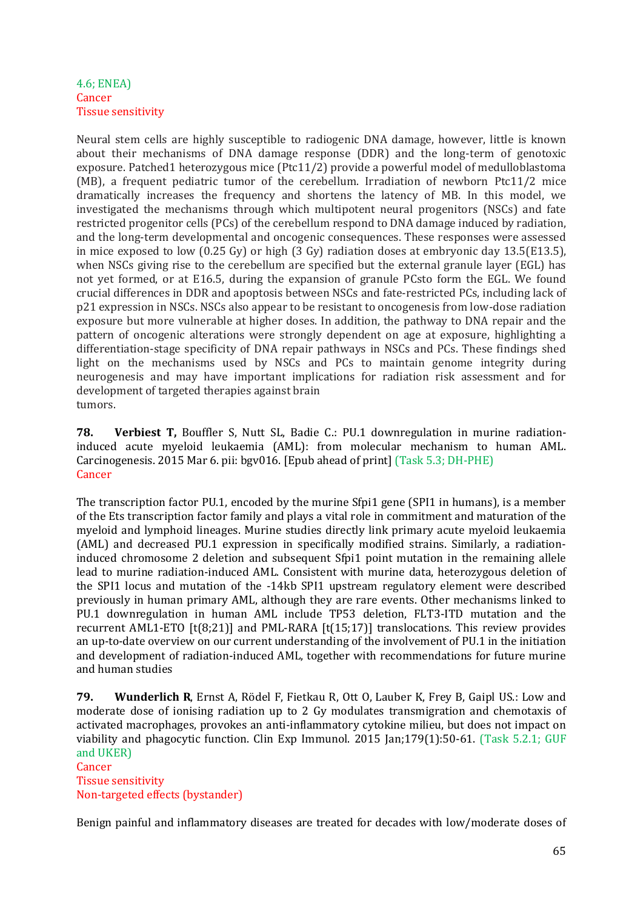4.6; ENEA)
Cancer
Tissue sensitivity

Neural stem cells are highly susceptible to radiogenic DNA damage, however, little is known about their mechanisms of DNA damage response (DDR) and the long-term of genotoxic exposure. Patched1 heterozygous mice (Ptc11/2) provide a powerful model of medulloblastoma (MB), a frequent pediatric tumor of the cerebellum. Irradiation of newborn Ptc11/2 mice dramatically increases the frequency and shortens the latency of MB. In this model, we investigated the mechanisms through which multipotent neural progenitors (NSCs) and fate restricted progenitor cells (PCs) of the cerebellum respond to DNA damage induced by radiation, and the long-term developmental and oncogenic consequences. These responses were assessed in mice exposed to low (0.25 Gy) or high (3 Gy) radiation doses at embryonic day 13.5(E13.5), when NSCs giving rise to the cerebellum are specified but the external granule layer (EGL) has not yet formed, or at E16.5, during the expansion of granule PCsto form the EGL. We found crucial differences in DDR and apoptosis between NSCs and fate-restricted PCs, including lack of p21 expression in NSCs. NSCs also appear to be resistant to oncogenesis from low-dose radiation exposure but more vulnerable at higher doses. In addition, the pathway to DNA repair and the pattern of oncogenic alterations were strongly dependent on age at exposure, highlighting a differentiation-stage specificity of DNA repair pathways in NSCs and PCs. These findings shed light on the mechanisms used by NSCs and PCs to maintain genome integrity during neurogenesis and may have important implications for radiation risk assessment and for development of targeted therapies against brain
tumors.

**78.** **Verbiest T,** Bouffler S, Nutt SL, Badie C.: PU.1 downregulation in murine radiation-induced acute myeloid leukaemia (AML): from molecular mechanism to human AML. Carcinogenesis. 2015 Mar 6. pii: bgv016. [Epub ahead of print] (Task 5.3; DH-PHE)
Cancer

The transcription factor PU.1, encoded by the murine Sfpi1 gene (SPI1 in humans), is a member of the Ets transcription factor family and plays a vital role in commitment and maturation of the myeloid and lymphoid lineages. Murine studies directly link primary acute myeloid leukaemia (AML) and decreased PU.1 expression in specifically modified strains. Similarly, a radiation-induced chromosome 2 deletion and subsequent Sfpi1 point mutation in the remaining allele lead to murine radiation-induced AML. Consistent with murine data, heterozygous deletion of the SPI1 locus and mutation of the -14kb SPI1 upstream regulatory element were described previously in human primary AML, although they are rare events. Other mechanisms linked to PU.1 downregulation in human AML include TP53 deletion, FLT3-ITD mutation and the recurrent AML1-ETO [t(8;21)] and PML-RARA [t(15;17)] translocations. This review provides an up-to-date overview on our current understanding of the involvement of PU.1 in the initiation and development of radiation-induced AML, together with recommendations for future murine and human studies

**79.** **Wunderlich R**, Ernst A, Rödel F, Fietkau R, Ott O, Lauber K, Frey B, Gaipl US.: Low and moderate dose of ionising radiation up to 2 Gy modulates transmigration and chemotaxis of activated macrophages, provokes an anti-inflammatory cytokine milieu, but does not impact on viability and phagocytic function. Clin Exp Immunol. 2015 Jan;179(1):50-61. (Task 5.2.1; GUF and UKER)
Cancer
Tissue sensitivity
Non-targeted effects (bystander)

Benign painful and inflammatory diseases are treated for decades with low/moderate doses of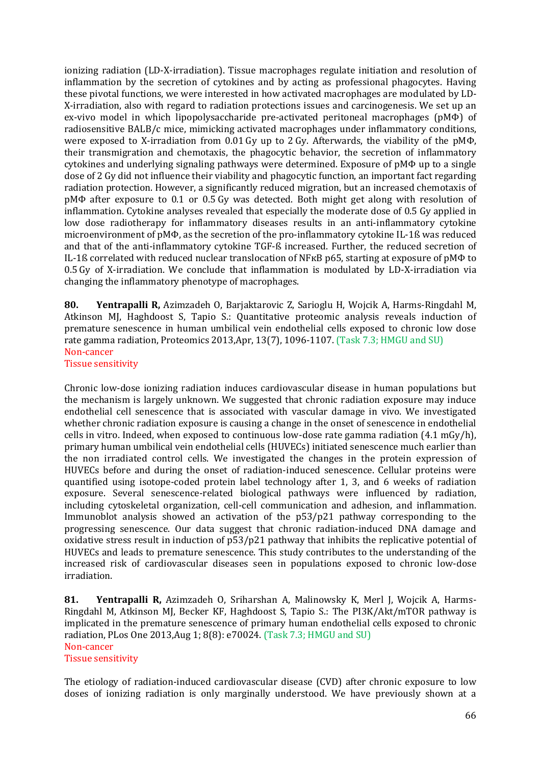ionizing radiation (LD-X-irradiation). Tissue macrophages regulate initiation and resolution of inflammation by the secretion of cytokines and by acting as professional phagocytes. Having these pivotal functions, we were interested in how activated macrophages are modulated by LD-X-irradiation, also with regard to radiation protections issues and carcinogenesis. We set up an ex-vivo model in which lipopolysaccharide pre-activated peritoneal macrophages (pMΦ) of radiosensitive BALB/c mice, mimicking activated macrophages under inflammatory conditions, were exposed to X-irradiation from 0.01 Gy up to 2 Gy. Afterwards, the viability of the pMΦ, their transmigration and chemotaxis, the phagocytic behavior, the secretion of inflammatory cytokines and underlying signaling pathways were determined. Exposure of pMΦ up to a single dose of 2 Gy did not influence their viability and phagocytic function, an important fact regarding radiation protection. However, a significantly reduced migration, but an increased chemotaxis of pMΦ after exposure to 0.1 or 0.5 Gy was detected. Both might get along with resolution of inflammation. Cytokine analyses revealed that especially the moderate dose of 0.5 Gy applied in low dose radiotherapy for inflammatory diseases results in an anti-inflammatory cytokine microenvironment of pMΦ, as the secretion of the pro-inflammatory cytokine IL-1ß was reduced and that of the anti-inflammatory cytokine TGF-ß increased. Further, the reduced secretion of IL-1ß correlated with reduced nuclear translocation of NFκB p65, starting at exposure of pMΦ to 0.5 Gy of X-irradiation. We conclude that inflammation is modulated by LD-X-irradiation via changing the inflammatory phenotype of macrophages.

**80. Yentrapalli R,** Azimzadeh O, Barjaktarovic Z, Sarioglu H, Wojcik A, Harms-Ringdahl M, Atkinson MJ, Haghdoost S, Tapio S.: Quantitative proteomic analysis reveals induction of premature senescence in human umbilical vein endothelial cells exposed to chronic low dose rate gamma radiation, Proteomics 2013,Apr, 13(7), 1096-1107. (Task 7.3; HMGU and SU)
Non-cancer
Tissue sensitivity

Chronic low-dose ionizing radiation induces cardiovascular disease in human populations but the mechanism is largely unknown. We suggested that chronic radiation exposure may induce endothelial cell senescence that is associated with vascular damage in vivo. We investigated whether chronic radiation exposure is causing a change in the onset of senescence in endothelial cells in vitro. Indeed, when exposed to continuous low-dose rate gamma radiation (4.1 mGy/h), primary human umbilical vein endothelial cells (HUVECs) initiated senescence much earlier than the non irradiated control cells. We investigated the changes in the protein expression of HUVECs before and during the onset of radiation-induced senescence. Cellular proteins were quantified using isotope-coded protein label technology after 1, 3, and 6 weeks of radiation exposure. Several senescence-related biological pathways were influenced by radiation, including cytoskeletal organization, cell-cell communication and adhesion, and inflammation. Immunoblot analysis showed an activation of the p53/p21 pathway corresponding to the progressing senescence. Our data suggest that chronic radiation-induced DNA damage and oxidative stress result in induction of p53/p21 pathway that inhibits the replicative potential of HUVECs and leads to premature senescence. This study contributes to the understanding of the increased risk of cardiovascular diseases seen in populations exposed to chronic low-dose irradiation.

**81. Yentrapalli R,** Azimzadeh O, Sriharshan A, Malinowsky K, Merl J, Wojcik A, Harms-Ringdahl M, Atkinson MJ, Becker KF, Haghdoost S, Tapio S.: The PI3K/Akt/mTOR pathway is implicated in the premature senescence of primary human endothelial cells exposed to chronic radiation, PLos One 2013,Aug 1; 8(8): e70024. (Task 7.3; HMGU and SU)
Non-cancer
Tissue sensitivity

The etiology of radiation-induced cardiovascular disease (CVD) after chronic exposure to low doses of ionizing radiation is only marginally understood. We have previously shown at a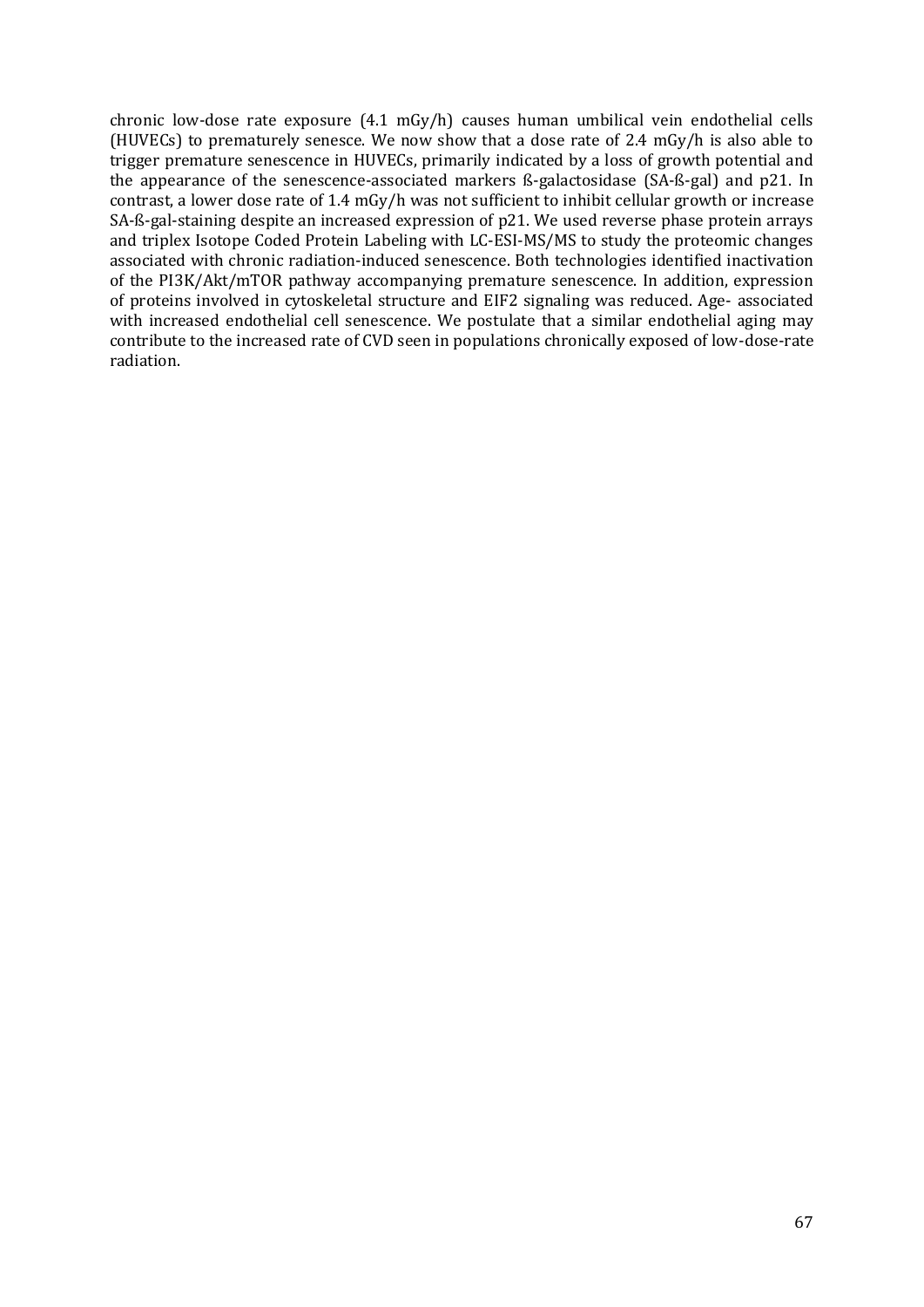chronic low-dose rate exposure (4.1 mGy/h) causes human umbilical vein endothelial cells (HUVECs) to prematurely senesce. We now show that a dose rate of 2.4 mGy/h is also able to trigger premature senescence in HUVECs, primarily indicated by a loss of growth potential and the appearance of the senescence-associated markers ß-galactosidase (SA-ß-gal) and p21. In contrast, a lower dose rate of 1.4 mGy/h was not sufficient to inhibit cellular growth or increase SA-ß-gal-staining despite an increased expression of p21. We used reverse phase protein arrays and triplex Isotope Coded Protein Labeling with LC-ESI-MS/MS to study the proteomic changes associated with chronic radiation-induced senescence. Both technologies identified inactivation of the PI3K/Akt/mTOR pathway accompanying premature senescence. In addition, expression of proteins involved in cytoskeletal structure and EIF2 signaling was reduced. Age- associated with increased endothelial cell senescence. We postulate that a similar endothelial aging may contribute to the increased rate of CVD seen in populations chronically exposed of low-dose-rate radiation.